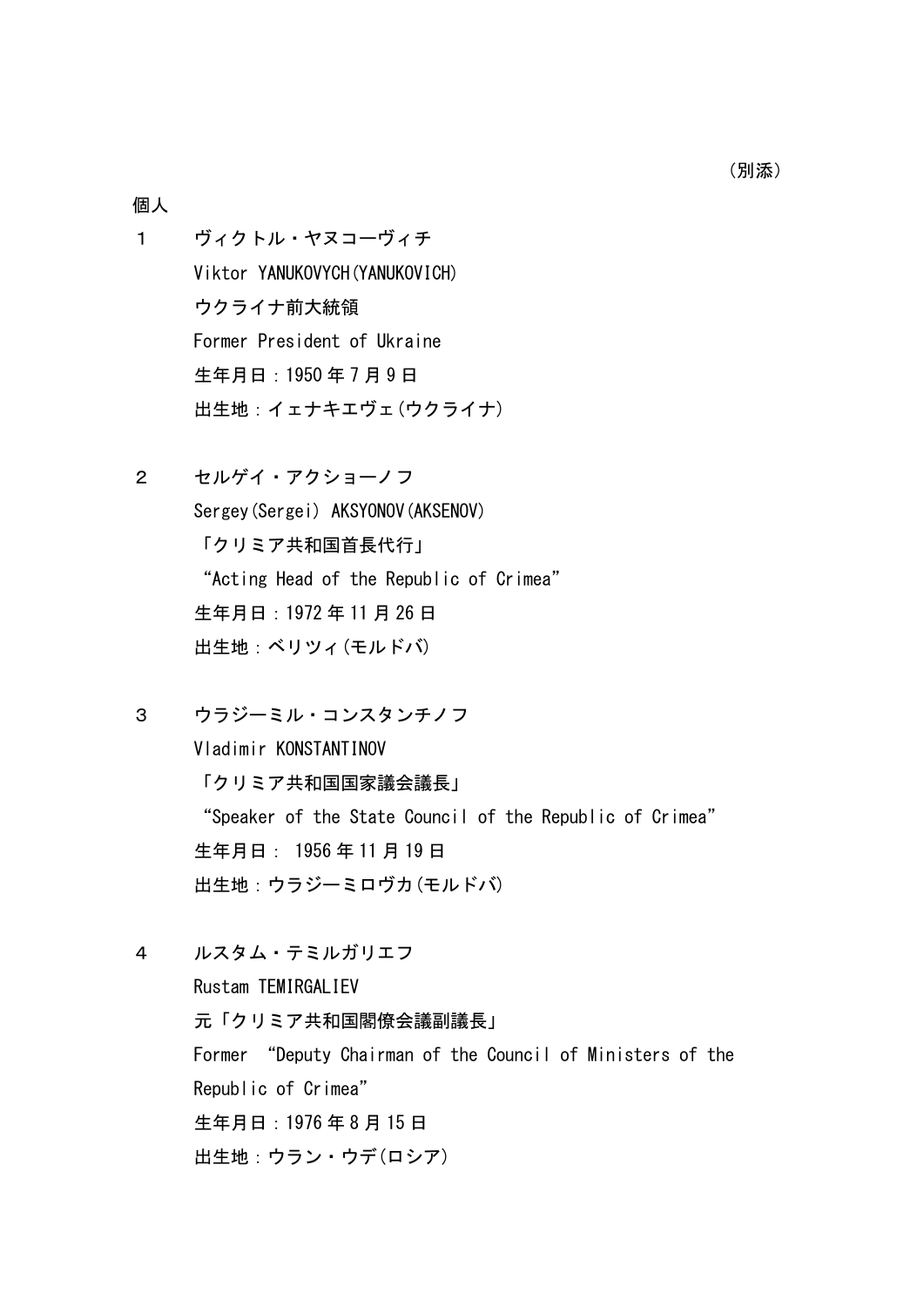（別添）

個人

１　ヴィクトル・ヤヌコーヴィチ
Viktor YANUKOVYCH(YANUKOVICH)
ウクライナ前大統領
Former President of Ukraine
生年月日：1950 年 7 月 9 日
出生地：イェナキエヴェ(ウクライナ)

２　セルゲイ・アクショーノフ
Sergey(Sergei) AKSYONOV(AKSENOV)
「クリミア共和国首長代行」
“Acting Head of the Republic of Crimea”
生年月日：1972 年 11 月 26 日
出生地：ベリツィ(モルドバ)

３　ウラジーミル・コンスタンチノフ
Vladimir KONSTANTINOV
「クリミア共和国国家議会議長」
“Speaker of the State Council of the Republic of Crimea”
生年月日： 1956 年 11 月 19 日
出生地：ウラジーミロヴカ(モルドバ)

４　ルスタム・テミルガリエフ
Rustam TEMIRGALIEV
元「クリミア共和国閣僚会議副議長」
Former “Deputy Chairman of the Council of Ministers of the Republic of Crimea”
生年月日：1976 年 8 月 15 日
出生地：ウラン・ウデ(ロシア)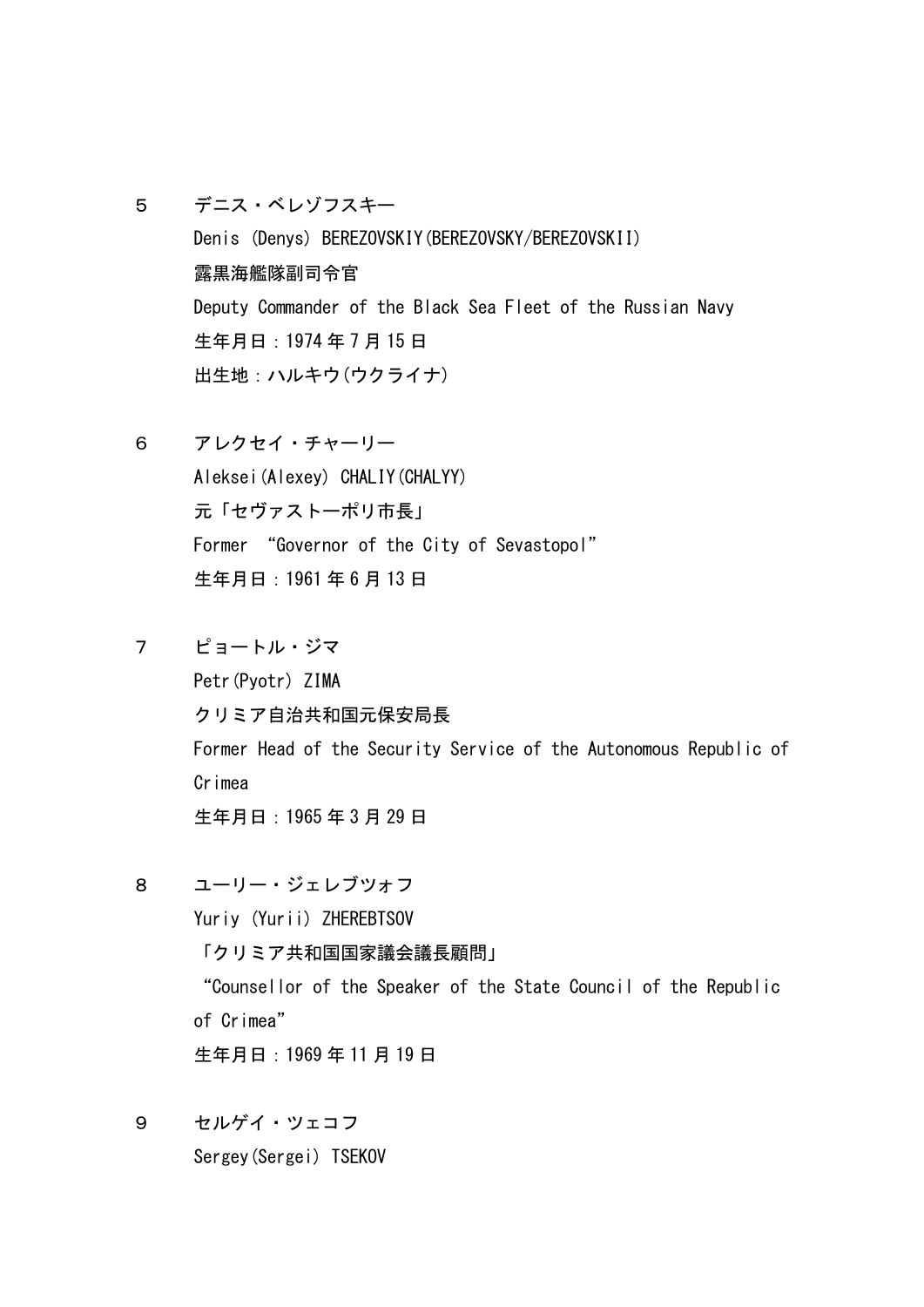５　デニス・ベレゾフスキー
Denis (Denys) BEREZOVSKIY(BEREZOVSKY/BEREZOVSKII)
露黒海艦隊副司令官
Deputy Commander of the Black Sea Fleet of the Russian Navy
生年月日：1974 年 7 月 15 日
出生地：ハルキウ(ウクライナ)

６　アレクセイ・チャーリー
Aleksei(Alexey) CHALIY(CHALYY)
元「セヴァストーポリ市長」
Former “Governor of the City of Sevastopol”
生年月日：1961 年 6 月 13 日

７　ピョートル・ジマ
Petr(Pyotr) ZIMA
クリミア自治共和国元保安局長
Former Head of the Security Service of the Autonomous Republic of Crimea
生年月日：1965 年 3 月 29 日

８　ユーリー・ジェレブツォフ
Yuriy (Yurii) ZHEREBTSOV
「クリミア共和国国家議会議長顧問」
“Counsellor of the Speaker of the State Council of the Republic of Crimea”
生年月日：1969 年 11 月 19 日

９　セルゲイ・ツェコフ
Sergey(Sergei) TSEKOV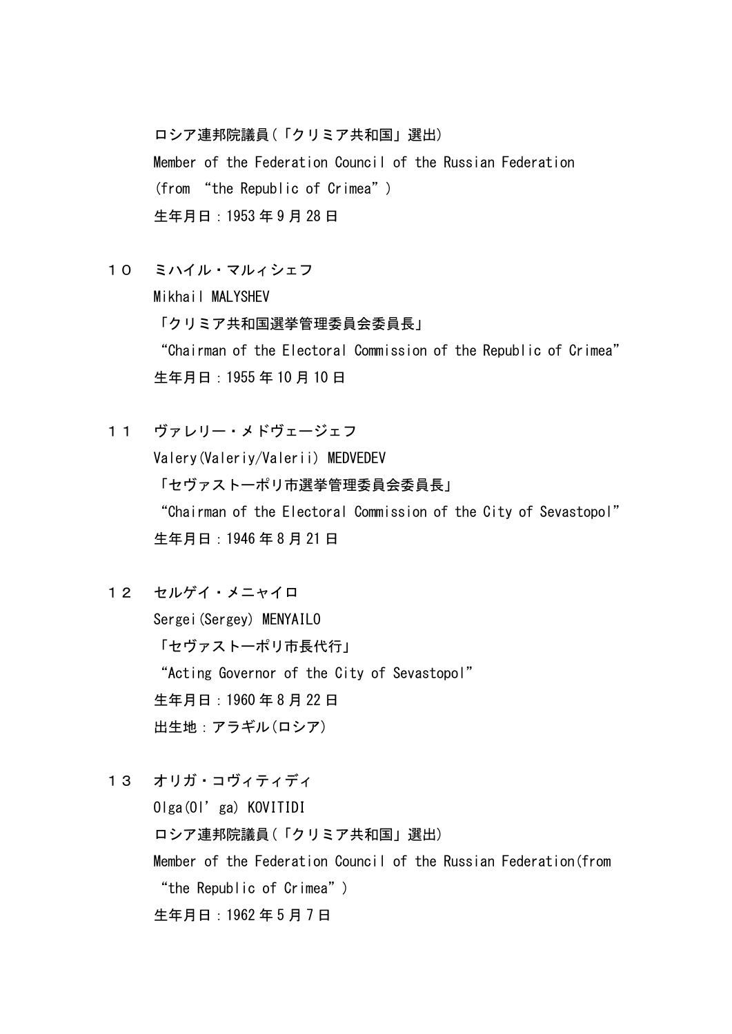ロシア連邦院議員（「クリミア共和国」選出）
Member of the Federation Council of the Russian Federation (from “the Republic of Crimea”)
生年月日：1953 年 9 月 28 日

１０　ミハイル・マルィシェフ
Mikhail MALYSHEV
「クリミア共和国選挙管理委員会委員長」
“Chairman of the Electoral Commission of the Republic of Crimea”
生年月日：1955 年 10 月 10 日

１１　ヴァレリー・メドヴェージェフ
Valery(Valeriy/Valerii) MEDVEDEV
「セヴァストーポリ市選挙管理委員会委員長」
“Chairman of the Electoral Commission of the City of Sevastopol”
生年月日：1946 年 8 月 21 日

１２　セルゲイ・メニャイロ
Sergei(Sergey) MENYAILO
「セヴァストーポリ市長代行」
“Acting Governor of the City of Sevastopol”
生年月日：1960 年 8 月 22 日
出生地：アラギル（ロシア）

１３　オリガ・コヴィティディ
Olga(Ol’ga) KOVITIDI
ロシア連邦院議員（「クリミア共和国」選出）
Member of the Federation Council of the Russian Federation(from “the Republic of Crimea”)
生年月日：1962 年 5 月 7 日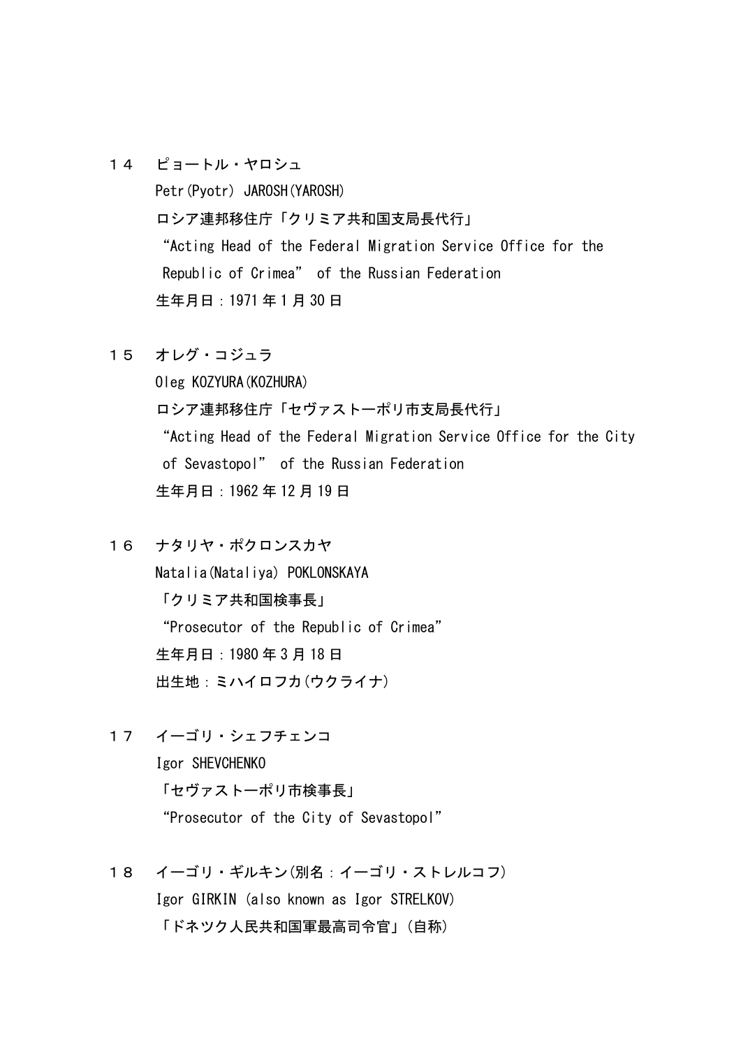１４　ピョートル・ヤロシュ

Petr(Pyotr) JAROSH(YAROSH)

ロシア連邦移住庁「クリミア共和国支局長代行」

“Acting Head of the Federal Migration Service Office for the Republic of Crimea” of the Russian Federation

生年月日：1971 年 1 月 30 日

１５　オレグ・コジュラ

Oleg KOZYURA(KOZHURA)

ロシア連邦移住庁「セヴァストーポリ市支局長代行」

“Acting Head of the Federal Migration Service Office for the City of Sevastopol” of the Russian Federation

生年月日：1962 年 12 月 19 日

１６　ナタリヤ・ポクロンスカヤ

Natalia(Nataliya) POKLONSKAYA

「クリミア共和国検事長」

“Prosecutor of the Republic of Crimea”

生年月日：1980 年 3 月 18 日

出生地：ミハイロフカ(ウクライナ)

１７　イーゴリ・シェフチェンコ

Igor SHEVCHENKO

「セヴァストーポリ市検事長」

“Prosecutor of the City of Sevastopol”

１８　イーゴリ・ギルキン(別名：イーゴリ・ストレルコフ)

Igor GIRKIN (also known as Igor STRELKOV)

「ドネツク人民共和国軍最高司令官」(自称)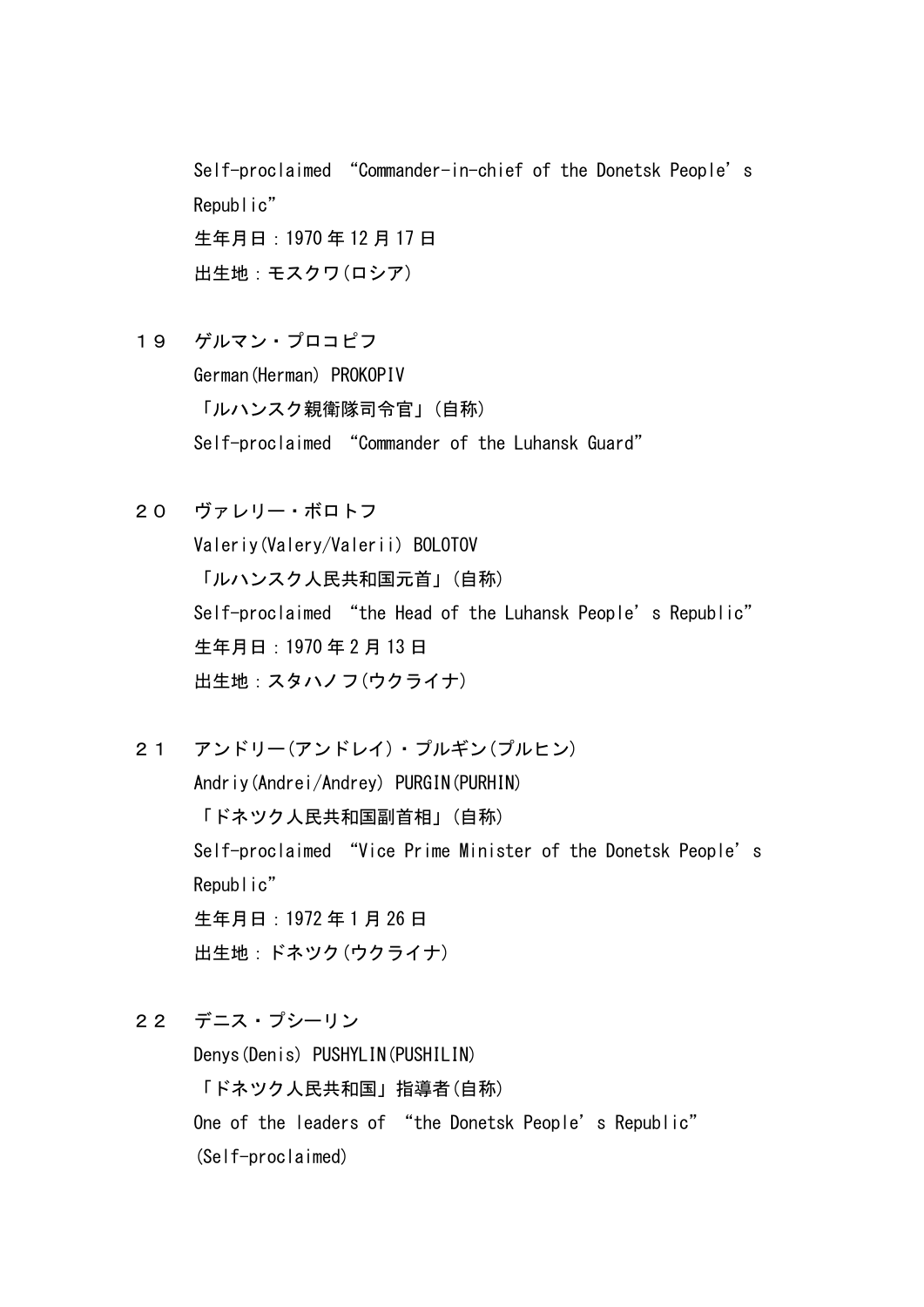Self-proclaimed “Commander-in-chief of the Donetsk People’s Republic”
生年月日：1970 年 12 月 17 日
出生地：モスクワ(ロシア)

１９　ゲルマン・プロコピフ
German(Herman) PROKOPIV
「ルハンスク親衛隊司令官」(自称)
Self-proclaimed “Commander of the Luhansk Guard”

２０　ヴァレリー・ボロトフ
Valeriy(Valery/Valerii) BOLOTOV
「ルハンスク人民共和国元首」(自称)
Self-proclaimed “the Head of the Luhansk People’s Republic”
生年月日：1970 年 2 月 13 日
出生地：スタハノフ(ウクライナ)

２１　アンドリー(アンドレイ)・プルギン(プルヒン)
Andriy(Andrei/Andrey) PURGIN(PURHIN)
「ドネツク人民共和国副首相」(自称)
Self-proclaimed “Vice Prime Minister of the Donetsk People’s Republic”
生年月日：1972 年 1 月 26 日
出生地：ドネツク(ウクライナ)

２２　デニス・プシーリン
Denys(Denis) PUSHYLIN(PUSHILIN)
「ドネツク人民共和国」指導者(自称)
One of the leaders of “the Donetsk People’s Republic” (Self-proclaimed)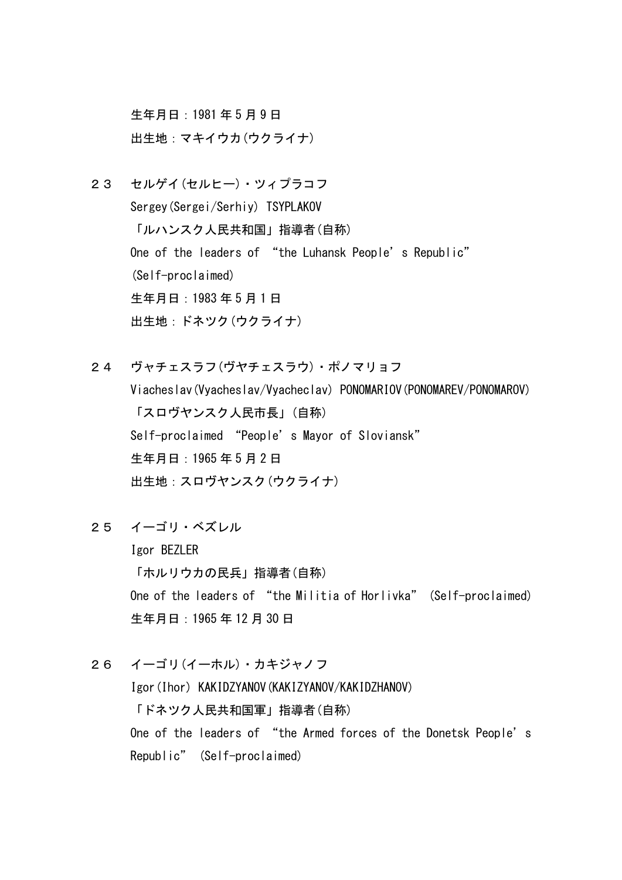生年月日：1981 年 5 月 9 日
出生地：マキイウカ(ウクライナ)

２３　セルゲイ(セルヒー)・ツィプラコフ
Sergey(Sergei/Serhiy) TSYPLAKOV
「ルハンスク人民共和国」指導者(自称)
One of the leaders of “the Luhansk People’s Republic” (Self-proclaimed)
生年月日：1983 年 5 月 1 日
出生地：ドネツク(ウクライナ)

２４　ヴャチェスラフ(ヴヤチェスラウ)・ポノマリョフ
Viacheslav(Vyacheslav/Vyacheclav) PONOMARIOV(PONOMAREV/PONOMAROV)
「スロヴヤンスク人民市長」(自称)
Self-proclaimed “People’s Mayor of Sloviansk”
生年月日：1965 年 5 月 2 日
出生地：スロヴヤンスク(ウクライナ)

２５　イーゴリ・ベズレル
Igor BEZLER
「ホルリウカの民兵」指導者(自称)
One of the leaders of “the Militia of Horlivka” (Self-proclaimed)
生年月日：1965 年 12 月 30 日

２６　イーゴリ(イーホル)・カキジャノフ
Igor(Ihor) KAKIDZYANOV(KAKIZYANOV/KAKIDZHANOV)
「ドネツク人民共和国軍」指導者(自称)
One of the leaders of “the Armed forces of the Donetsk People’s Republic” (Self-proclaimed)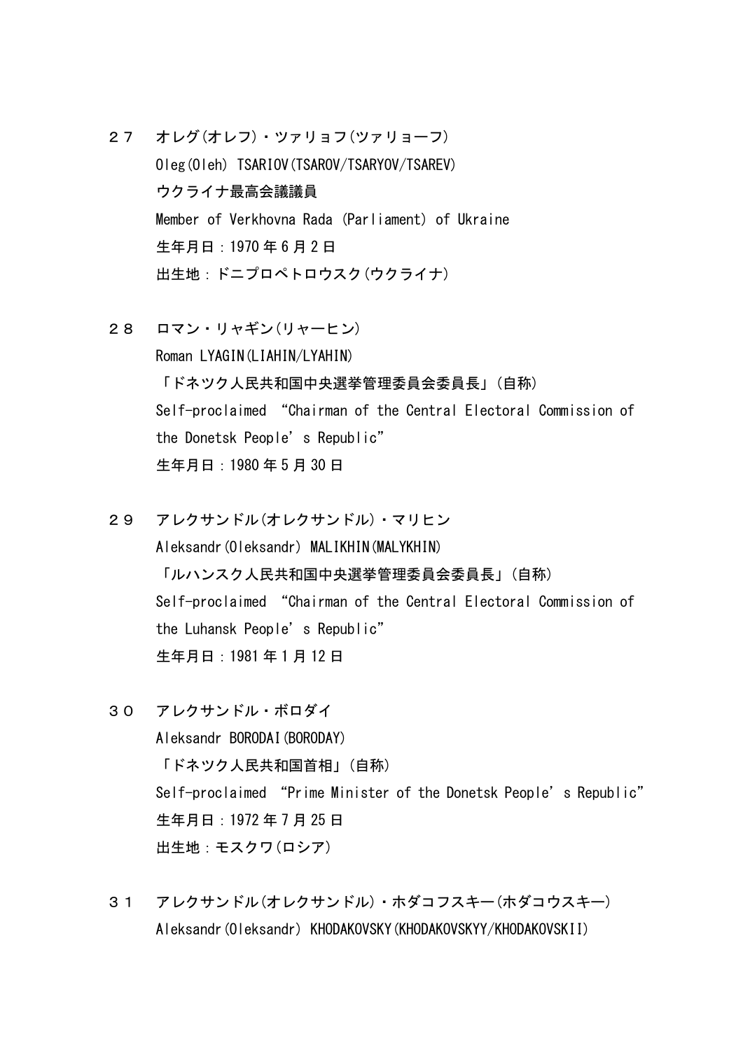２７　オレグ(オレフ)・ツァリョフ(ツァリョーフ)

Oleg(Oleh) TSARIOV(TSAROV/TSARYOV/TSAREV)

ウクライナ最高会議議員

Member of Verkhovna Rada (Parliament) of Ukraine

生年月日：1970 年 6 月 2 日

出生地：ドニプロペトロウスク(ウクライナ)

２８　ロマン・リャギン(リャーヒン)

Roman LYAGIN(LIAHIN/LYAHIN)

「ドネツク人民共和国中央選挙管理委員会委員長」(自称)

Self-proclaimed “Chairman of the Central Electoral Commission of the Donetsk People’s Republic”

生年月日：1980 年 5 月 30 日

２９　アレクサンドル(オレクサンドル)・マリヒン

Aleksandr(Oleksandr) MALIKHIN(MALYKHIN)

「ルハンスク人民共和国中央選挙管理委員会委員長」(自称)

Self-proclaimed “Chairman of the Central Electoral Commission of the Luhansk People’s Republic”

生年月日：1981 年 1 月 12 日

３０　アレクサンドル・ボロダイ

Aleksandr BORODAI(BORODAY)

「ドネツク人民共和国首相」(自称)

Self-proclaimed “Prime Minister of the Donetsk People’s Republic”

生年月日：1972 年 7 月 25 日

出生地：モスクワ(ロシア)

３１　アレクサンドル(オレクサンドル)・ホダコフスキー(ホダコウスキー)

Aleksandr(Oleksandr) KHODAKOVSKY(KHODAKOVSKYY/KHODAKOVSKII)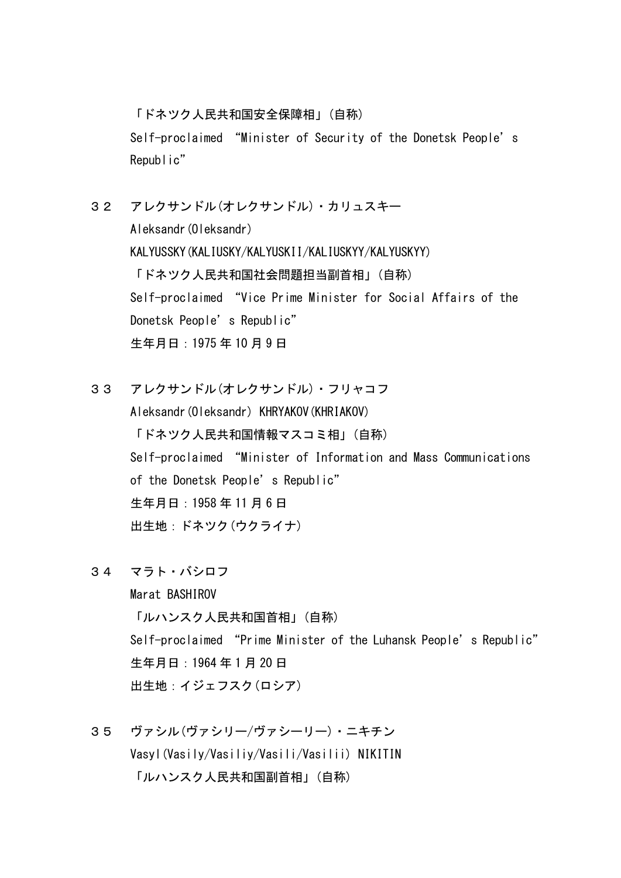「ドネツク人民共和国安全保障相」(自称)
Self-proclaimed “Minister of Security of the Donetsk People’s Republic”

３２　アレクサンドル(オレクサンドル)・カリュスキー
Aleksandr(Oleksandr) KALYUSSKY(KALIUSKY/KALYUSKII/KALIUSKYY/KALYUSKYY)
「ドネツク人民共和国社会問題担当副首相」(自称)
Self-proclaimed “Vice Prime Minister for Social Affairs of the Donetsk People’s Republic”
生年月日：1975 年 10 月 9 日

３３　アレクサンドル(オレクサンドル)・フリャコフ
Aleksandr(Oleksandr) KHRYAKOV(KHRIAKOV)
「ドネツク人民共和国情報マスコミ相」(自称)
Self-proclaimed “Minister of Information and Mass Communications of the Donetsk People’s Republic”
生年月日：1958 年 11 月 6 日
出生地：ドネツク(ウクライナ)

３４　マラト・バシロフ
Marat BASHIROV
「ルハンスク人民共和国首相」(自称)
Self-proclaimed “Prime Minister of the Luhansk People’s Republic”
生年月日：1964 年 1 月 20 日
出生地：イジェフスク(ロシア)

３５　ヴァシル(ヴァシリー/ヴァシーリー)・ニキチン
Vasyl(Vasily/Vasiliy/Vasili/Vasilii) NIKITIN
「ルハンスク人民共和国副首相」(自称)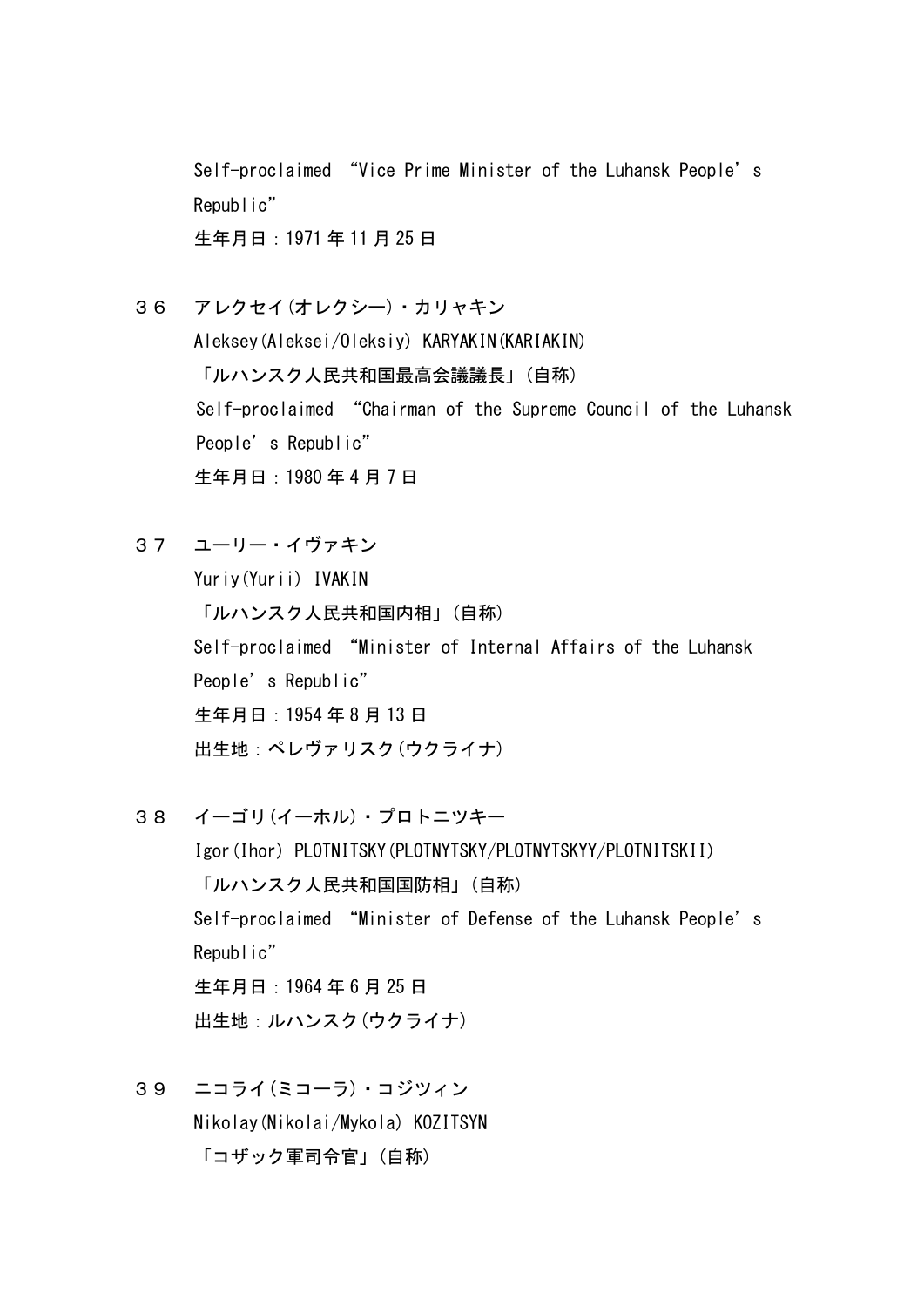Self-proclaimed “Vice Prime Minister of the Luhansk People’s Republic”
生年月日：1971年11月25日

３６　アレクセイ(オレクシー)・カリャキン
Aleksey(Aleksei/Oleksiy) KARYAKIN(KARIAKIN)
「ルハンスク人民共和国最高会議議長」(自称)
Self-proclaimed “Chairman of the Supreme Council of the Luhansk People’s Republic”
生年月日：1980年4月7日

３７　ユーリー・イヴァキン
Yuriy(Yurii) IVAKIN
「ルハンスク人民共和国内相」(自称)
Self-proclaimed “Minister of Internal Affairs of the Luhansk People’s Republic”
生年月日：1954年8月13日
出生地：ペレヴァリスク(ウクライナ)

３８　イーゴリ(イーホル)・プロトニツキー
Igor(Ihor) PLOTNITSKY(PLOTNYTSKY/PLOTNYTSKYY/PLOTNITSKII)
「ルハンスク人民共和国国防相」(自称)
Self-proclaimed “Minister of Defense of the Luhansk People’s Republic”
生年月日：1964年6月25日
出生地：ルハンスク(ウクライナ)

３９　ニコライ(ミコーラ)・コジツィン
Nikolay(Nikolai/Mykola) KOZITSYN
「コザック軍司令官」(自称)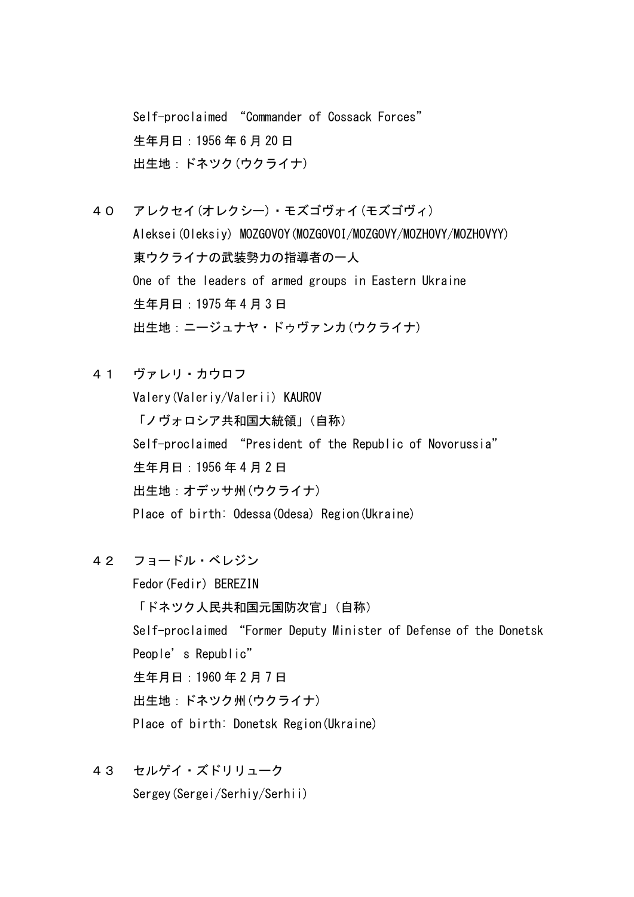Self-proclaimed “Commander of Cossack Forces”
生年月日：1956 年 6 月 20 日
出生地：ドネツク(ウクライナ)

４０　アレクセイ(オレクシー)・モズゴヴォイ(モズゴヴィ)
Aleksei(Oleksiy) MOZGOVOY(MOZGOVOI/MOZGOVY/MOZHOVY/MOZHOVYY)
東ウクライナの武装勢力の指導者の一人
One of the leaders of armed groups in Eastern Ukraine
生年月日：1975 年 4 月 3 日
出生地：ニージュナヤ・ドゥヴァンカ(ウクライナ)

４１　ヴァレリ・カウロフ
Valery(Valeriy/Valerii) KAUROV
「ノヴォロシア共和国大統領」(自称)
Self-proclaimed “President of the Republic of Novorussia”
生年月日：1956 年 4 月 2 日
出生地：オデッサ州(ウクライナ)
Place of birth: Odessa(Odesa) Region(Ukraine)

４２　フョードル・ベレジン
Fedor(Fedir) BEREZIN
「ドネツク人民共和国元国防次官」(自称)
Self-proclaimed “Former Deputy Minister of Defense of the Donetsk People’s Republic”
生年月日：1960 年 2 月 7 日
出生地：ドネツク州(ウクライナ)
Place of birth: Donetsk Region(Ukraine)

４３　セルゲイ・ズドリリューク
Sergey(Sergei/Serhiy/Serhii)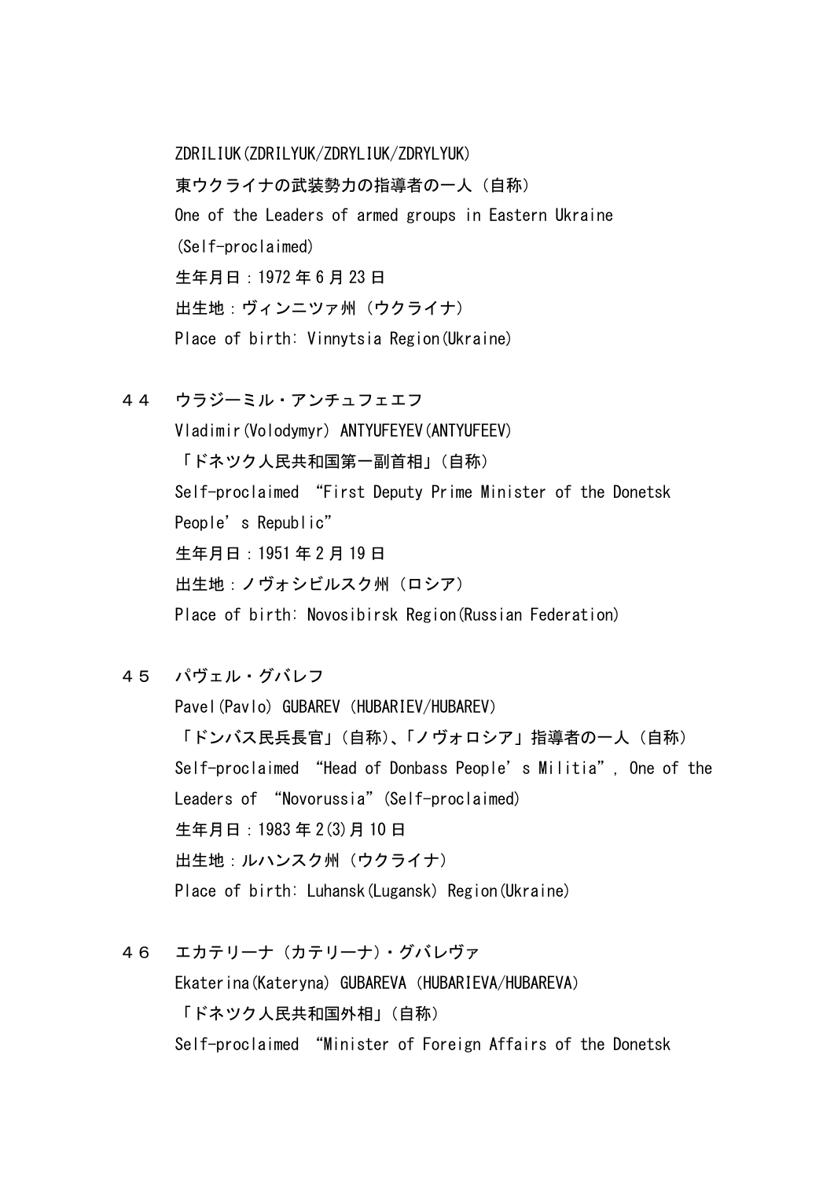ZDRILIUK(ZDRILYUK/ZDRYLIUK/ZDRYLYUK)
東ウクライナの武装勢力の指導者の一人（自称）
One of the Leaders of armed groups in Eastern Ukraine (Self-proclaimed)
生年月日：1972 年 6 月 23 日
出生地：ヴィンニツァ州（ウクライナ）
Place of birth: Vinnytsia Region(Ukraine)

４４　ウラジーミル・アンチュフェエフ
Vladimir(Volodymyr) ANTYUFEYEV(ANTYUFEEV)
「ドネツク人民共和国第一副首相」（自称）
Self-proclaimed “First Deputy Prime Minister of the Donetsk People’s Republic”
生年月日：1951 年 2 月 19 日
出生地：ノヴォシビルスク州（ロシア）
Place of birth: Novosibirsk Region(Russian Federation)

４５　パヴェル・グバレフ
Pavel(Pavlo) GUBAREV (HUBARIEV/HUBAREV)
「ドンバス民兵長官」（自称）、「ノヴォロシア」指導者の一人（自称）
Self-proclaimed “Head of Donbass People’s Militia”, One of the Leaders of “Novorussia”(Self-proclaimed)
生年月日：1983 年 2(3)月 10 日
出生地：ルハンスク州（ウクライナ）
Place of birth: Luhansk(Lugansk) Region(Ukraine)

４６　エカテリーナ（カテリーナ）・グバレヴァ
Ekaterina(Kateryna) GUBAREVA (HUBARIEVA/HUBAREVA)
「ドネツク人民共和国外相」（自称）
Self-proclaimed “Minister of Foreign Affairs of the Donetsk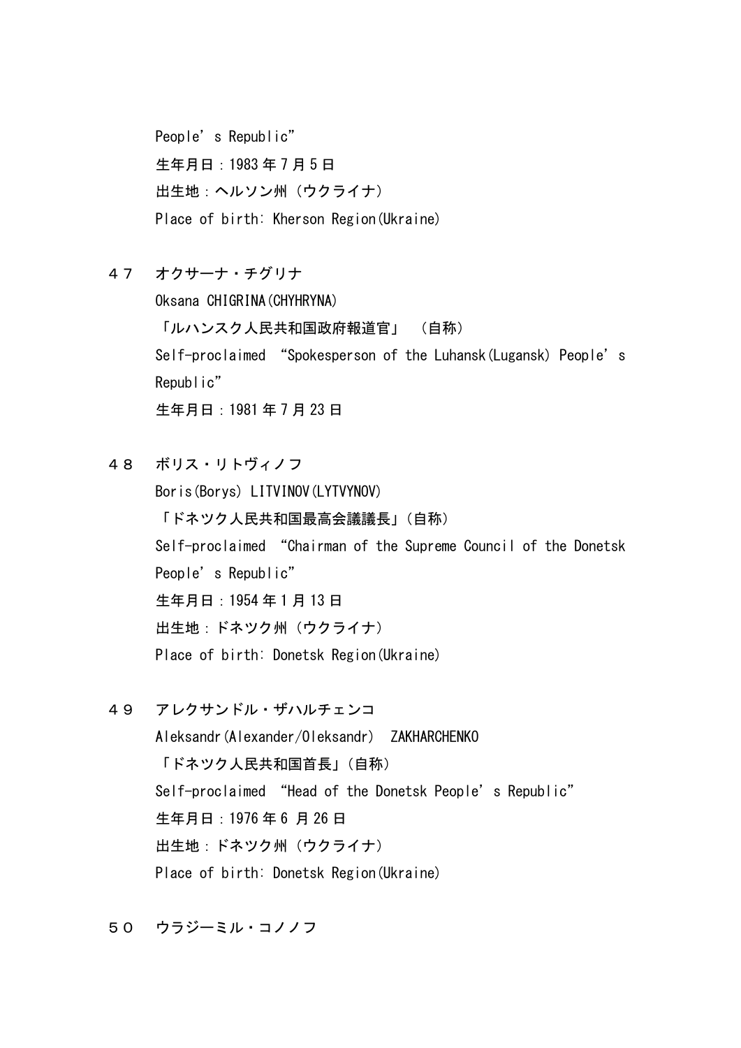People’s Republic”
生年月日：1983 年 7 月 5 日
出生地：ヘルソン州（ウクライナ）
Place of birth: Kherson Region(Ukraine)

４７　オクサーナ・チグリナ
Oksana CHIGRINA(CHYHRYNA)
「ルハンスク人民共和国政府報道官」　（自称）
Self-proclaimed “Spokesperson of the Luhansk(Lugansk) People’s Republic”
生年月日：1981 年 7 月 23 日

４８　ボリス・リトヴィノフ
Boris(Borys) LITVINOV(LYTVYNOV)
「ドネツク人民共和国最高会議議長」（自称）
Self-proclaimed “Chairman of the Supreme Council of the Donetsk People’s Republic”
生年月日：1954 年 1 月 13 日
出生地：ドネツク州（ウクライナ）
Place of birth: Donetsk Region(Ukraine)

４９　アレクサンドル・ザハルチェンコ
Aleksandr(Alexander/Oleksandr)　ZAKHARCHENKO
「ドネツク人民共和国首長」（自称）
Self-proclaimed “Head of the Donetsk People’s Republic”
生年月日：1976 年 6 月 26 日
出生地：ドネツク州（ウクライナ）
Place of birth: Donetsk Region(Ukraine)

５０　ウラジーミル・コノノフ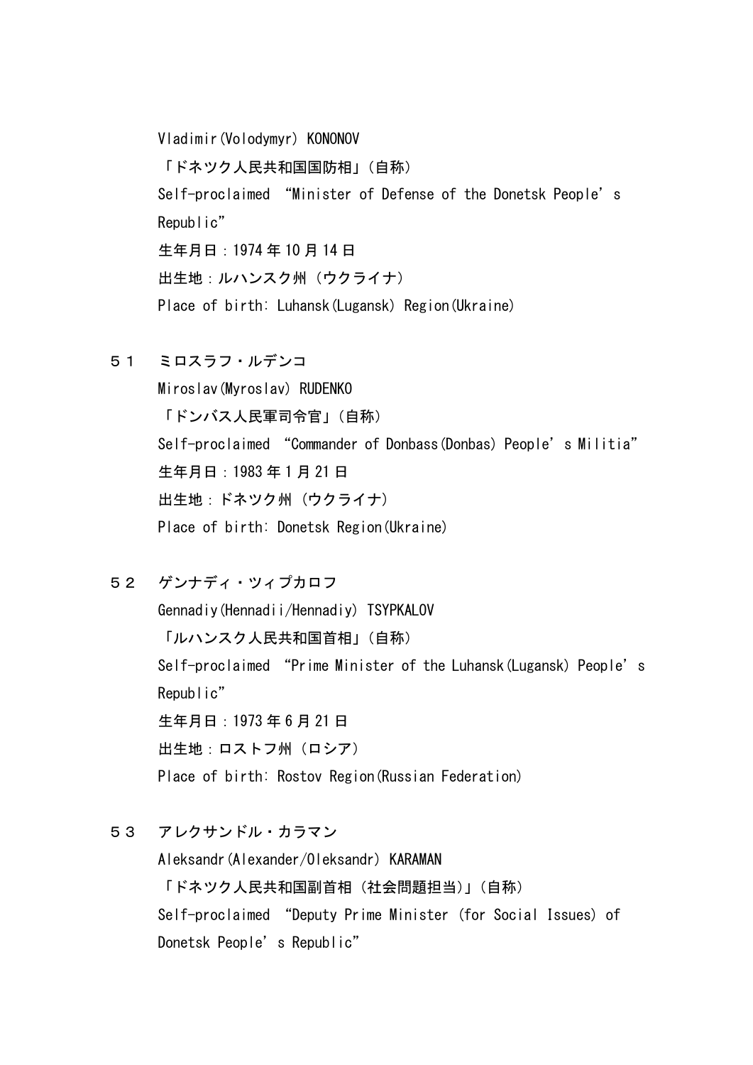Vladimir(Volodymyr) KONONOV

「ドネツク人民共和国国防相」（自称）

Self-proclaimed “Minister of Defense of the Donetsk People’s Republic”

生年月日：1974 年 10 月 14 日

出生地：ルハンスク州（ウクライナ）

Place of birth: Luhansk(Lugansk) Region(Ukraine)

５１　ミロスラフ・ルデンコ

Miroslav(Myroslav) RUDENKO

「ドンバス人民軍司令官」（自称）

Self-proclaimed “Commander of Donbass(Donbas) People’s Militia”

生年月日：1983 年 1 月 21 日

出生地：ドネツク州（ウクライナ）

Place of birth: Donetsk Region(Ukraine)

５２　ゲンナディ・ツィプカロフ

Gennadiy(Hennadii/Hennadiy) TSYPKALOV

「ルハンスク人民共和国首相」（自称）

Self-proclaimed “Prime Minister of the Luhansk(Lugansk) People’s Republic”

生年月日：1973 年 6 月 21 日

出生地：ロストフ州（ロシア）

Place of birth: Rostov Region(Russian Federation)

５３　アレクサンドル・カラマン

Aleksandr(Alexander/Oleksandr) KARAMAN

「ドネツク人民共和国副首相（社会問題担当）」（自称）

Self-proclaimed “Deputy Prime Minister (for Social Issues) of Donetsk People’s Republic”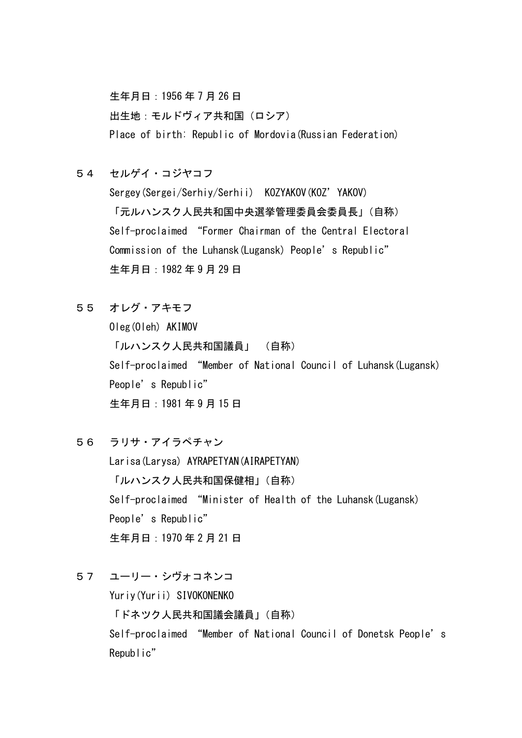生年月日：1956 年 7 月 26 日

出生地：モルドヴィア共和国（ロシア）

Place of birth: Republic of Mordovia(Russian Federation)

５４　セルゲイ・コジヤコフ

Sergey(Sergei/Serhiy/Serhii)　KOZYAKOV(KOZ'YAKOV)

「元ルハンスク人民共和国中央選挙管理委員会委員長」（自称）

Self-proclaimed "Former Chairman of the Central Electoral Commission of the Luhansk(Lugansk) People's Republic"

生年月日：1982 年 9 月 29 日

５５　オレグ・アキモフ

Oleg(Oleh) AKIMOV

「ルハンスク人民共和国議員」　（自称）

Self-proclaimed "Member of National Council of Luhansk(Lugansk) People's Republic"

生年月日：1981 年 9 月 15 日

５６　ラリサ・アイラペチャン

Larisa(Larysa) AYRAPETYAN(AIRAPETYAN)

「ルハンスク人民共和国保健相」（自称）

Self-proclaimed "Minister of Health of the Luhansk(Lugansk) People's Republic"

生年月日：1970 年 2 月 21 日

５７　ユーリー・シヴォコネンコ

Yuriy(Yurii) SIVOKONENKO

「ドネツク人民共和国議会議員」（自称）

Self-proclaimed "Member of National Council of Donetsk People's Republic"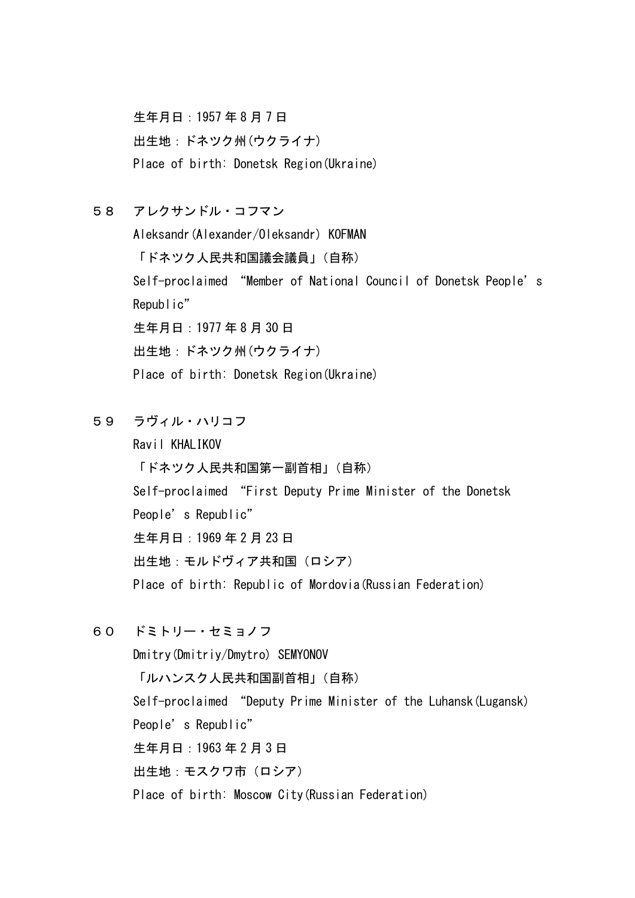生年月日：1957 年 8 月 7 日
出生地：ドネツク州(ウクライナ)
Place of birth: Donetsk Region(Ukraine)

５８　アレクサンドル・コフマン
Aleksandr(Alexander/Oleksandr) KOFMAN
「ドネツク人民共和国議会議員」（自称）
Self-proclaimed “Member of National Council of Donetsk People’s Republic”
生年月日：1977 年 8 月 30 日
出生地：ドネツク州(ウクライナ)
Place of birth: Donetsk Region(Ukraine)

５９　ラヴィル・ハリコフ
Ravil KHALIKOV
「ドネツク人民共和国第一副首相」（自称）
Self-proclaimed “First Deputy Prime Minister of the Donetsk People’s Republic”
生年月日：1969 年 2 月 23 日
出生地：モルドヴィア共和国（ロシア）
Place of birth: Republic of Mordovia(Russian Federation)

６０　ドミトリー・セミョノフ
Dmitry(Dmitriy/Dmytro) SEMYONOV
「ルハンスク人民共和国副首相」（自称）
Self-proclaimed “Deputy Prime Minister of the Luhansk(Lugansk) People’s Republic”
生年月日：1963 年 2 月 3 日
出生地：モスクワ市（ロシア）
Place of birth: Moscow City(Russian Federation)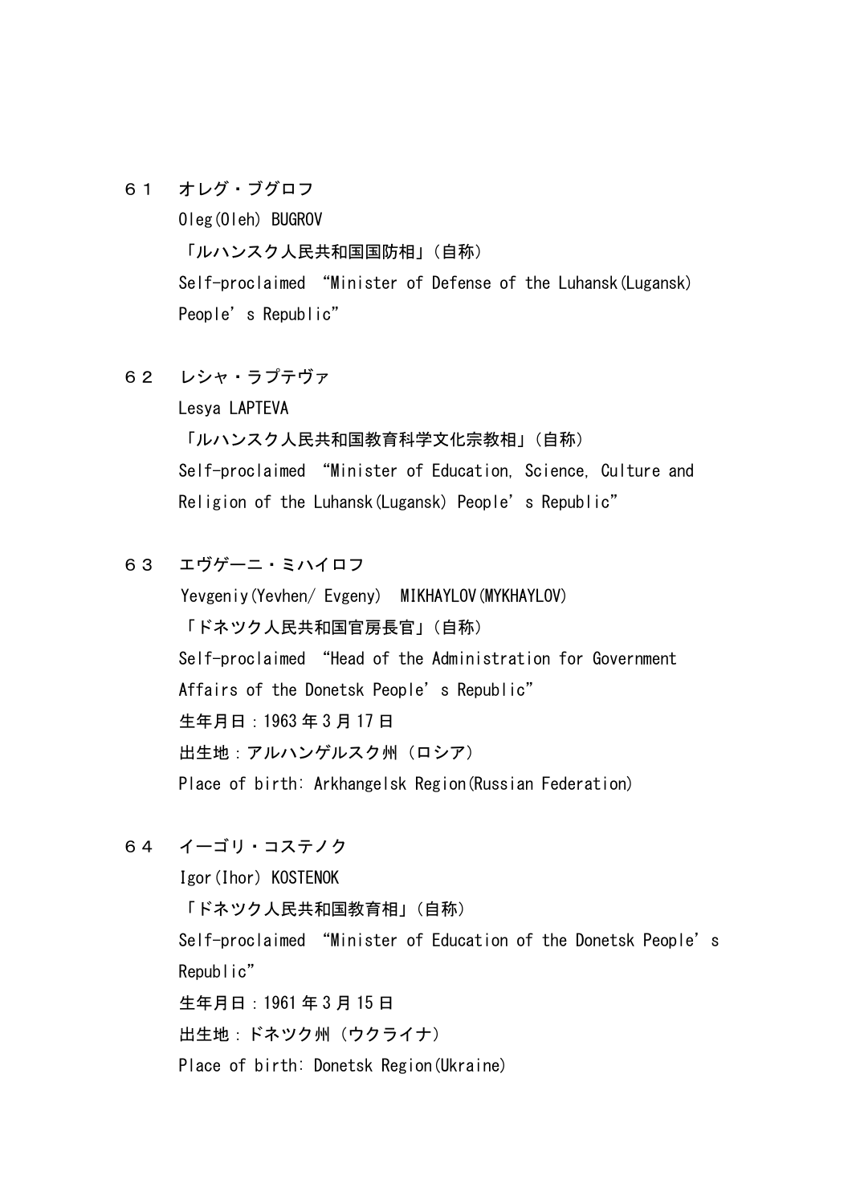６１　オレグ・ブグロフ

Oleg(Oleh) BUGROV

「ルハンスク人民共和国国防相」（自称）

Self-proclaimed “Minister of Defense of the Luhansk(Lugansk) People’s Republic”

６２　レシャ・ラプテヴァ

Lesya LAPTEVA

「ルハンスク人民共和国教育科学文化宗教相」（自称）

Self-proclaimed “Minister of Education, Science, Culture and Religion of the Luhansk(Lugansk) People’s Republic”

６３　エヴゲーニ・ミハイロフ

Yevgeniy(Yevhen/ Evgeny) MIKHAYLOV(MYKHAYLOV)

「ドネツク人民共和国官房長官」（自称）

Self-proclaimed “Head of the Administration for Government Affairs of the Donetsk People’s Republic”

生年月日：1963 年 3 月 17 日

出生地：アルハンゲルスク州（ロシア）

Place of birth: Arkhangelsk Region(Russian Federation)

６４　イーゴリ・コステノク

Igor(Ihor) KOSTENOK

「ドネツク人民共和国教育相」（自称）

Self-proclaimed “Minister of Education of the Donetsk People’s Republic”

生年月日：1961 年 3 月 15 日

出生地：ドネツク州（ウクライナ）

Place of birth: Donetsk Region(Ukraine)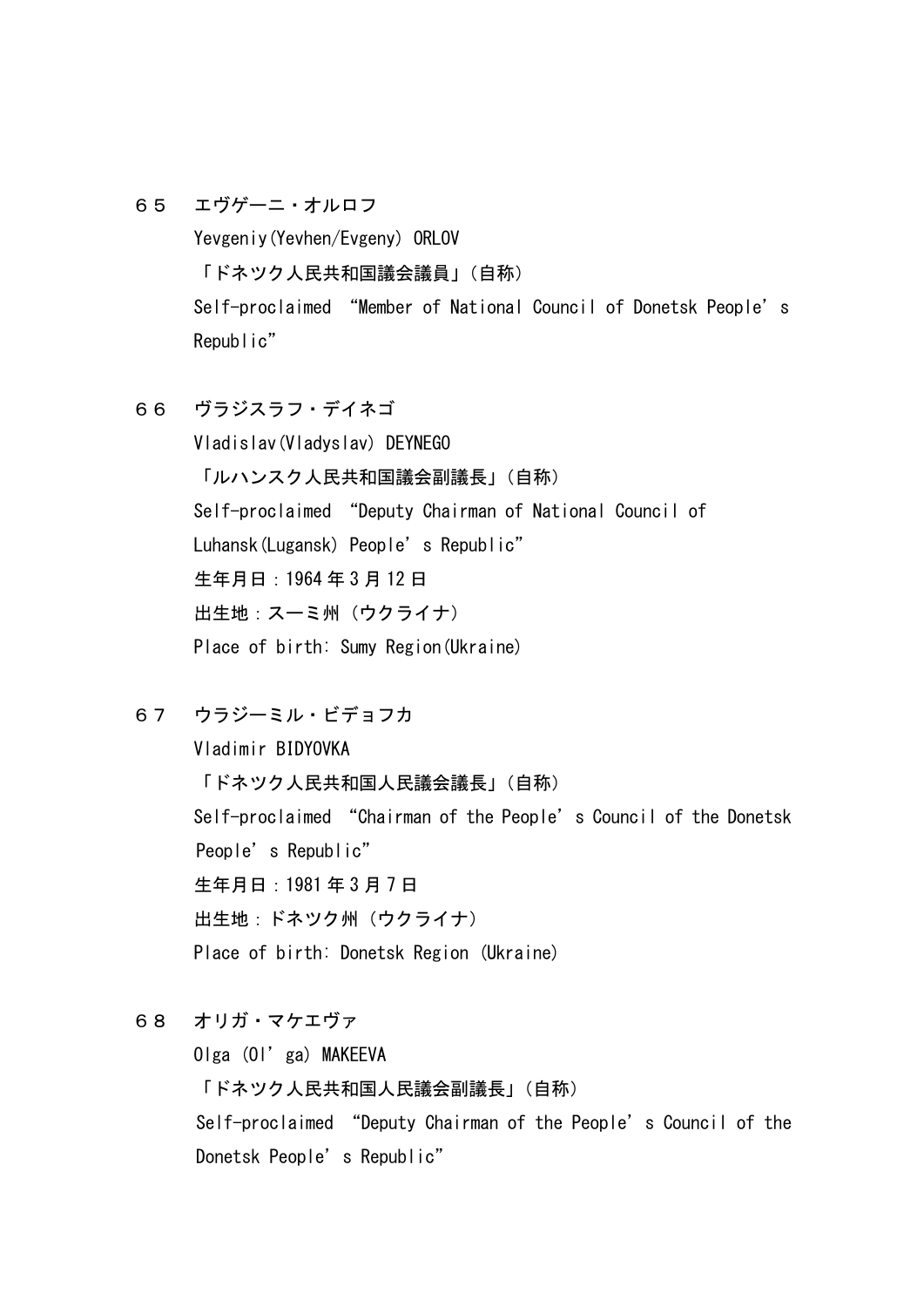６５　エヴゲーニ・オルロフ

Yevgeniy(Yevhen/Evgeny) ORLOV

「ドネツク人民共和国議会議員」（自称）

Self-proclaimed “Member of National Council of Donetsk People’s Republic”

６６　ヴラジスラフ・デイネゴ

Vladislav(Vladyslav) DEYNEGO

「ルハンスク人民共和国議会副議長」（自称）

Self-proclaimed “Deputy Chairman of National Council of Luhansk(Lugansk) People’s Republic”

生年月日：1964 年 3 月 12 日

出生地：スーミ州（ウクライナ）

Place of birth: Sumy Region(Ukraine)

６７　ウラジーミル・ビデョフカ

Vladimir BIDYOVKA

「ドネツク人民共和国人民議会議長」（自称）

Self-proclaimed “Chairman of the People’s Council of the Donetsk People’s Republic”

生年月日：1981 年 3 月 7 日

出生地：ドネツク州（ウクライナ）

Place of birth: Donetsk Region (Ukraine)

６８　オリガ・マケエヴァ

Olga (Ol’ga) MAKEEVA

「ドネツク人民共和国人民議会副議長」（自称）

Self-proclaimed “Deputy Chairman of the People’s Council of the Donetsk People’s Republic”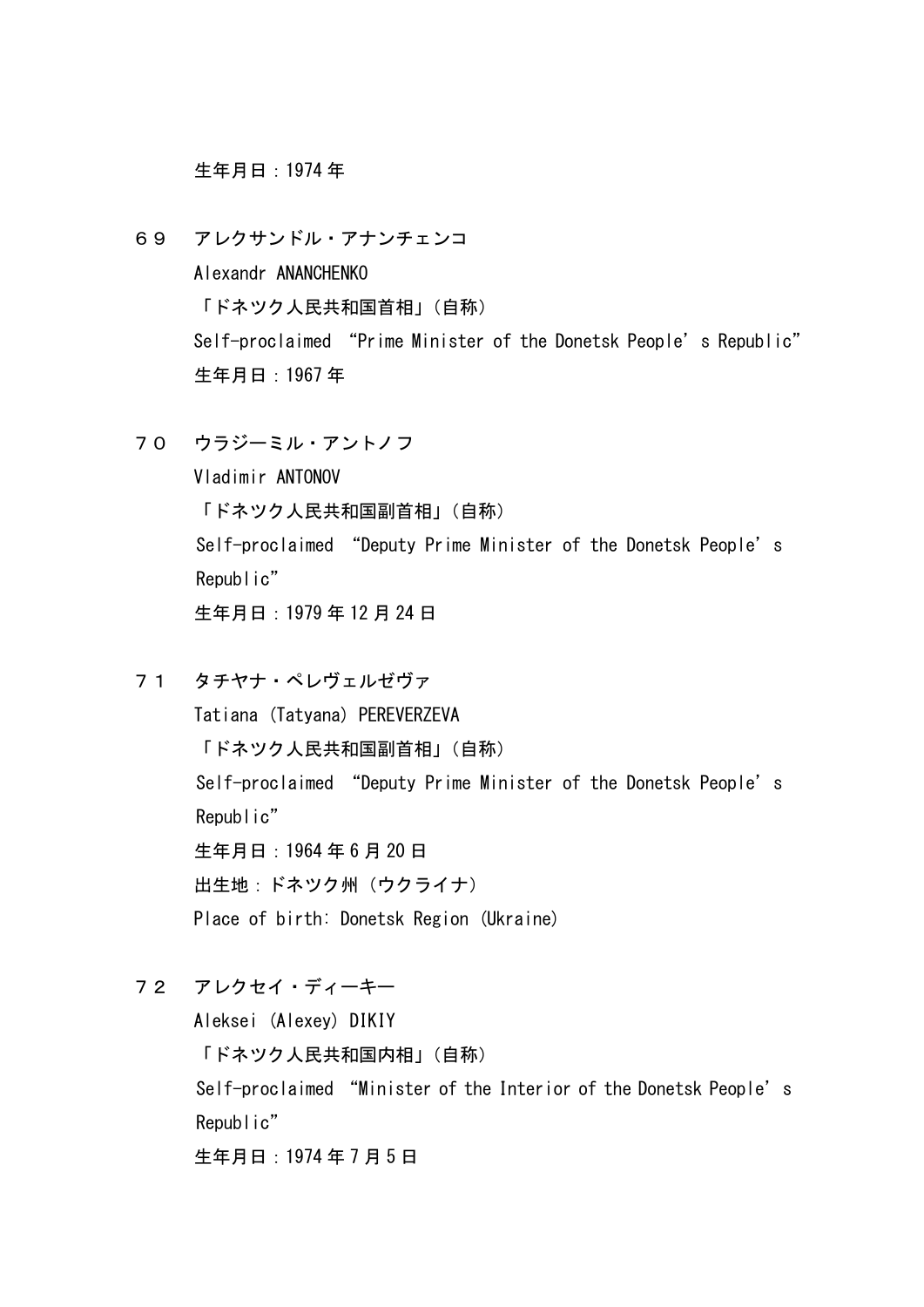生年月日：1974 年

６９　アレクサンドル・アナンチェンコ

Alexandr ANANCHENKO

「ドネツク人民共和国首相」（自称）

Self-proclaimed “Prime Minister of the Donetsk People’s Republic”

生年月日：1967 年

７０　ウラジーミル・アントノフ

Vladimir ANTONOV

「ドネツク人民共和国副首相」（自称）

Self-proclaimed “Deputy Prime Minister of the Donetsk People’s Republic”

生年月日：1979 年 12 月 24 日

７１　タチヤナ・ペレヴェルゼヴァ

Tatiana (Tatyana) PEREVERZEVA

「ドネツク人民共和国副首相」（自称）

Self-proclaimed “Deputy Prime Minister of the Donetsk People’s Republic”

生年月日：1964 年 6 月 20 日

出生地：ドネツク州（ウクライナ）

Place of birth: Donetsk Region (Ukraine)

７２　アレクセイ・ディーキー

Aleksei (Alexey) DIKIY

「ドネツク人民共和国内相」（自称）

Self-proclaimed “Minister of the Interior of the Donetsk People’s Republic”

生年月日：1974 年 7 月 5 日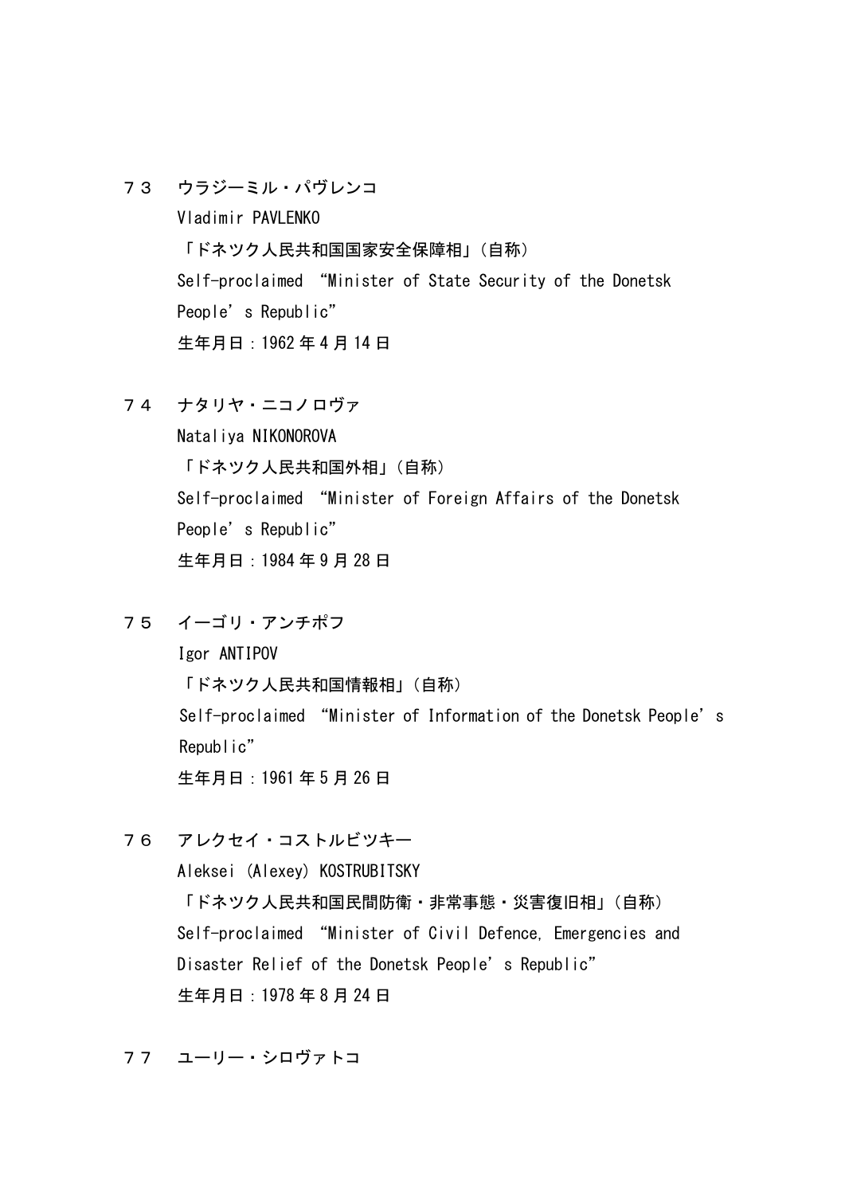７３　ウラジーミル・パヴレンコ

Vladimir PAVLENKO

「ドネツク人民共和国国家安全保障相」（自称）

Self-proclaimed “Minister of State Security of the Donetsk People’s Republic”

生年月日：1962 年 4 月 14 日

７４　ナタリヤ・ニコノロヴァ

Nataliya NIKONOROVA

「ドネツク人民共和国外相」（自称）

Self-proclaimed “Minister of Foreign Affairs of the Donetsk People’s Republic”

生年月日：1984 年 9 月 28 日

７５　イーゴリ・アンチポフ

Igor ANTIPOV

「ドネツク人民共和国情報相」（自称）

Self-proclaimed “Minister of Information of the Donetsk People’s Republic”

生年月日：1961 年 5 月 26 日

７６　アレクセイ・コストルビツキー

Aleksei (Alexey) KOSTRUBITSKY

「ドネツク人民共和国民間防衛・非常事態・災害復旧相」（自称）

Self-proclaimed “Minister of Civil Defence, Emergencies and Disaster Relief of the Donetsk People’s Republic”

生年月日：1978 年 8 月 24 日

７７　ユーリー・シロヴァトコ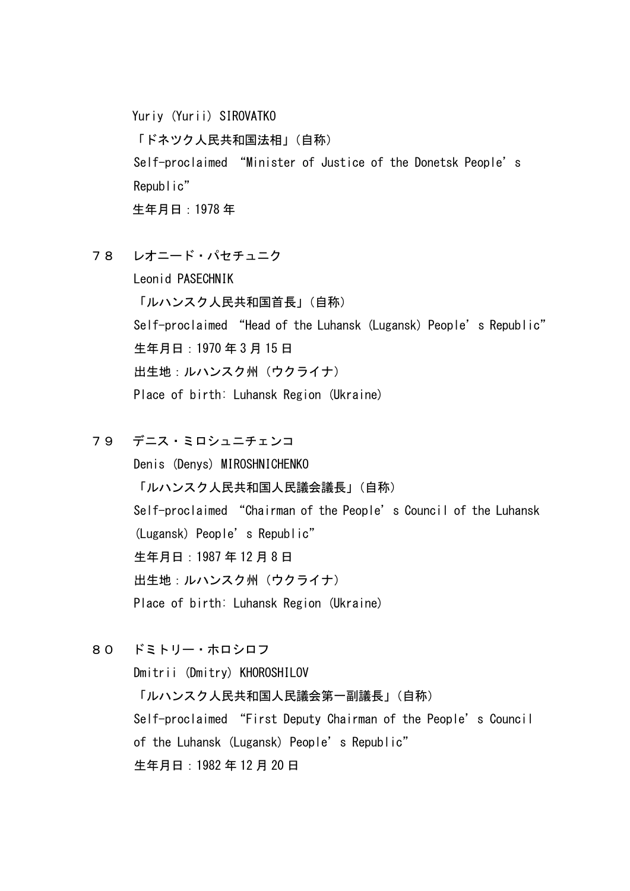Yuriy (Yurii) SIROVATKO

「ドネツク人民共和国法相」(自称)

Self-proclaimed “Minister of Justice of the Donetsk People’s Republic”

生年月日：1978 年

７８　レオニード・パセチュニク

Leonid PASECHNIK

「ルハンスク人民共和国首長」(自称)

Self-proclaimed “Head of the Luhansk (Lugansk) People’s Republic”

生年月日：1970 年 3 月 15 日

出生地：ルハンスク州（ウクライナ）

Place of birth: Luhansk Region (Ukraine)

７９　デニス・ミロシュニチェンコ

Denis (Denys) MIROSHNICHENKO

「ルハンスク人民共和国人民議会議長」(自称)

Self-proclaimed “Chairman of the People’s Council of the Luhansk (Lugansk) People’s Republic”

生年月日：1987 年 12 月 8 日

出生地：ルハンスク州（ウクライナ）

Place of birth: Luhansk Region (Ukraine)

８０　ドミトリー・ホロシロフ

Dmitrii (Dmitry) KHOROSHILOV

「ルハンスク人民共和国人民議会第一副議長」(自称)

Self-proclaimed “First Deputy Chairman of the People’s Council of the Luhansk (Lugansk) People’s Republic”

生年月日：1982 年 12 月 20 日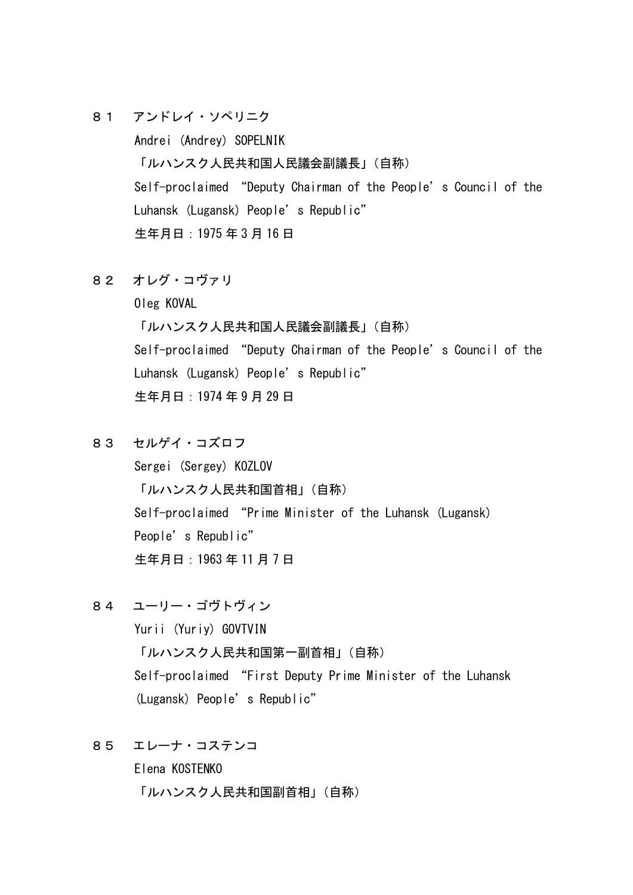８１　アンドレイ・ソペリニク
Andrei (Andrey) SOPELNIK
「ルハンスク人民共和国人民議会副議長」（自称）
Self-proclaimed “Deputy Chairman of the People’s Council of the Luhansk (Lugansk) People’s Republic”
生年月日：1975 年 3 月 16 日

８２　オレグ・コヴァリ
Oleg KOVAL
「ルハンスク人民共和国人民議会副議長」（自称）
Self-proclaimed “Deputy Chairman of the People’s Council of the Luhansk (Lugansk) People’s Republic”
生年月日：1974 年 9 月 29 日

８３　セルゲイ・コズロフ
Sergei (Sergey) KOZLOV
「ルハンスク人民共和国首相」（自称）
Self-proclaimed “Prime Minister of the Luhansk (Lugansk) People’s Republic”
生年月日：1963 年 11 月 7 日

８４　ユーリー・ゴヴトヴィン
Yurii (Yuriy) GOVTVIN
「ルハンスク人民共和国第一副首相」（自称）
Self-proclaimed “First Deputy Prime Minister of the Luhansk (Lugansk) People’s Republic”

８５　エレーナ・コステンコ
Elena KOSTENKO
「ルハンスク人民共和国副首相」（自称）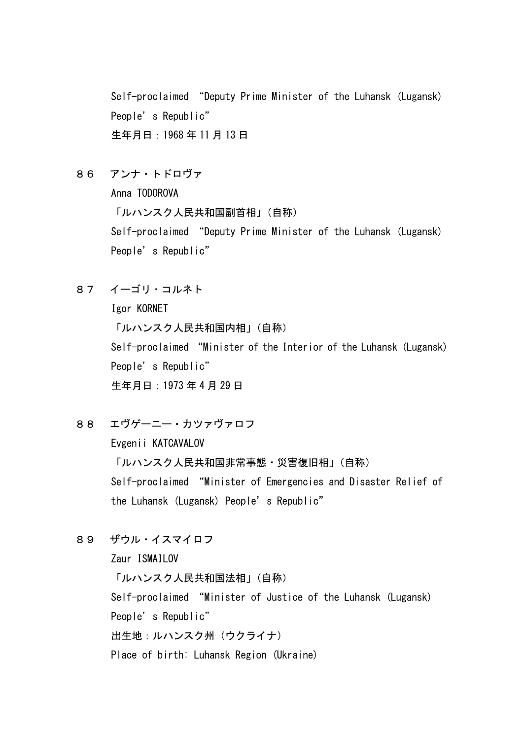Self-proclaimed “Deputy Prime Minister of the Luhansk (Lugansk) People’s Republic”

生年月日：1968 年 11 月 13 日

８６　アンナ・トドロヴァ

Anna TODOROVA

「ルハンスク人民共和国副首相」（自称）

Self-proclaimed “Deputy Prime Minister of the Luhansk (Lugansk) People’s Republic”

８７　イーゴリ・コルネト

Igor KORNET

「ルハンスク人民共和国内相」（自称）

Self-proclaimed “Minister of the Interior of the Luhansk (Lugansk) People’s Republic”

生年月日：1973 年 4 月 29 日

８８　エヴゲーニー・カツァヴァロフ

Evgenii KATCAVALOV

「ルハンスク人民共和国非常事態・災害復旧相」（自称）

Self-proclaimed “Minister of Emergencies and Disaster Relief of the Luhansk (Lugansk) People’s Republic”

８９　ザウル・イスマイロフ

Zaur ISMAILOV

「ルハンスク人民共和国法相」（自称）

Self-proclaimed “Minister of Justice of the Luhansk (Lugansk) People’s Republic”

出生地：ルハンスク州（ウクライナ）

Place of birth: Luhansk Region (Ukraine)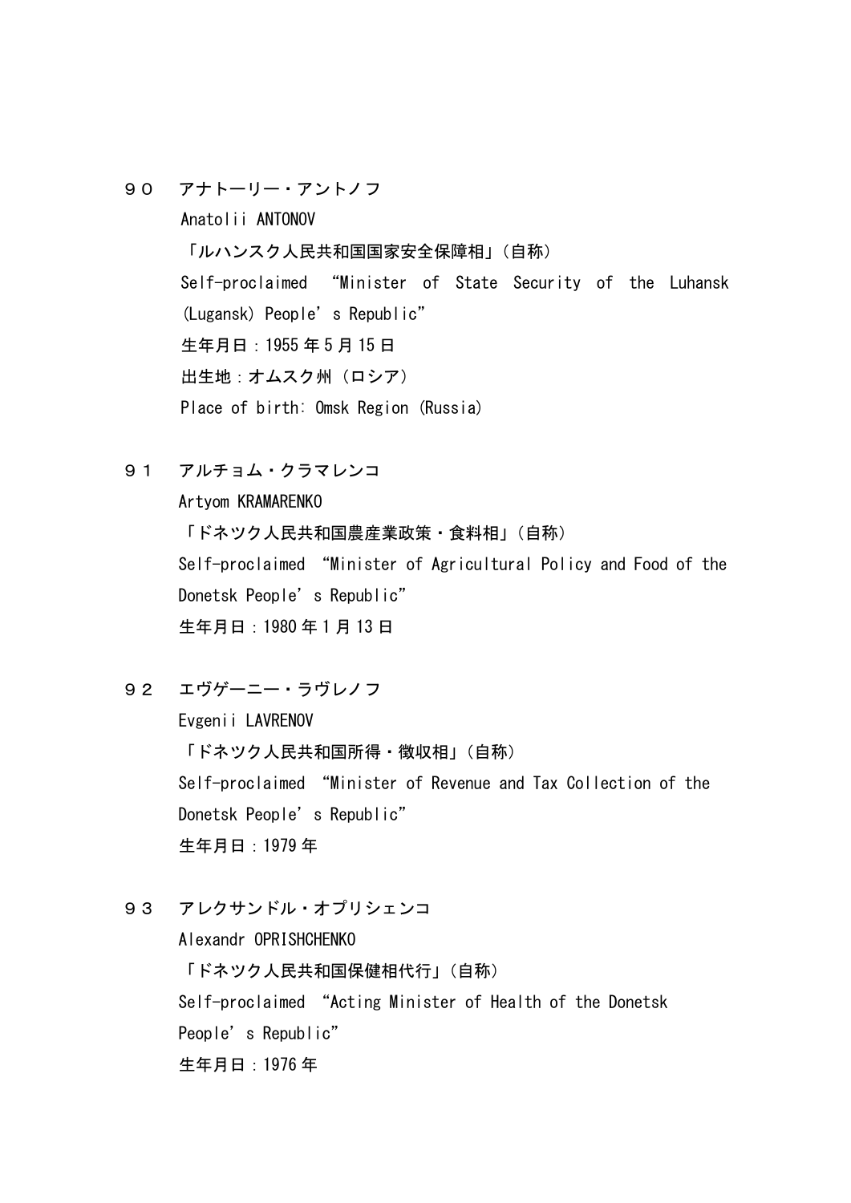９０　アナトーリー・アントノフ

Anatolii ANTONOV

「ルハンスク人民共和国国家安全保障相」（自称）

Self-proclaimed “Minister of State Security of the Luhansk (Lugansk) People’s Republic”

生年月日：1955 年 5 月 15 日

出生地：オムスク州（ロシア）

Place of birth: Omsk Region (Russia)

９１　アルチョム・クラマレンコ

Artyom KRAMARENKO

「ドネツク人民共和国農産業政策・食料相」（自称）

Self-proclaimed “Minister of Agricultural Policy and Food of the Donetsk People’s Republic”

生年月日：1980 年 1 月 13 日

９２　エヴゲーニー・ラヴレノフ

Evgenii LAVRENOV

「ドネツク人民共和国所得・徴収相」（自称）

Self-proclaimed “Minister of Revenue and Tax Collection of the Donetsk People’s Republic”

生年月日：1979 年

９３　アレクサンドル・オプリシェンコ

Alexandr OPRISHCHENKO

「ドネツク人民共和国保健相代行」（自称）

Self-proclaimed “Acting Minister of Health of the Donetsk People’s Republic”

生年月日：1976 年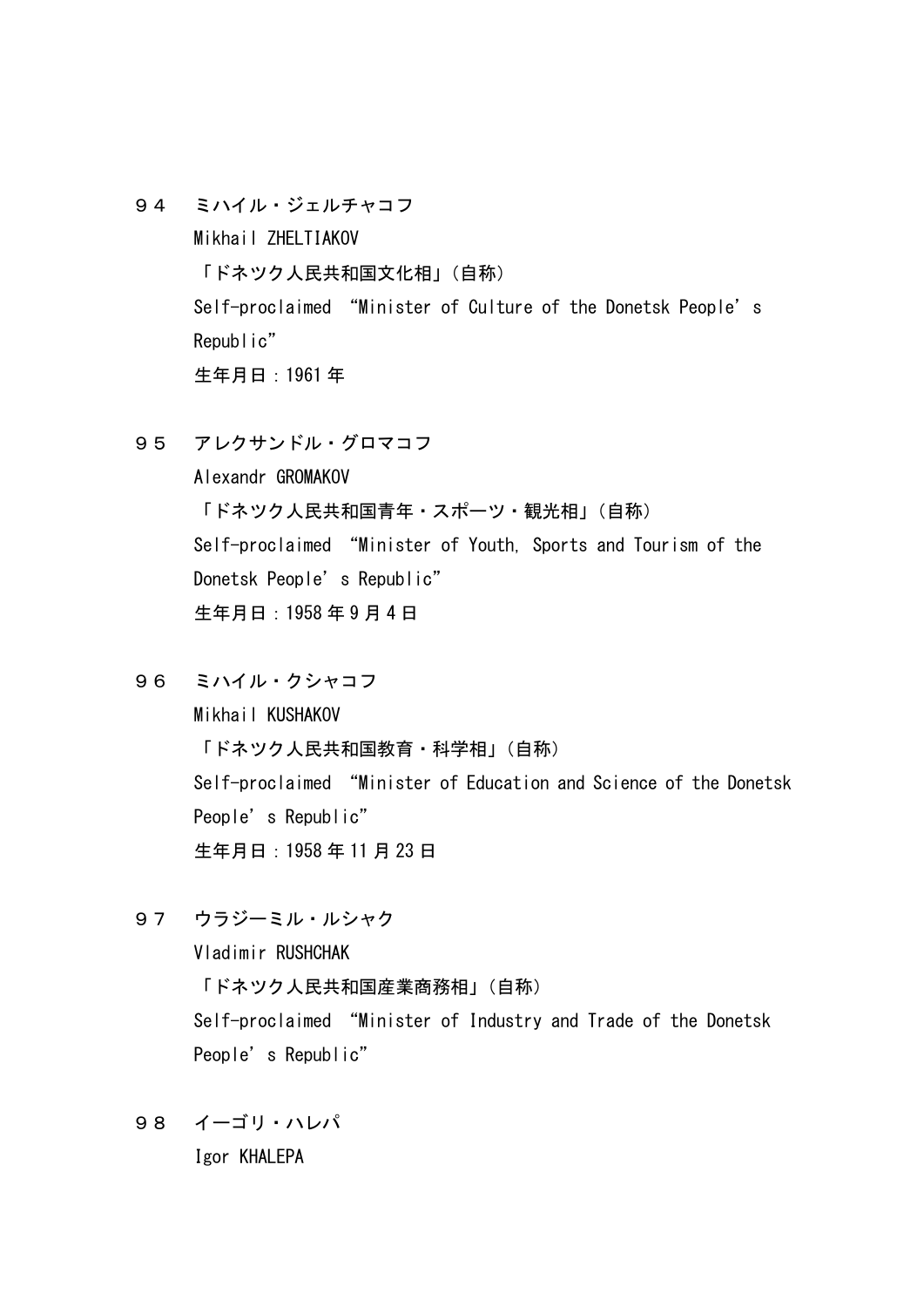９４　ミハイル・ジェルチャコフ

Mikhail ZHELTIAKOV

「ドネツク人民共和国文化相」（自称）

Self-proclaimed “Minister of Culture of the Donetsk People’s Republic”

生年月日：1961 年

９５　アレクサンドル・グロマコフ

Alexandr GROMAKOV

「ドネツク人民共和国青年・スポーツ・観光相」（自称）

Self-proclaimed “Minister of Youth, Sports and Tourism of the Donetsk People’s Republic”

生年月日：1958 年 9 月 4 日

９６　ミハイル・クシャコフ

Mikhail KUSHAKOV

「ドネツク人民共和国教育・科学相」（自称）

Self-proclaimed “Minister of Education and Science of the Donetsk People’s Republic”

生年月日：1958 年 11 月 23 日

９７　ウラジーミル・ルシャク

Vladimir RUSHCHAK

「ドネツク人民共和国産業商務相」（自称）

Self-proclaimed “Minister of Industry and Trade of the Donetsk People’s Republic”

９８　イーゴリ・ハレパ

Igor KHALEPA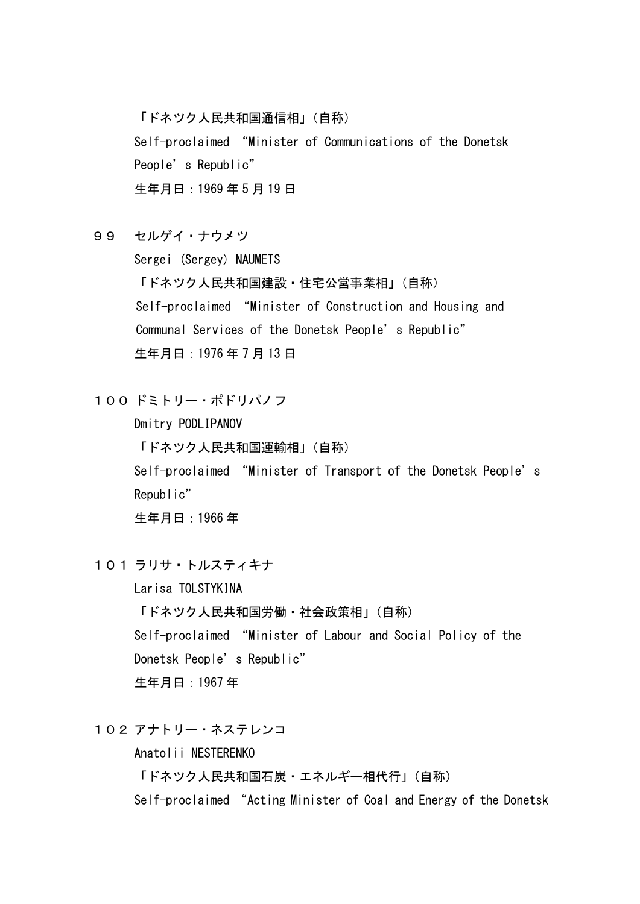「ドネツク人民共和国通信相」（自称）
Self-proclaimed "Minister of Communications of the Donetsk People's Republic"
生年月日：1969年5月19日

９９　セルゲイ・ナウメツ
Sergei (Sergey) NAUMETS
「ドネツク人民共和国建設・住宅公営事業相」（自称）
Self-proclaimed "Minister of Construction and Housing and Communal Services of the Donetsk People's Republic"
生年月日：1976年7月13日

１００ ドミトリー・ポドリパノフ
Dmitry PODLIPANOV
「ドネツク人民共和国運輸相」（自称）
Self-proclaimed "Minister of Transport of the Donetsk People's Republic"
生年月日：1966年

１０１ ラリサ・トルスティキナ
Larisa TOLSTYKINA
「ドネツク人民共和国労働・社会政策相」（自称）
Self-proclaimed "Minister of Labour and Social Policy of the Donetsk People's Republic"
生年月日：1967年

１０２ アナトリー・ネステレンコ
Anatolii NESTERENKO
「ドネツク人民共和国石炭・エネルギー相代行」（自称）
Self-proclaimed "Acting Minister of Coal and Energy of the Donetsk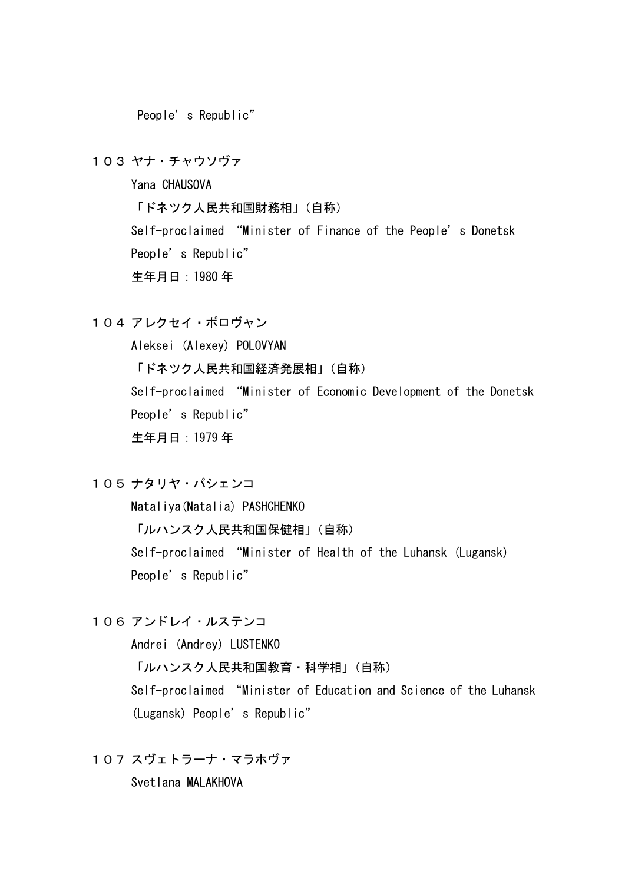People’s Republic”

１０３ ヤナ・チャウソヴァ

Yana CHAUSOVA

「ドネツク人民共和国財務相」（自称）

Self-proclaimed “Minister of Finance of the People’s Donetsk People’s Republic”

生年月日：1980 年

１０４ アレクセイ・ポロヴャン

Aleksei (Alexey) POLOVYAN

「ドネツク人民共和国経済発展相」（自称）

Self-proclaimed “Minister of Economic Development of the Donetsk People’s Republic”

生年月日：1979 年

１０５ ナタリヤ・パシェンコ

Nataliya(Natalia) PASHCHENKO

「ルハンスク人民共和国保健相」（自称）

Self-proclaimed “Minister of Health of the Luhansk (Lugansk) People’s Republic”

１０６ アンドレイ・ルステンコ

Andrei (Andrey) LUSTENKO

「ルハンスク人民共和国教育・科学相」（自称）

Self-proclaimed “Minister of Education and Science of the Luhansk (Lugansk) People’s Republic”

１０７ スヴェトラーナ・マラホヴァ

Svetlana MALAKHOVA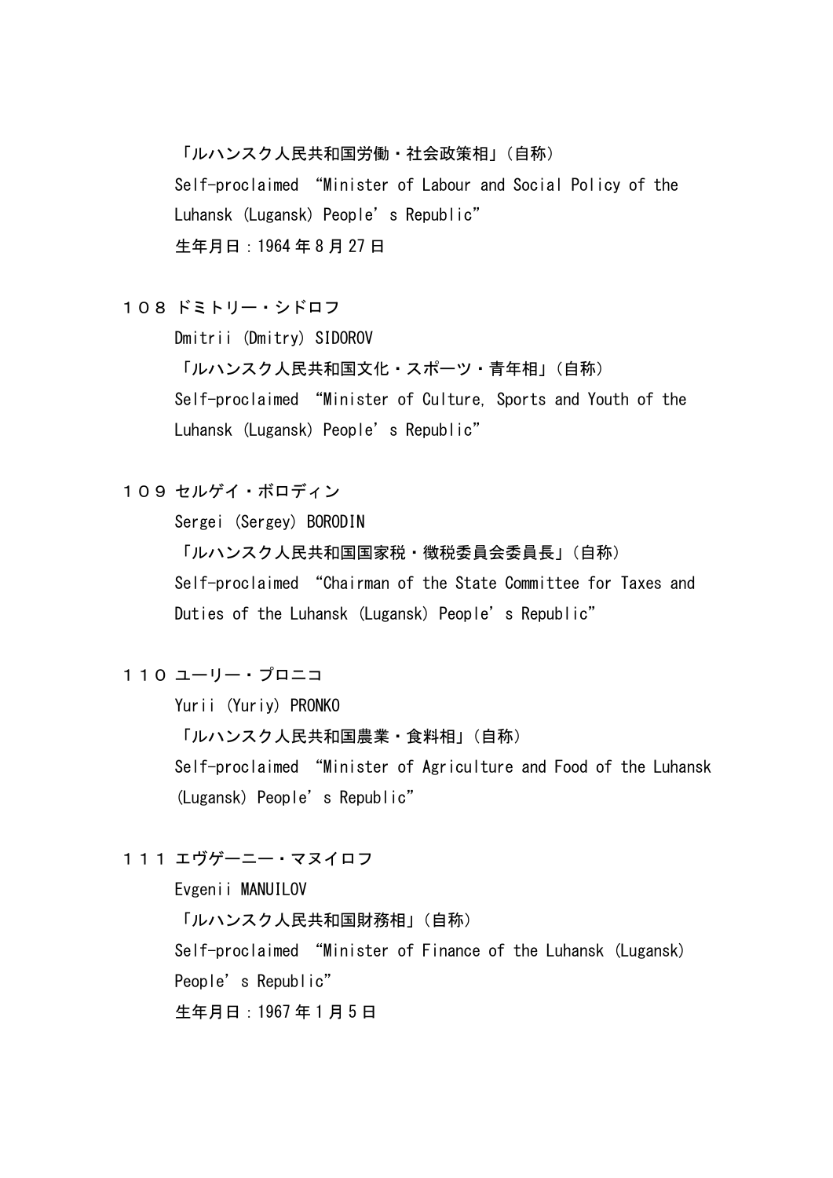「ルハンスク人民共和国労働・社会政策相」（自称）
Self-proclaimed “Minister of Labour and Social Policy of the Luhansk (Lugansk) People’s Republic”
生年月日：1964 年 8 月 27 日

１０８ ドミトリー・シドロフ
Dmitrii (Dmitry) SIDOROV
「ルハンスク人民共和国文化・スポーツ・青年相」（自称）
Self-proclaimed “Minister of Culture, Sports and Youth of the Luhansk (Lugansk) People’s Republic”

１０９ セルゲイ・ボロディン
Sergei (Sergey) BORODIN
「ルハンスク人民共和国国家税・徴税委員会委員長」（自称）
Self-proclaimed “Chairman of the State Committee for Taxes and Duties of the Luhansk (Lugansk) People’s Republic”

１１０ ユーリー・プロニコ
Yurii (Yuriy) PRONKO
「ルハンスク人民共和国農業・食料相」（自称）
Self-proclaimed “Minister of Agriculture and Food of the Luhansk (Lugansk) People’s Republic”

１１１ エヴゲーニー・マヌイロフ
Evgenii MANUILOV
「ルハンスク人民共和国財務相」（自称）
Self-proclaimed “Minister of Finance of the Luhansk (Lugansk) People’s Republic”
生年月日：1967 年 1 月 5 日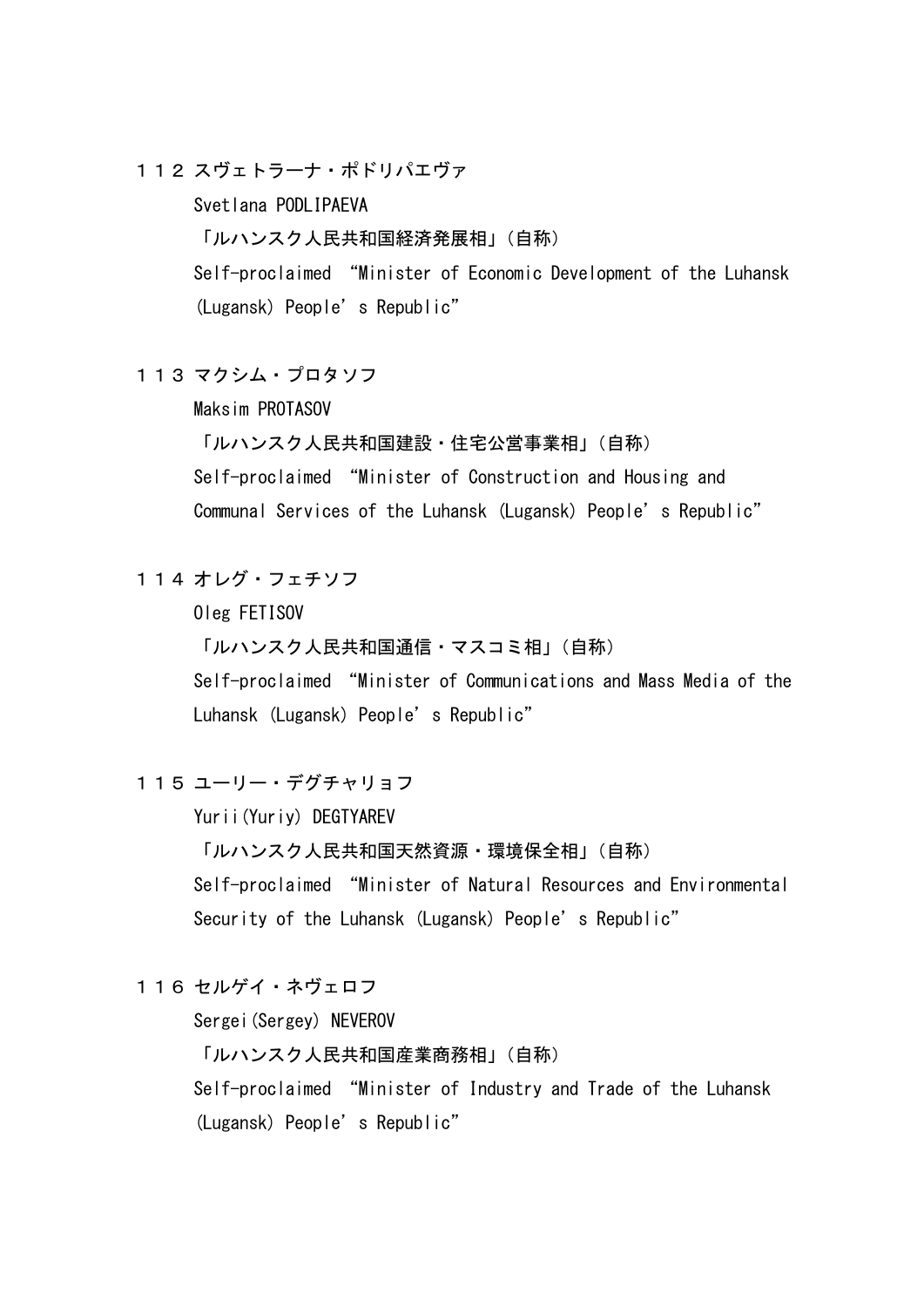１１２ スヴェトラーナ・ポドリパエヴァ

Svetlana PODLIPAEVA

「ルハンスク人民共和国経済発展相」（自称）

Self-proclaimed “Minister of Economic Development of the Luhansk (Lugansk) People’s Republic”

１１３ マクシム・プロタソフ

Maksim PROTASOV

「ルハンスク人民共和国建設・住宅公営事業相」（自称）

Self-proclaimed “Minister of Construction and Housing and Communal Services of the Luhansk (Lugansk) People’s Republic”

１１４ オレグ・フェチソフ

Oleg FETISOV

「ルハンスク人民共和国通信・マスコミ相」（自称）

Self-proclaimed “Minister of Communications and Mass Media of the Luhansk (Lugansk) People’s Republic”

１１５ ユーリー・デグチャリョフ

Yurii(Yuriy) DEGTYAREV

「ルハンスク人民共和国天然資源・環境保全相」（自称）

Self-proclaimed “Minister of Natural Resources and Environmental Security of the Luhansk (Lugansk) People’s Republic”

１１６ セルゲイ・ネヴェロフ

Sergei(Sergey) NEVEROV

「ルハンスク人民共和国産業商務相」（自称）

Self-proclaimed “Minister of Industry and Trade of the Luhansk (Lugansk) People’s Republic”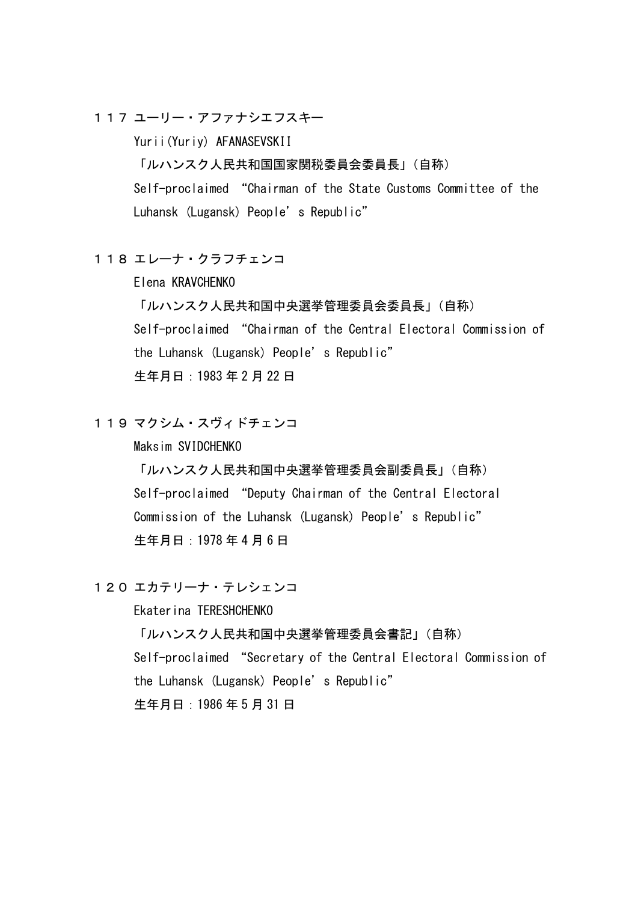１１７ ユーリー・アファナシエフスキー

Yurii(Yuriy) AFANASEVSKII

「ルハンスク人民共和国国家関税委員会委員長」（自称）

Self-proclaimed “Chairman of the State Customs Committee of the Luhansk (Lugansk) People’s Republic”

１１８ エレーナ・クラフチェンコ

Elena KRAVCHENKO

「ルハンスク人民共和国中央選挙管理委員会委員長」（自称）

Self-proclaimed “Chairman of the Central Electoral Commission of the Luhansk (Lugansk) People’s Republic”

生年月日：1983 年 2 月 22 日

１１９ マクシム・スヴィドチェンコ

Maksim SVIDCHENKO

「ルハンスク人民共和国中央選挙管理委員会副委員長」（自称）

Self-proclaimed “Deputy Chairman of the Central Electoral Commission of the Luhansk (Lugansk) People’s Republic”

生年月日：1978 年 4 月 6 日

１２０ エカテリーナ・テレシェンコ

Ekaterina TERESHCHENKO

「ルハンスク人民共和国中央選挙管理委員会書記」（自称）

Self-proclaimed “Secretary of the Central Electoral Commission of the Luhansk (Lugansk) People’s Republic”

生年月日：1986 年 5 月 31 日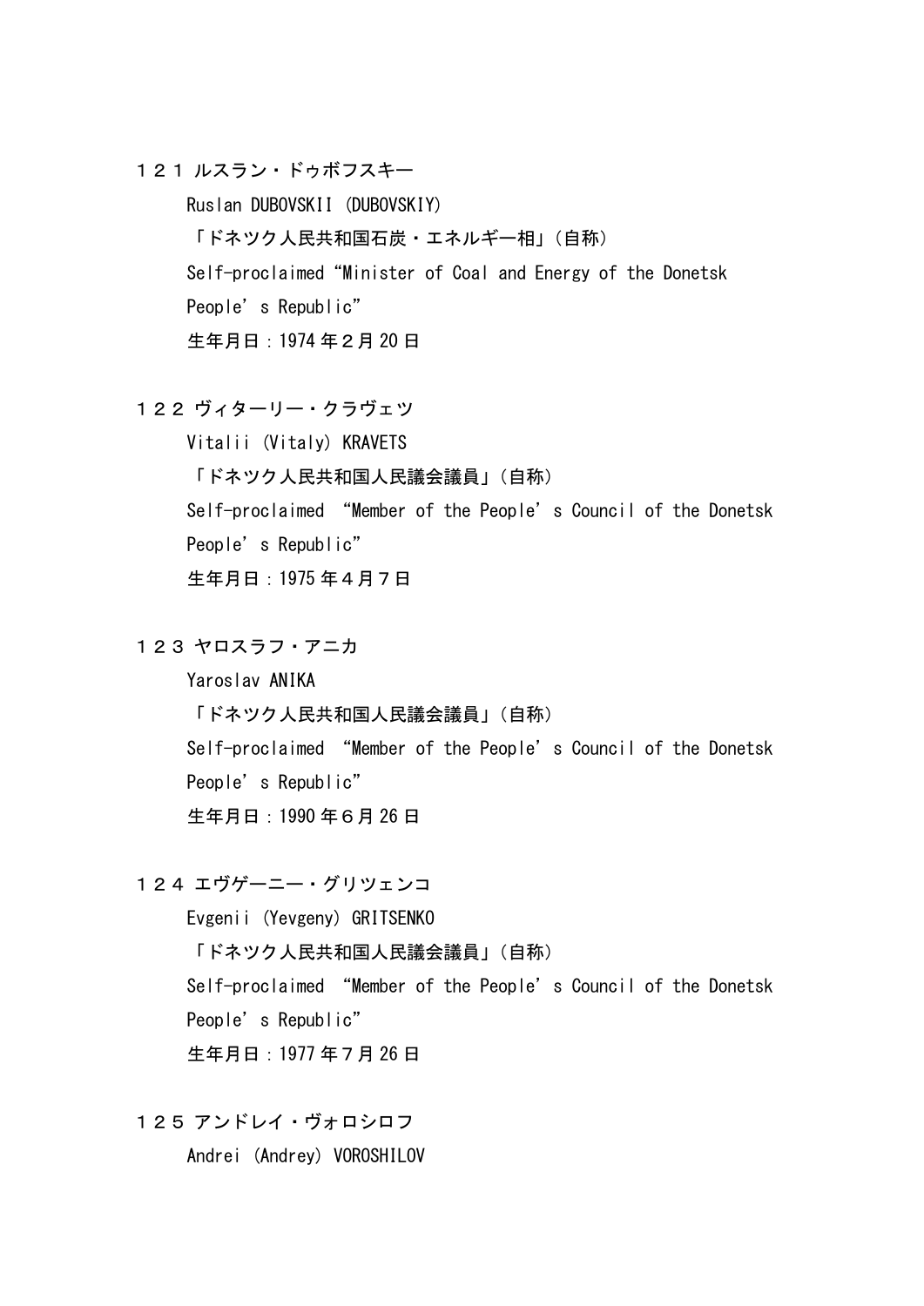１２１ ルスラン・ドゥボフスキー

Ruslan DUBOVSKII (DUBOVSKIY)

「ドネツク人民共和国石炭・エネルギー相」（自称）

Self-proclaimed “Minister of Coal and Energy of the Donetsk People’s Republic”

生年月日：1974 年２月 20 日

１２２ ヴィターリー・クラヴェツ

Vitalii (Vitaly) KRAVETS

「ドネツク人民共和国人民議会議員」（自称）

Self-proclaimed “Member of the People’s Council of the Donetsk People’s Republic”

生年月日：1975 年４月７日

１２３ ヤロスラフ・アニカ

Yaroslav ANIKA

「ドネツク人民共和国人民議会議員」（自称）

Self-proclaimed “Member of the People’s Council of the Donetsk People’s Republic”

生年月日：1990 年６月 26 日

１２４ エヴゲーニー・グリツェンコ

Evgenii (Yevgeny) GRITSENKO

「ドネツク人民共和国人民議会議員」（自称）

Self-proclaimed “Member of the People’s Council of the Donetsk People’s Republic”

生年月日：1977 年７月 26 日

１２５ アンドレイ・ヴォロシロフ

Andrei (Andrey) VOROSHILOV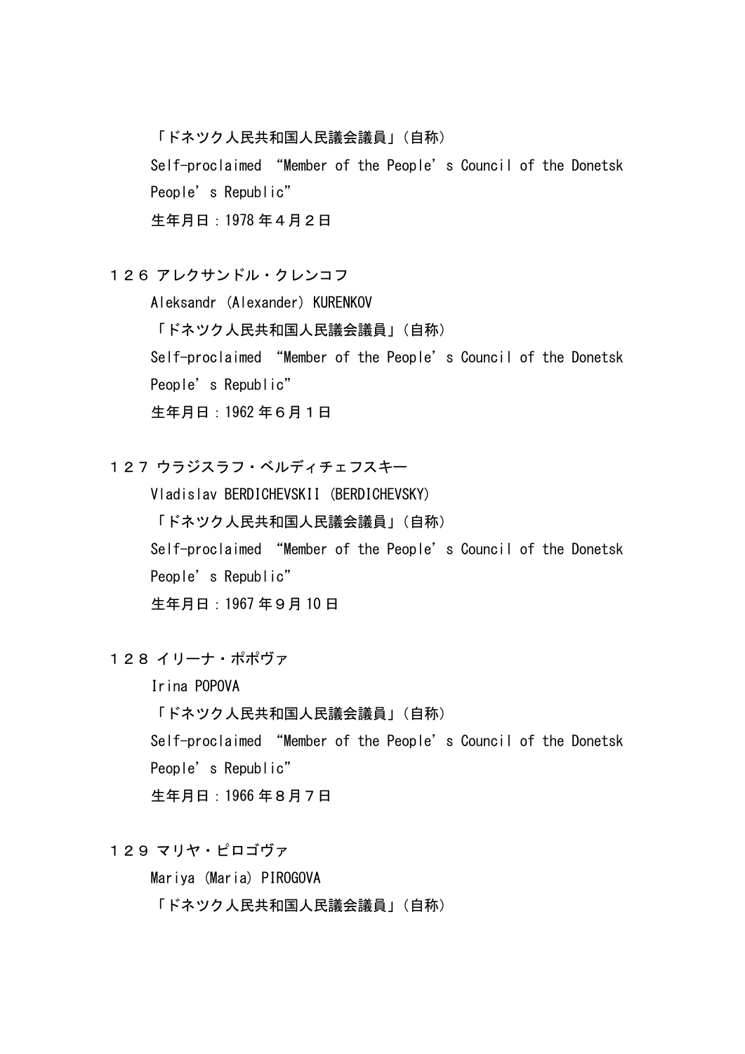「ドネツク人民共和国人民議会議員」（自称）
Self-proclaimed “Member of the People’s Council of the Donetsk People’s Republic”
生年月日：1978 年４月２日

１２６ アレクサンドル・クレンコフ
Aleksandr (Alexander) KURENKOV
「ドネツク人民共和国人民議会議員」（自称）
Self-proclaimed “Member of the People’s Council of the Donetsk People’s Republic”
生年月日：1962 年６月１日

１２７ ウラジスラフ・ベルディチェフスキー
Vladislav BERDICHEVSKII (BERDICHEVSKY)
「ドネツク人民共和国人民議会議員」（自称）
Self-proclaimed “Member of the People’s Council of the Donetsk People’s Republic”
生年月日：1967 年９月 10 日

１２８ イリーナ・ポポヴァ
Irina POPOVA
「ドネツク人民共和国人民議会議員」（自称）
Self-proclaimed “Member of the People’s Council of the Donetsk People’s Republic”
生年月日：1966 年８月７日

１２９ マリヤ・ピロゴヴァ
Mariya (Maria) PIROGOVA
「ドネツク人民共和国人民議会議員」（自称）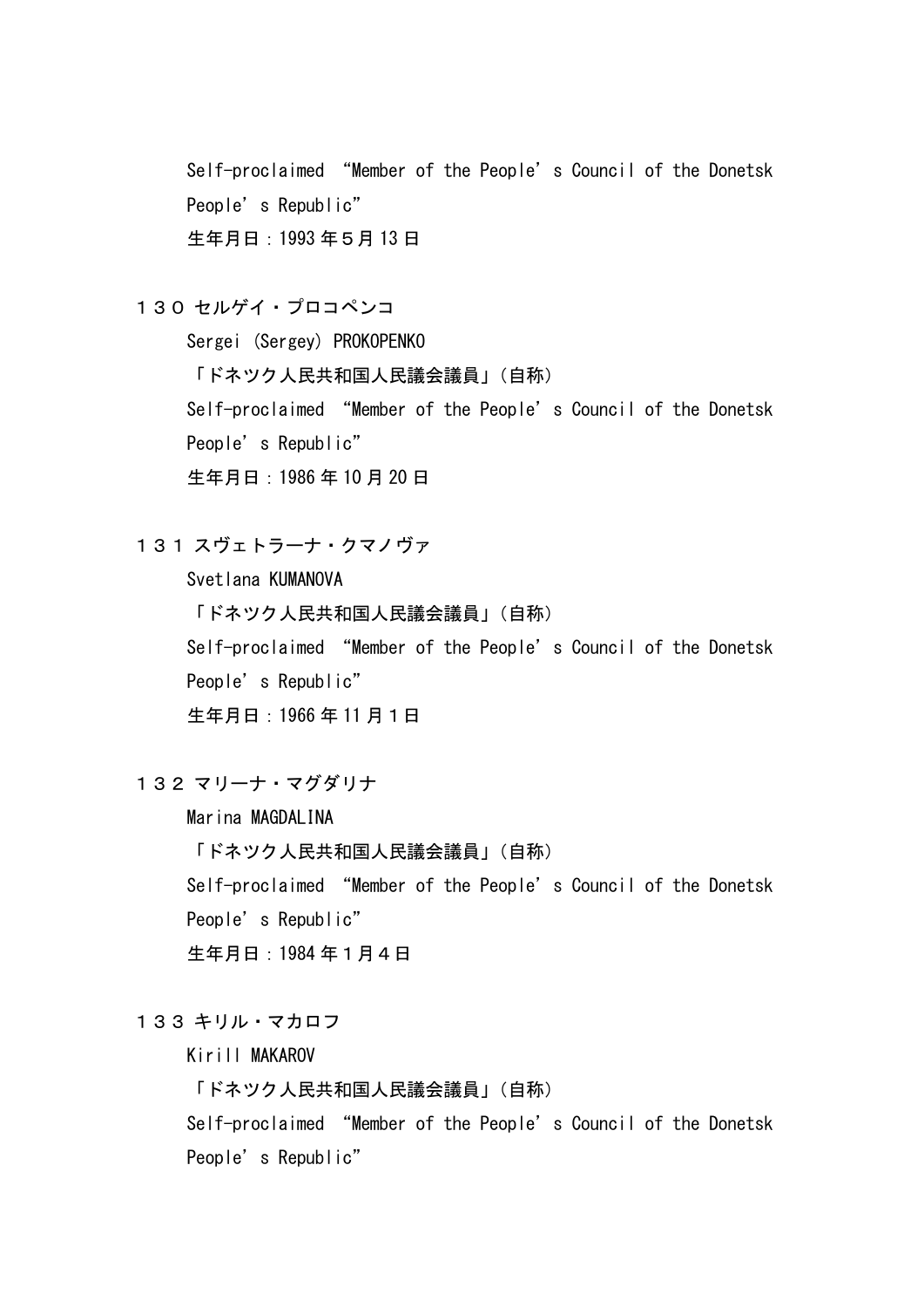Self-proclaimed “Member of the People’s Council of the Donetsk People’s Republic”

生年月日：1993年５月13日

１３０ セルゲイ・プロコペンコ

Sergei (Sergey) PROKOPENKO

「ドネツク人民共和国人民議会議員」（自称）

Self-proclaimed “Member of the People’s Council of the Donetsk People’s Republic”

生年月日：1986年10月20日

１３１ スヴェトラーナ・クマノヴァ

Svetlana KUMANOVA

「ドネツク人民共和国人民議会議員」（自称）

Self-proclaimed “Member of the People’s Council of the Donetsk People’s Republic”

生年月日：1966年11月１日

１３２ マリーナ・マグダリナ

Marina MAGDALINA

「ドネツク人民共和国人民議会議員」（自称）

Self-proclaimed “Member of the People’s Council of the Donetsk People’s Republic”

生年月日：1984年１月４日

１３３ キリル・マカロフ

Kirill MAKAROV

「ドネツク人民共和国人民議会議員」（自称）

Self-proclaimed “Member of the People’s Council of the Donetsk People’s Republic”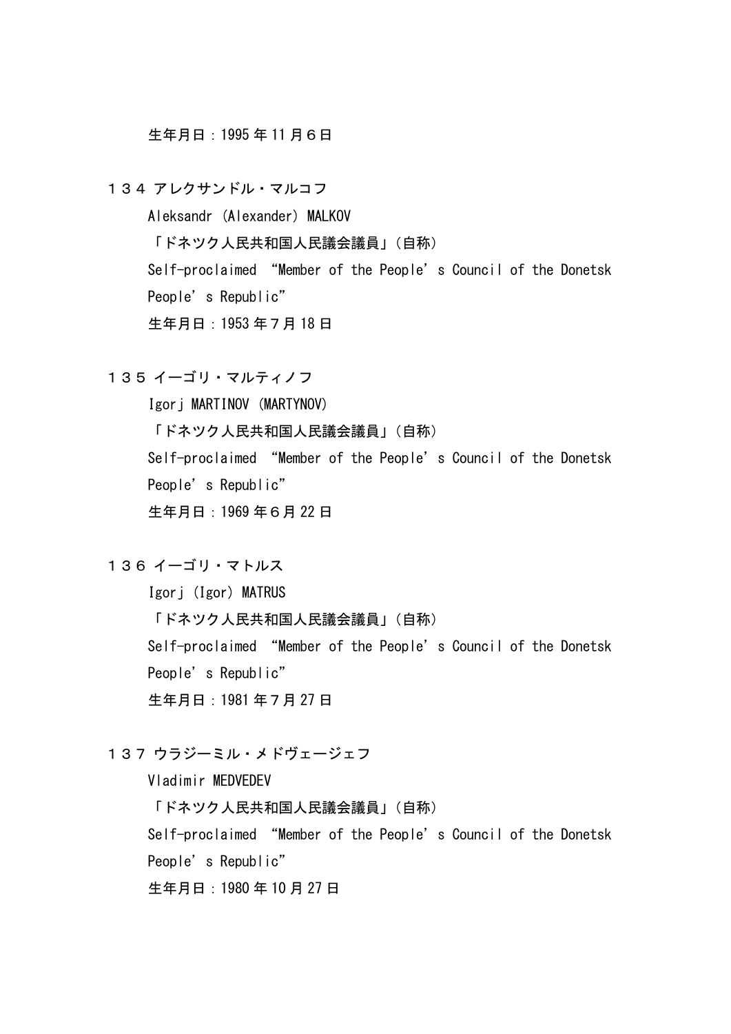生年月日：1995 年 11 月６日

１３４ アレクサンドル・マルコフ

Aleksandr (Alexander) MALKOV

「ドネツク人民共和国人民議会議員」（自称）

Self-proclaimed “Member of the People’s Council of the Donetsk People’s Republic”

生年月日：1953 年７月 18 日

１３５ イーゴリ・マルティノフ

Igorj MARTINOV (MARTYNOV)

「ドネツク人民共和国人民議会議員」（自称）

Self-proclaimed “Member of the People’s Council of the Donetsk People’s Republic”

生年月日：1969 年６月 22 日

１３６ イーゴリ・マトルス

Igorj (Igor) MATRUS

「ドネツク人民共和国人民議会議員」（自称）

Self-proclaimed “Member of the People’s Council of the Donetsk People’s Republic”

生年月日：1981 年７月 27 日

１３７ ウラジーミル・メドヴェージェフ

Vladimir MEDVEDEV

「ドネツク人民共和国人民議会議員」（自称）

Self-proclaimed “Member of the People’s Council of the Donetsk People’s Republic”

生年月日：1980 年 10 月 27 日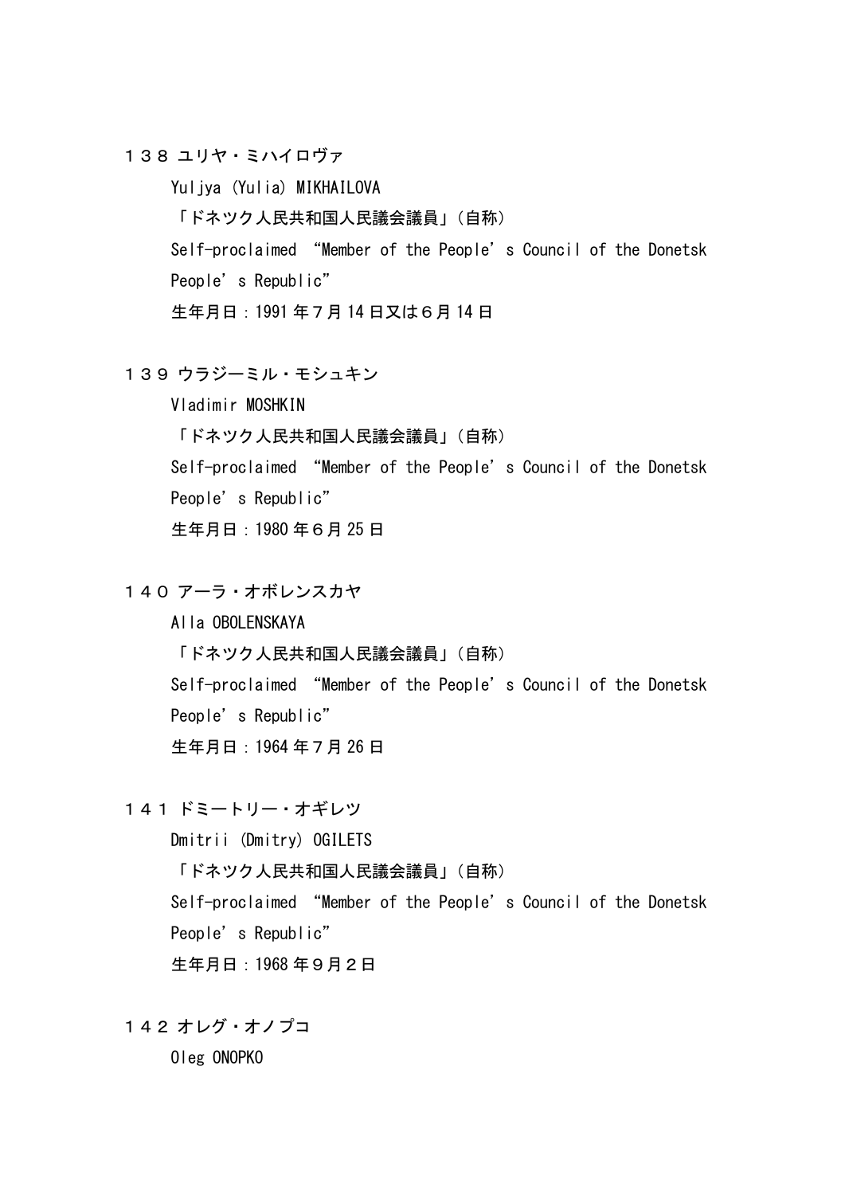１３８ ユリヤ・ミハイロヴァ

Yuljya (Yulia) MIKHAILOVA

「ドネツク人民共和国人民議会議員」(自称)

Self-proclaimed “Member of the People’s Council of the Donetsk People’s Republic”

生年月日：1991 年７月 14 日又は６月 14 日

１３９ ウラジーミル・モシュキン

Vladimir MOSHKIN

「ドネツク人民共和国人民議会議員」(自称)

Self-proclaimed “Member of the People’s Council of the Donetsk People’s Republic”

生年月日：1980 年６月 25 日

１４０ アーラ・オボレンスカヤ

Alla OBOLENSKAYA

「ドネツク人民共和国人民議会議員」(自称)

Self-proclaimed “Member of the People’s Council of the Donetsk People’s Republic”

生年月日：1964 年７月 26 日

１４１ ドミートリー・オギレツ

Dmitrii (Dmitry) OGILETS

「ドネツク人民共和国人民議会議員」(自称)

Self-proclaimed “Member of the People’s Council of the Donetsk People’s Republic”

生年月日：1968 年９月２日

１４２ オレグ・オノプコ

Oleg ONOPKO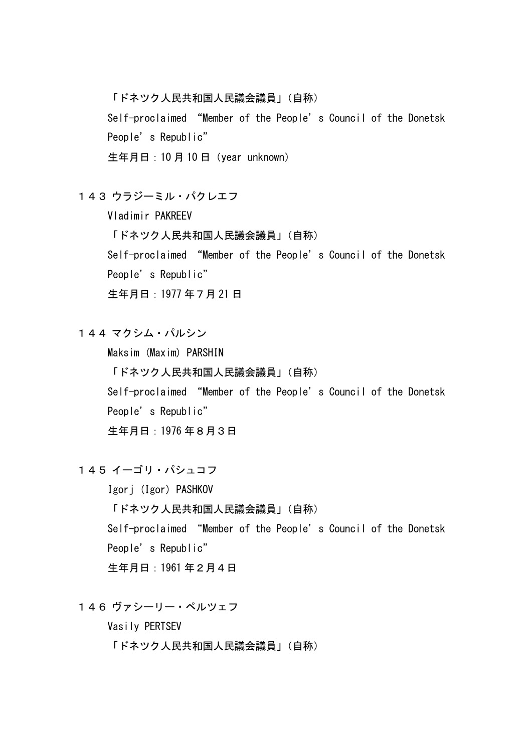「ドネツク人民共和国人民議会議員」（自称）
Self-proclaimed “Member of the People’s Council of the Donetsk People’s Republic”
生年月日：10 月 10 日（year unknown）

１４３ ウラジーミル・パクレエフ
Vladimir PAKREEV
「ドネツク人民共和国人民議会議員」（自称）
Self-proclaimed “Member of the People’s Council of the Donetsk People’s Republic”
生年月日：1977 年７月 21 日

１４４ マクシム・パルシン
Maksim (Maxim) PARSHIN
「ドネツク人民共和国人民議会議員」（自称）
Self-proclaimed “Member of the People’s Council of the Donetsk People’s Republic”
生年月日：1976 年８月３日

１４５ イーゴリ・パシュコフ
Igorj (Igor) PASHKOV
「ドネツク人民共和国人民議会議員」（自称）
Self-proclaimed “Member of the People’s Council of the Donetsk People’s Republic”
生年月日：1961 年２月４日

１４６ ヴァシーリー・ペルツェフ
Vasily PERTSEV
「ドネツク人民共和国人民議会議員」（自称）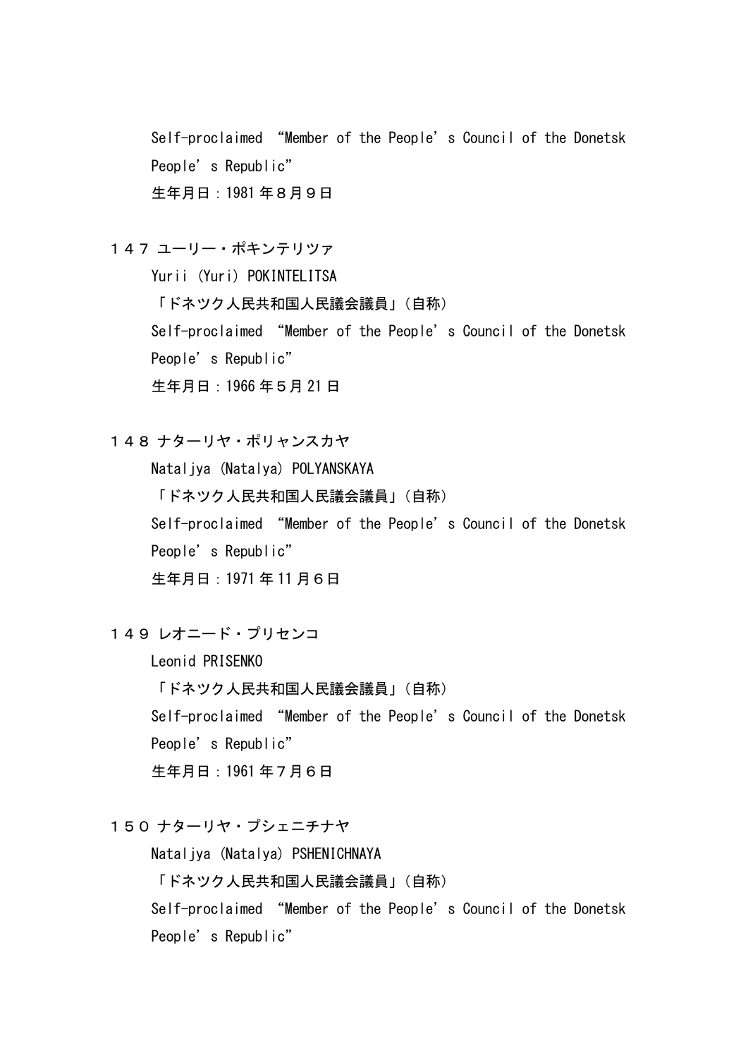Self-proclaimed “Member of the People’s Council of the Donetsk People’s Republic”

生年月日：1981 年８月９日

１４７ ユーリー・ポキンテリツァ

Yurii (Yuri) POKINTELITSA

「ドネツク人民共和国人民議会議員」（自称）

Self-proclaimed “Member of the People’s Council of the Donetsk People’s Republic”

生年月日：1966 年５月 21 日

１４８ ナターリヤ・ポリャンスカヤ

Nataljya (Natalya) POLYANSKAYA

「ドネツク人民共和国人民議会議員」（自称）

Self-proclaimed “Member of the People’s Council of the Donetsk People’s Republic”

生年月日：1971 年 11 月６日

１４９ レオニード・プリセンコ

Leonid PRISENKO

「ドネツク人民共和国人民議会議員」（自称）

Self-proclaimed “Member of the People’s Council of the Donetsk People’s Republic”

生年月日：1961 年７月６日

１５０ ナターリヤ・プシェニチナヤ

Nataljya (Natalya) PSHENICHNAYA

「ドネツク人民共和国人民議会議員」（自称）

Self-proclaimed “Member of the People’s Council of the Donetsk People’s Republic”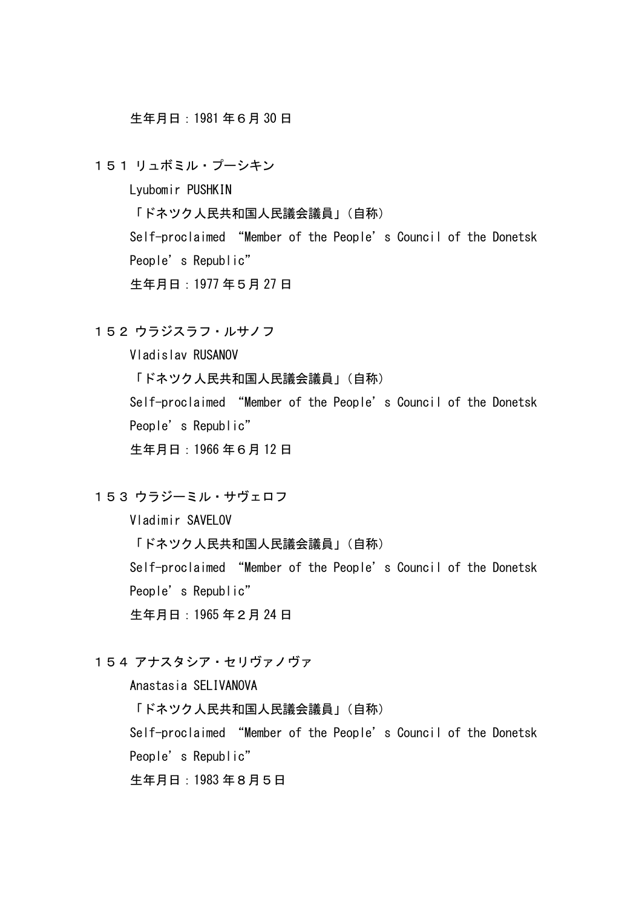生年月日：1981 年６月 30 日

１５１ リュボミル・プーシキン

Lyubomir PUSHKIN

「ドネツク人民共和国人民議会議員」（自称）

Self-proclaimed “Member of the People’s Council of the Donetsk People’s Republic”

生年月日：1977 年５月 27 日

１５２ ウラジスラフ・ルサノフ

Vladislav RUSANOV

「ドネツク人民共和国人民議会議員」（自称）

Self-proclaimed “Member of the People’s Council of the Donetsk People’s Republic”

生年月日：1966 年６月 12 日

１５３ ウラジーミル・サヴェロフ

Vladimir SAVELOV

「ドネツク人民共和国人民議会議員」（自称）

Self-proclaimed “Member of the People’s Council of the Donetsk People’s Republic”

生年月日：1965 年２月 24 日

１５４ アナスタシア・セリヴァノヴァ

Anastasia SELIVANOVA

「ドネツク人民共和国人民議会議員」（自称）

Self-proclaimed “Member of the People’s Council of the Donetsk People’s Republic”

生年月日：1983 年８月５日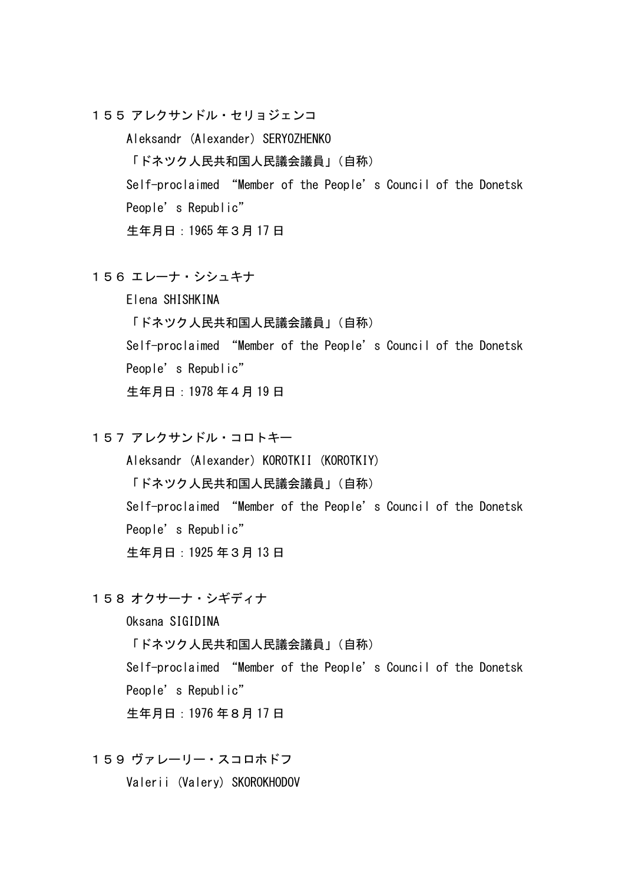１５５ アレクサンドル・セリョジェンコ

Aleksandr (Alexander) SERYOZHENKO

「ドネツク人民共和国人民議会議員」(自称)

Self-proclaimed “Member of the People’s Council of the Donetsk People’s Republic”

生年月日：1965 年３月 17 日

１５６ エレーナ・シシュキナ

Elena SHISHKINA

「ドネツク人民共和国人民議会議員」(自称)

Self-proclaimed “Member of the People’s Council of the Donetsk People’s Republic”

生年月日：1978 年４月 19 日

１５７ アレクサンドル・コロトキー

Aleksandr (Alexander) KOROTKII (KOROTKIY)

「ドネツク人民共和国人民議会議員」(自称)

Self-proclaimed “Member of the People’s Council of the Donetsk People’s Republic”

生年月日：1925 年３月 13 日

１５８ オクサーナ・シギディナ

Oksana SIGIDINA

「ドネツク人民共和国人民議会議員」(自称)

Self-proclaimed “Member of the People’s Council of the Donetsk People’s Republic”

生年月日：1976 年８月 17 日

１５９ ヴァレーリー・スコロホドフ

Valerii (Valery) SKOROKHODOV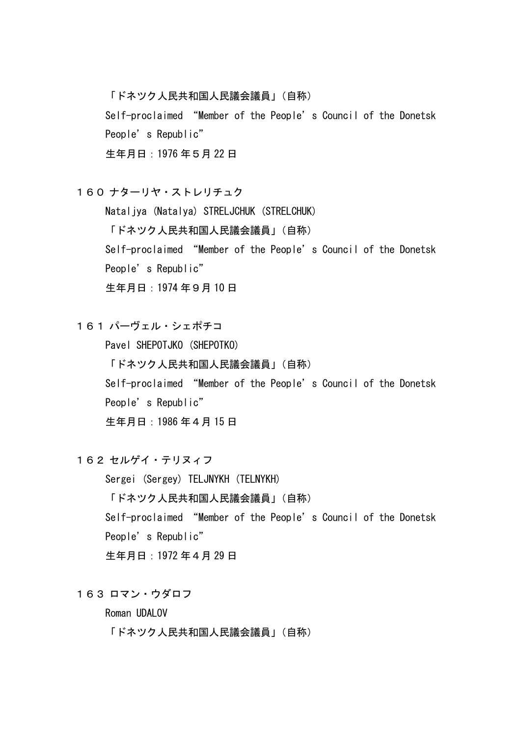「ドネツク人民共和国人民議会議員」（自称）
Self-proclaimed “Member of the People’s Council of the Donetsk People’s Republic”
生年月日：1976 年５月 22 日

１６０ ナターリヤ・ストレリチュク
Nataljya (Natalya) STRELJCHUK (STRELCHUK)
「ドネツク人民共和国人民議会議員」（自称）
Self-proclaimed “Member of the People’s Council of the Donetsk People’s Republic”
生年月日：1974 年９月 10 日

１６１ パーヴェル・シェポチコ
Pavel SHEPOTJKO (SHEPOTKO)
「ドネツク人民共和国人民議会議員」（自称）
Self-proclaimed “Member of the People’s Council of the Donetsk People’s Republic”
生年月日：1986 年４月 15 日

１６２ セルゲイ・テリヌィフ
Sergei (Sergey) TELJNYKH (TELNYKH)
「ドネツク人民共和国人民議会議員」（自称）
Self-proclaimed “Member of the People’s Council of the Donetsk People’s Republic”
生年月日：1972 年４月 29 日

１６３ ロマン・ウダロフ
Roman UDALOV
「ドネツク人民共和国人民議会議員」（自称）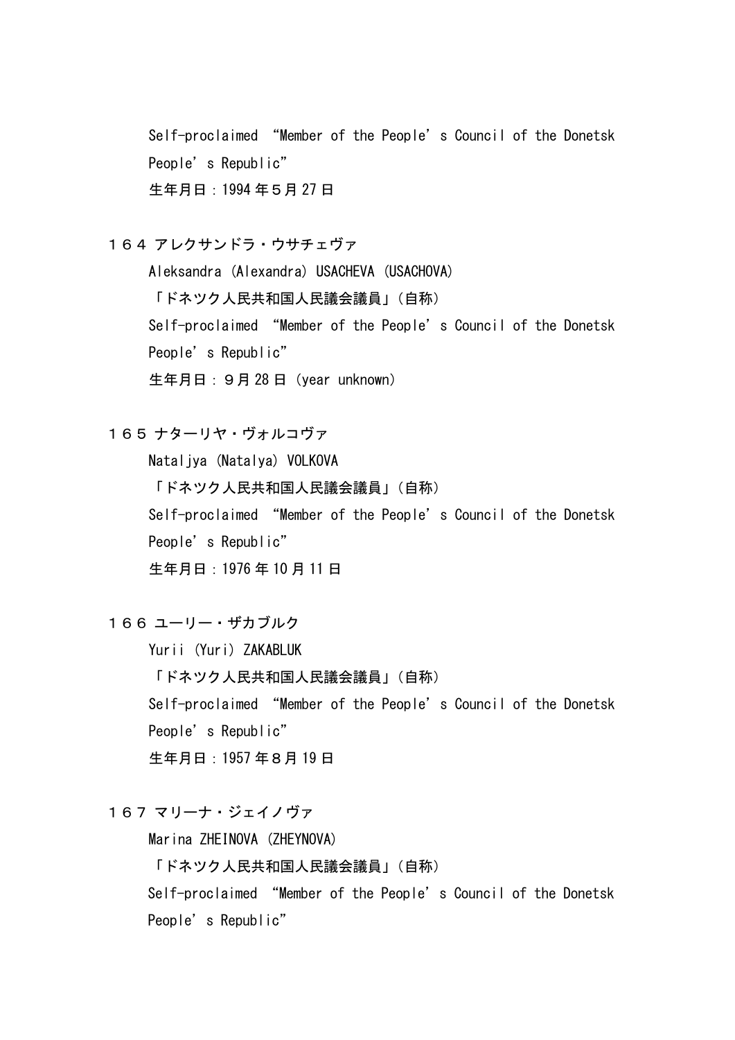Self-proclaimed “Member of the People’s Council of the Donetsk People’s Republic”

生年月日：1994 年５月 27 日

１６４ アレクサンドラ・ウサチェヴァ

Aleksandra (Alexandra) USACHEVA (USACHOVA)

「ドネツク人民共和国人民議会議員」（自称）

Self-proclaimed “Member of the People’s Council of the Donetsk People’s Republic”

生年月日：９月 28 日 (year unknown)

１６５ ナターリヤ・ヴォルコヴァ

Nataljya (Natalya) VOLKOVA

「ドネツク人民共和国人民議会議員」（自称）

Self-proclaimed “Member of the People’s Council of the Donetsk People’s Republic”

生年月日：1976 年 10 月 11 日

１６６ ユーリー・ザカブルク

Yurii (Yuri) ZAKABLUK

「ドネツク人民共和国人民議会議員」（自称）

Self-proclaimed “Member of the People’s Council of the Donetsk People’s Republic”

生年月日：1957 年８月 19 日

１６７ マリーナ・ジェイノヴァ

Marina ZHEINOVA (ZHEYNOVA)

「ドネツク人民共和国人民議会議員」（自称）

Self-proclaimed “Member of the People’s Council of the Donetsk People’s Republic”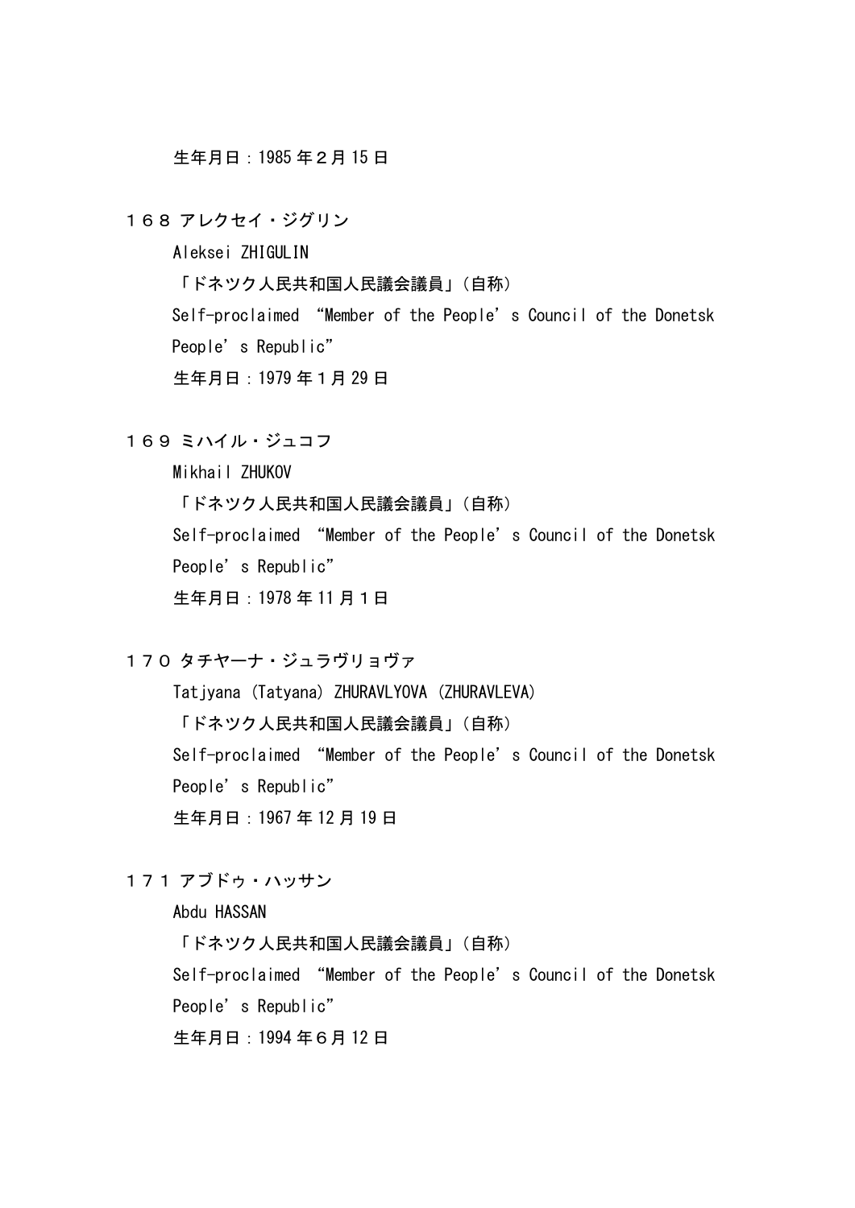生年月日：1985 年２月 15 日

１６８ アレクセイ・ジグリン

Aleksei ZHIGULIN

「ドネツク人民共和国人民議会議員」（自称）

Self-proclaimed “Member of the People’s Council of the Donetsk People’s Republic”

生年月日：1979 年１月 29 日

１６９ ミハイル・ジュコフ

Mikhail ZHUKOV

「ドネツク人民共和国人民議会議員」（自称）

Self-proclaimed “Member of the People’s Council of the Donetsk People’s Republic”

生年月日：1978 年 11 月１日

１７０ タチヤーナ・ジュラヴリョヴァ

Tatjyana (Tatyana) ZHURAVLYOVA (ZHURAVLEVA)

「ドネツク人民共和国人民議会議員」（自称）

Self-proclaimed “Member of the People’s Council of the Donetsk People’s Republic”

生年月日：1967 年 12 月 19 日

１７１ アブドゥ・ハッサン

Abdu HASSAN

「ドネツク人民共和国人民議会議員」（自称）

Self-proclaimed “Member of the People’s Council of the Donetsk People’s Republic”

生年月日：1994 年６月 12 日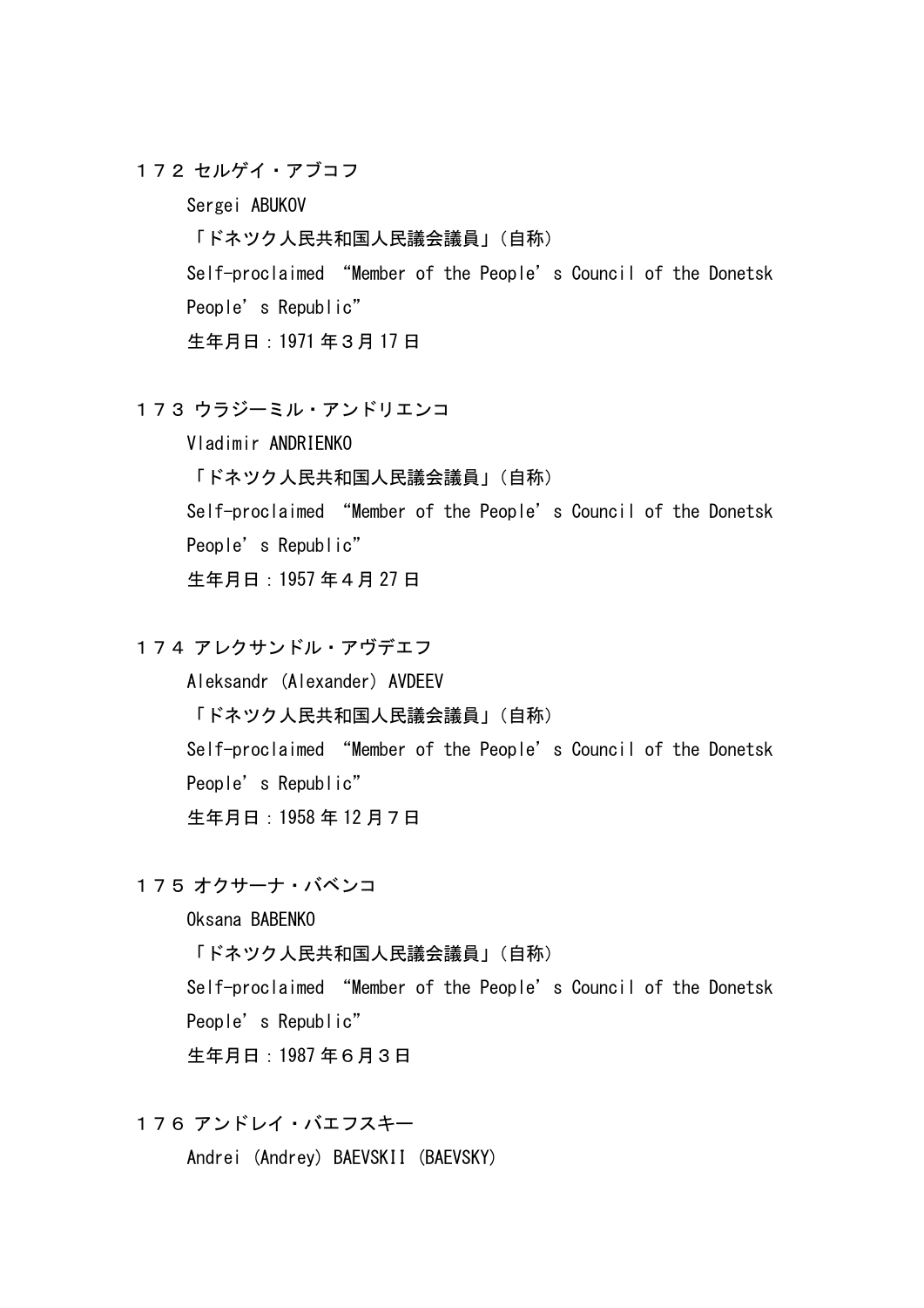１７２ セルゲイ・アブコフ

Sergei ABUKOV

「ドネツク人民共和国人民議会議員」（自称）

Self-proclaimed “Member of the People’s Council of the Donetsk People’s Republic”

生年月日：1971 年３月 17 日

１７３ ウラジーミル・アンドリエンコ

Vladimir ANDRIENKO

「ドネツク人民共和国人民議会議員」（自称）

Self-proclaimed “Member of the People’s Council of the Donetsk People’s Republic”

生年月日：1957 年４月 27 日

１７４ アレクサンドル・アヴデエフ

Aleksandr (Alexander) AVDEEV

「ドネツク人民共和国人民議会議員」（自称）

Self-proclaimed “Member of the People’s Council of the Donetsk People’s Republic”

生年月日：1958 年 12 月７日

１７５ オクサーナ・バベンコ

Oksana BABENKO

「ドネツク人民共和国人民議会議員」（自称）

Self-proclaimed “Member of the People’s Council of the Donetsk People’s Republic”

生年月日：1987 年６月３日

１７６ アンドレイ・バエフスキー

Andrei (Andrey) BAEVSKII (BAEVSKY)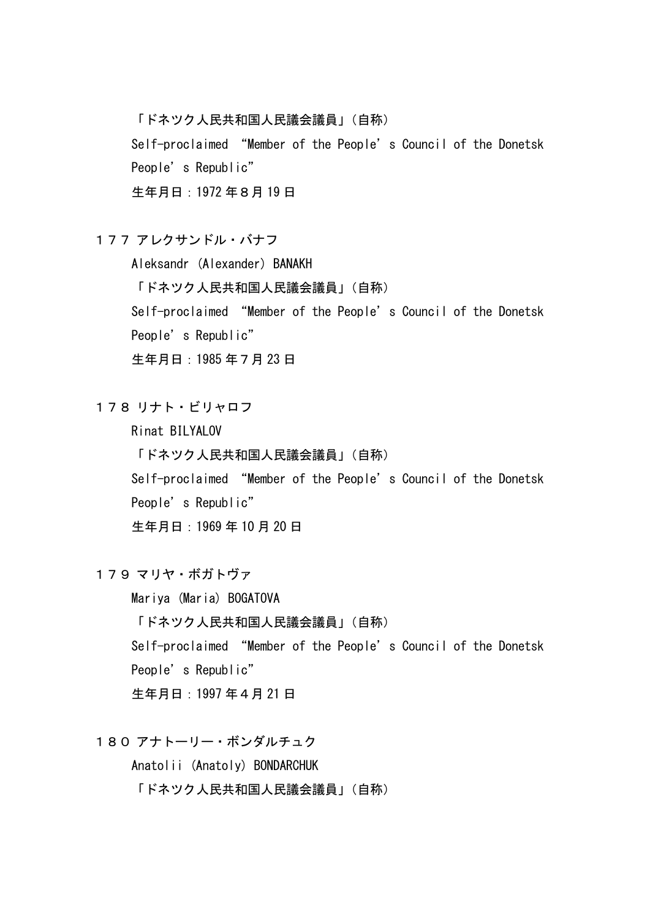「ドネツク人民共和国人民議会議員」（自称）
Self-proclaimed “Member of the People’s Council of the Donetsk People’s Republic”
生年月日：1972 年８月 19 日

１７７ アレクサンドル・バナフ
Aleksandr (Alexander) BANAKH
「ドネツク人民共和国人民議会議員」（自称）
Self-proclaimed “Member of the People’s Council of the Donetsk People’s Republic”
生年月日：1985 年７月 23 日

１７８ リナト・ビリャロフ
Rinat BILYALOV
「ドネツク人民共和国人民議会議員」（自称）
Self-proclaimed “Member of the People’s Council of the Donetsk People’s Republic”
生年月日：1969 年 10 月 20 日

１７９ マリヤ・ボガトヴァ
Mariya (Maria) BOGATOVA
「ドネツク人民共和国人民議会議員」（自称）
Self-proclaimed “Member of the People’s Council of the Donetsk People’s Republic”
生年月日：1997 年４月 21 日

１８０ アナトーリー・ボンダルチュク
Anatolii (Anatoly) BONDARCHUK
「ドネツク人民共和国人民議会議員」（自称）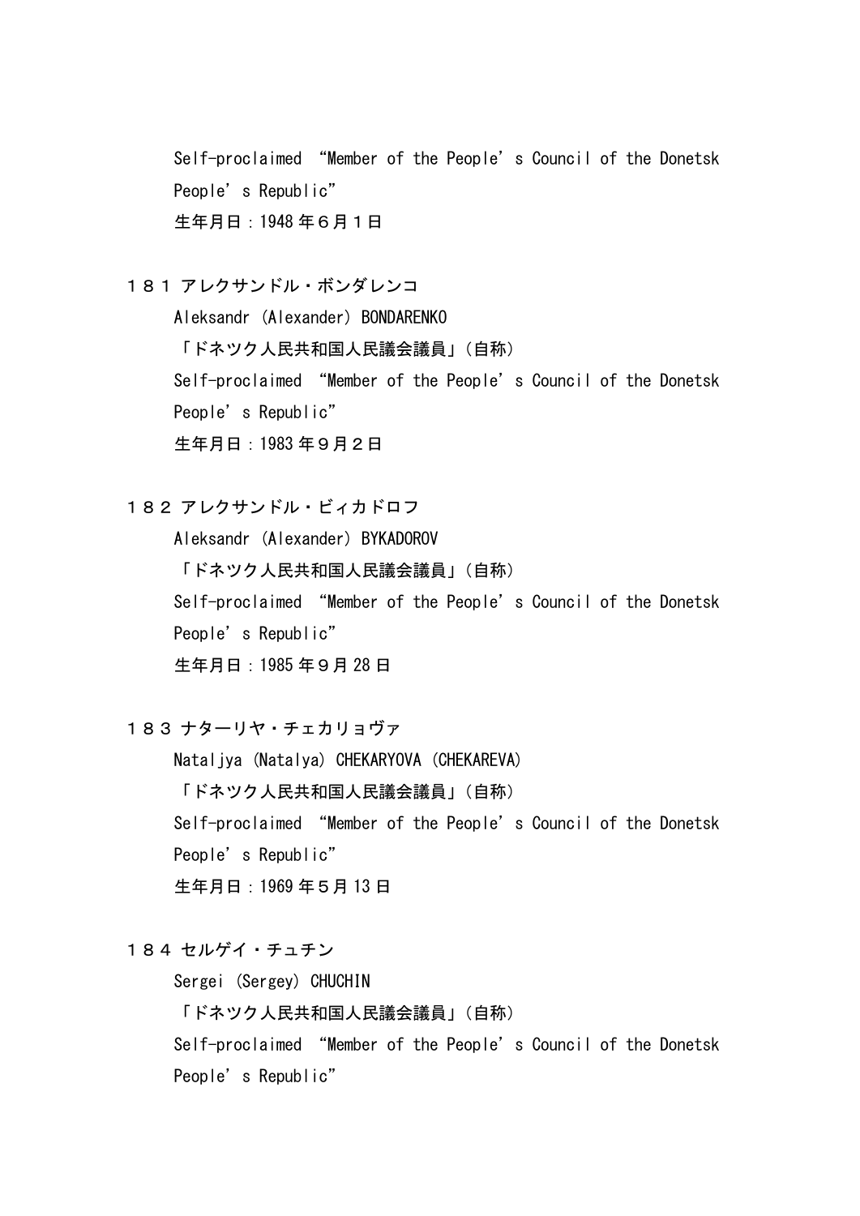Self-proclaimed “Member of the People’s Council of the Donetsk People’s Republic”

生年月日：1948 年６月１日

１８１ アレクサンドル・ボンダレンコ

Aleksandr (Alexander) BONDARENKO

「ドネツク人民共和国人民議会議員」（自称）

Self-proclaimed “Member of the People’s Council of the Donetsk People’s Republic”

生年月日：1983 年９月２日

１８２ アレクサンドル・ビィカドロフ

Aleksandr (Alexander) BYKADOROV

「ドネツク人民共和国人民議会議員」（自称）

Self-proclaimed “Member of the People’s Council of the Donetsk People’s Republic”

生年月日：1985 年９月 28 日

１８３ ナターリヤ・チェカリョヴァ

Nataljya (Natalya) CHEKARYOVA (CHEKAREVA)

「ドネツク人民共和国人民議会議員」（自称）

Self-proclaimed “Member of the People’s Council of the Donetsk People’s Republic”

生年月日：1969 年５月 13 日

１８４ セルゲイ・チュチン

Sergei (Sergey) CHUCHIN

「ドネツク人民共和国人民議会議員」（自称）

Self-proclaimed “Member of the People’s Council of the Donetsk People’s Republic”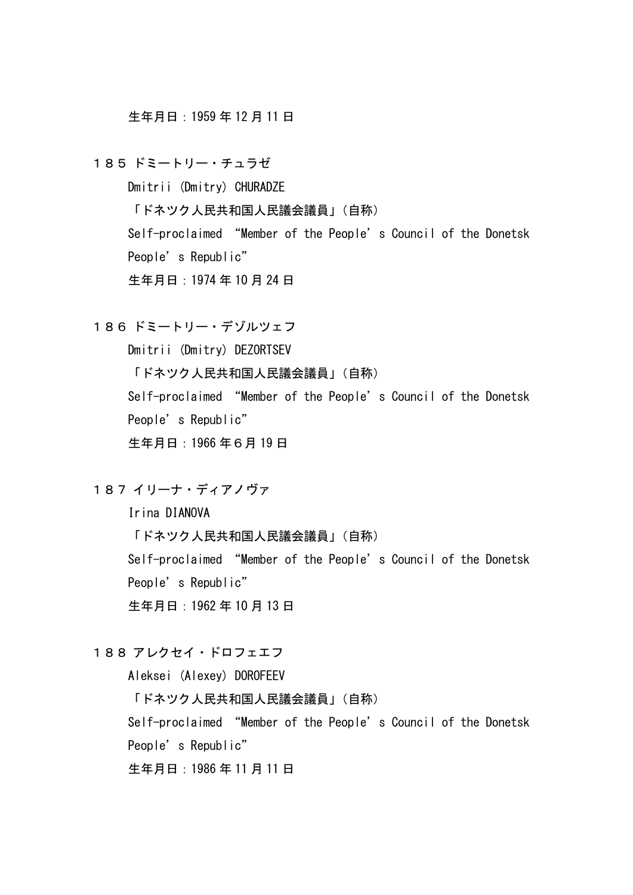生年月日：1959 年 12 月 11 日

１８５ ドミートリー・チュラゼ

Dmitrii (Dmitry) CHURADZE

「ドネツク人民共和国人民議会議員」（自称）

Self-proclaimed “Member of the People’s Council of the Donetsk People’s Republic”

生年月日：1974 年 10 月 24 日

１８６ ドミートリー・デゾルツェフ

Dmitrii (Dmitry) DEZORTSEV

「ドネツク人民共和国人民議会議員」（自称）

Self-proclaimed “Member of the People’s Council of the Donetsk People’s Republic”

生年月日：1966 年６月 19 日

１８７ イリーナ・ディアノヴァ

Irina DIANOVA

「ドネツク人民共和国人民議会議員」（自称）

Self-proclaimed “Member of the People’s Council of the Donetsk People’s Republic”

生年月日：1962 年 10 月 13 日

１８８ アレクセイ・ドロフェエフ

Aleksei (Alexey) DOROFEEV

「ドネツク人民共和国人民議会議員」（自称）

Self-proclaimed “Member of the People’s Council of the Donetsk People’s Republic”

生年月日：1986 年 11 月 11 日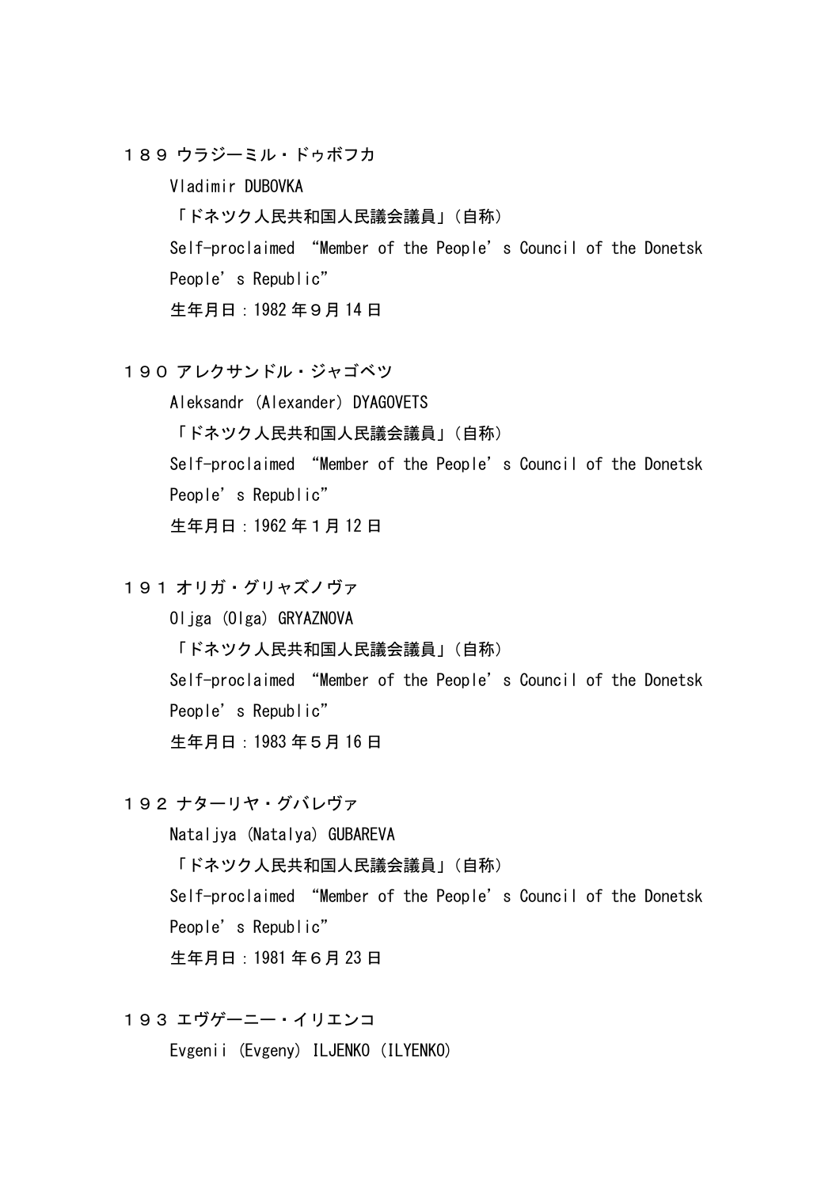１８９ ウラジーミル・ドゥボフカ

Vladimir DUBOVKA

「ドネツク人民共和国人民議会議員」（自称）

Self-proclaimed “Member of the People’s Council of the Donetsk People’s Republic”

生年月日：1982 年９月 14 日

１９０ アレクサンドル・ジャゴベツ

Aleksandr (Alexander) DYAGOVETS

「ドネツク人民共和国人民議会議員」（自称）

Self-proclaimed “Member of the People’s Council of the Donetsk People’s Republic”

生年月日：1962 年１月 12 日

１９１ オリガ・グリャズノヴァ

Oljga (Olga) GRYAZNOVA

「ドネツク人民共和国人民議会議員」（自称）

Self-proclaimed “Member of the People’s Council of the Donetsk People’s Republic”

生年月日：1983 年５月 16 日

１９２ ナターリヤ・グバレヴァ

Nataljya (Natalya) GUBAREVA

「ドネツク人民共和国人民議会議員」（自称）

Self-proclaimed “Member of the People’s Council of the Donetsk People’s Republic”

生年月日：1981 年６月 23 日

１９３ エヴゲーニー・イリエンコ

Evgenii (Evgeny) ILJENKO (ILYENKO)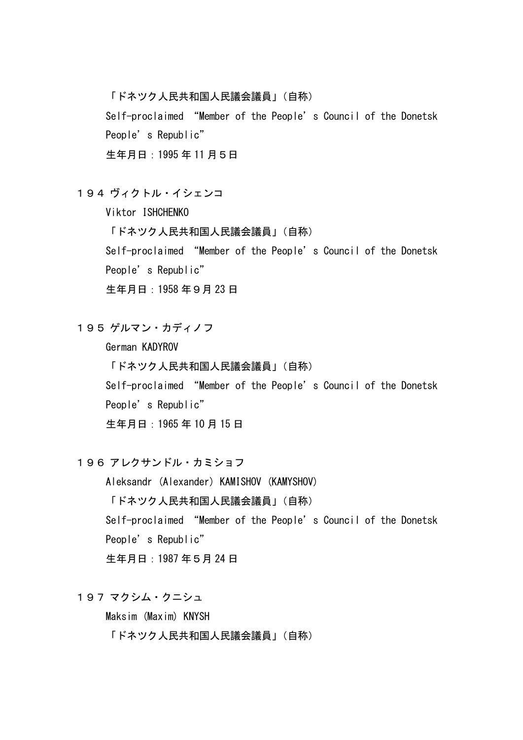「ドネツク人民共和国人民議会議員」（自称）

Self-proclaimed “Member of the People’s Council of the Donetsk People’s Republic”

生年月日：1995年11月５日

１９４ ヴィクトル・イシェンコ

Viktor ISHCHENKO

「ドネツク人民共和国人民議会議員」（自称）

Self-proclaimed “Member of the People’s Council of the Donetsk People’s Republic”

生年月日：1958年９月23日

１９５ ゲルマン・カディノフ

German KADYROV

「ドネツク人民共和国人民議会議員」（自称）

Self-proclaimed “Member of the People’s Council of the Donetsk People’s Republic”

生年月日：1965年10月15日

１９６ アレクサンドル・カミショフ

Aleksandr（Alexander）KAMISHOV（KAMYSHOV）

「ドネツク人民共和国人民議会議員」（自称）

Self-proclaimed “Member of the People’s Council of the Donetsk People’s Republic”

生年月日：1987年５月24日

１９７ マクシム・クニシュ

Maksim（Maxim）KNYSH

「ドネツク人民共和国人民議会議員」（自称）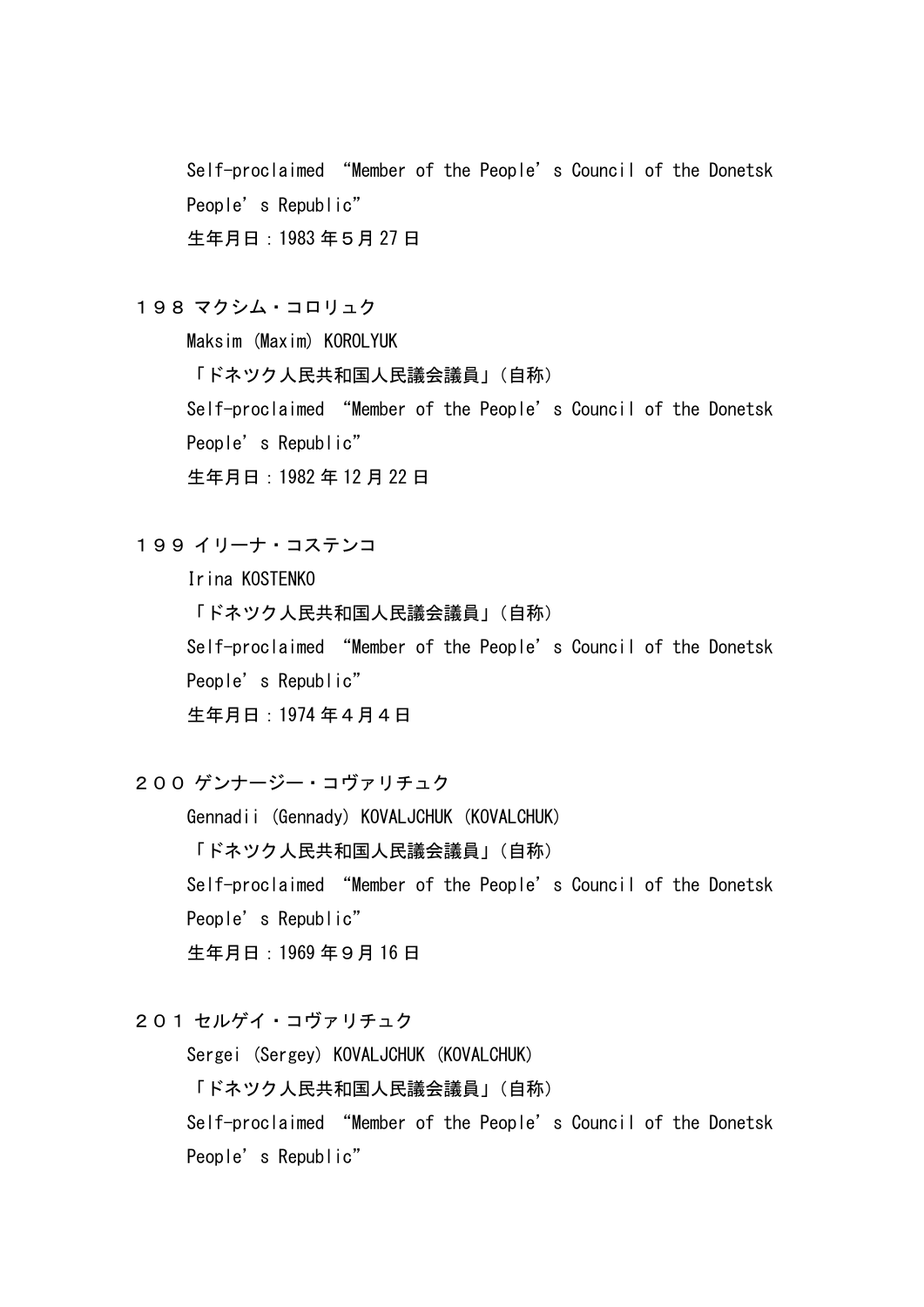Self-proclaimed “Member of the People’s Council of the Donetsk People’s Republic”

生年月日：1983 年５月 27 日

１９８ マクシム・コロリュク

Maksim (Maxim) KOROLYUK

「ドネツク人民共和国人民議会議員」（自称）

Self-proclaimed “Member of the People’s Council of the Donetsk People’s Republic”

生年月日：1982 年 12 月 22 日

１９９ イリーナ・コステンコ

Irina KOSTENKO

「ドネツク人民共和国人民議会議員」（自称）

Self-proclaimed “Member of the People’s Council of the Donetsk People’s Republic”

生年月日：1974 年４月４日

２００ ゲンナージー・コヴァリチュク

Gennadii (Gennady) KOVALJCHUK (KOVALCHUK)

「ドネツク人民共和国人民議会議員」（自称）

Self-proclaimed “Member of the People’s Council of the Donetsk People’s Republic”

生年月日：1969 年９月 16 日

２０１ セルゲイ・コヴァリチュク

Sergei (Sergey) KOVALJCHUK (KOVALCHUK)

「ドネツク人民共和国人民議会議員」（自称）

Self-proclaimed “Member of the People’s Council of the Donetsk People’s Republic”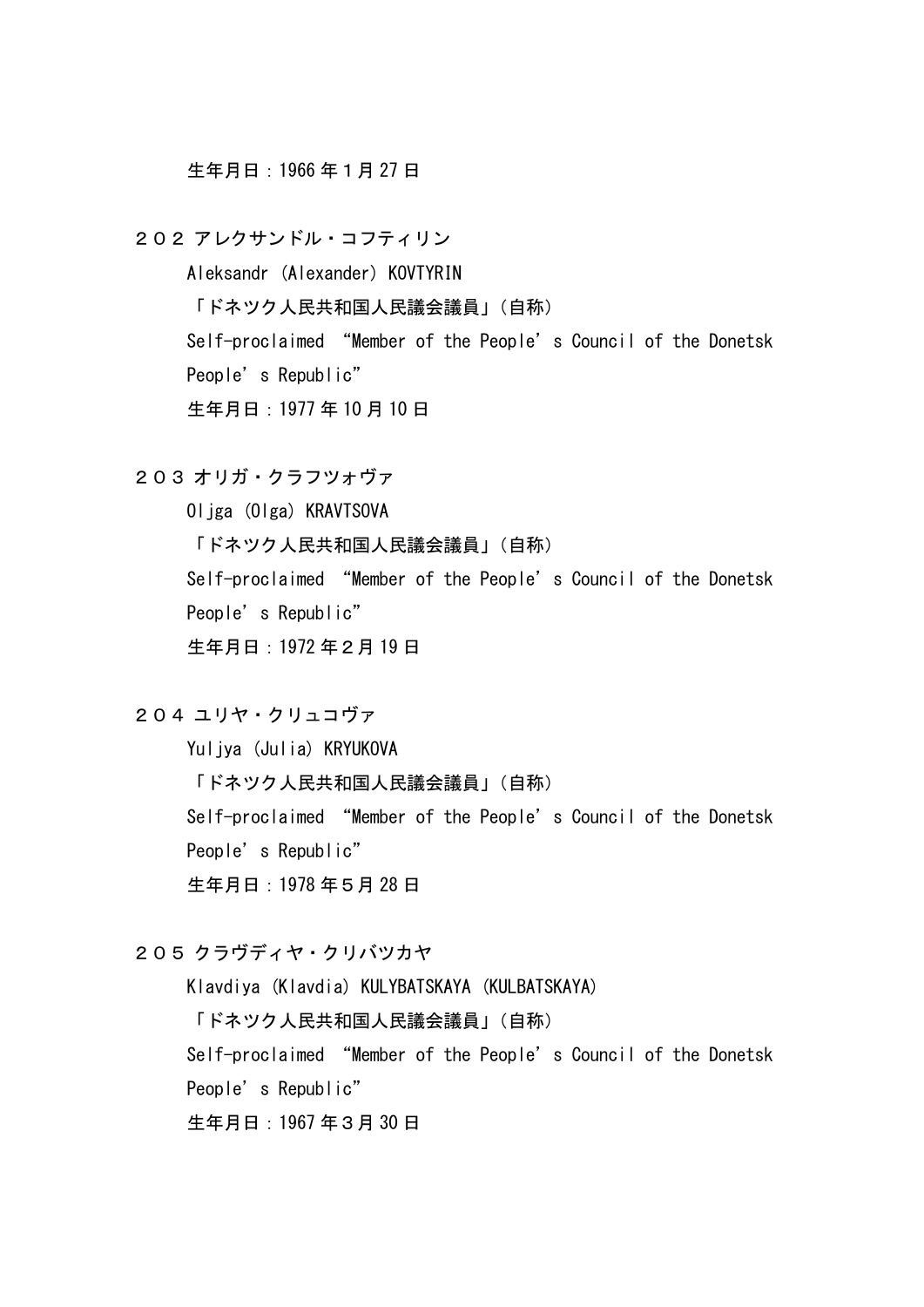生年月日：1966 年１月 27 日

２０２ アレクサンドル・コフティリン

Aleksandr (Alexander) KOVTYRIN

「ドネツク人民共和国人民議会議員」（自称）

Self-proclaimed “Member of the People’s Council of the Donetsk People’s Republic”

生年月日：1977 年 10 月 10 日

２０３ オリガ・クラフツォヴァ

Oljga (Olga) KRAVTSOVA

「ドネツク人民共和国人民議会議員」（自称）

Self-proclaimed “Member of the People’s Council of the Donetsk People’s Republic”

生年月日：1972 年２月 19 日

２０４ ユリヤ・クリュコヴァ

Yuljya (Julia) KRYUKOVA

「ドネツク人民共和国人民議会議員」（自称）

Self-proclaimed “Member of the People’s Council of the Donetsk People’s Republic”

生年月日：1978 年５月 28 日

２０５ クラヴディヤ・クリバツカヤ

Klavdiya (Klavdia) KULYBATSKAYA (KULBATSKAYA)

「ドネツク人民共和国人民議会議員」（自称）

Self-proclaimed “Member of the People’s Council of the Donetsk People’s Republic”

生年月日：1967 年３月 30 日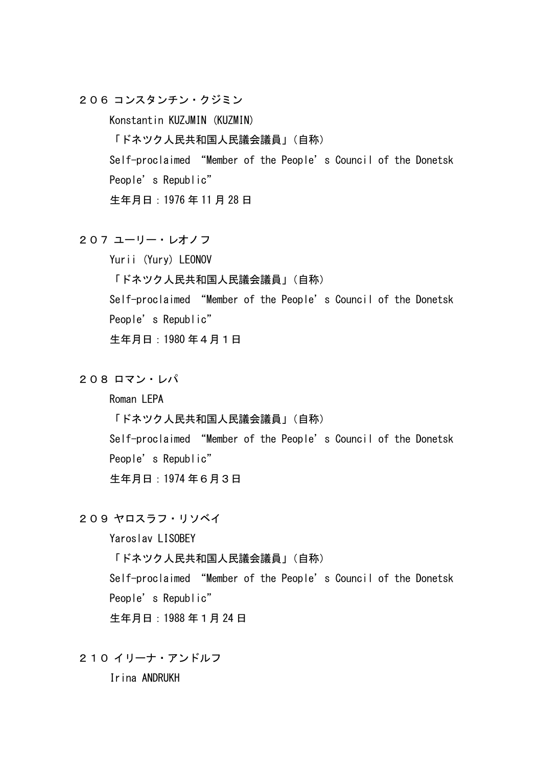２０６ コンスタンチン・クジミン

Konstantin KUZJMIN (KUZMIN)

「ドネツク人民共和国人民議会議員」（自称）

Self-proclaimed “Member of the People’s Council of the Donetsk People’s Republic”

生年月日：1976 年 11 月 28 日

２０７ ユーリー・レオノフ

Yurii (Yury) LEONOV

「ドネツク人民共和国人民議会議員」（自称）

Self-proclaimed “Member of the People’s Council of the Donetsk People’s Republic”

生年月日：1980 年４月１日

２０８ ロマン・レパ

Roman LEPA

「ドネツク人民共和国人民議会議員」（自称）

Self-proclaimed “Member of the People’s Council of the Donetsk People’s Republic”

生年月日：1974 年６月３日

２０９ ヤロスラフ・リソベイ

Yaroslav LISOBEY

「ドネツク人民共和国人民議会議員」（自称）

Self-proclaimed “Member of the People’s Council of the Donetsk People’s Republic”

生年月日：1988 年１月 24 日

２１０ イリーナ・アンドルフ

Irina ANDRUKH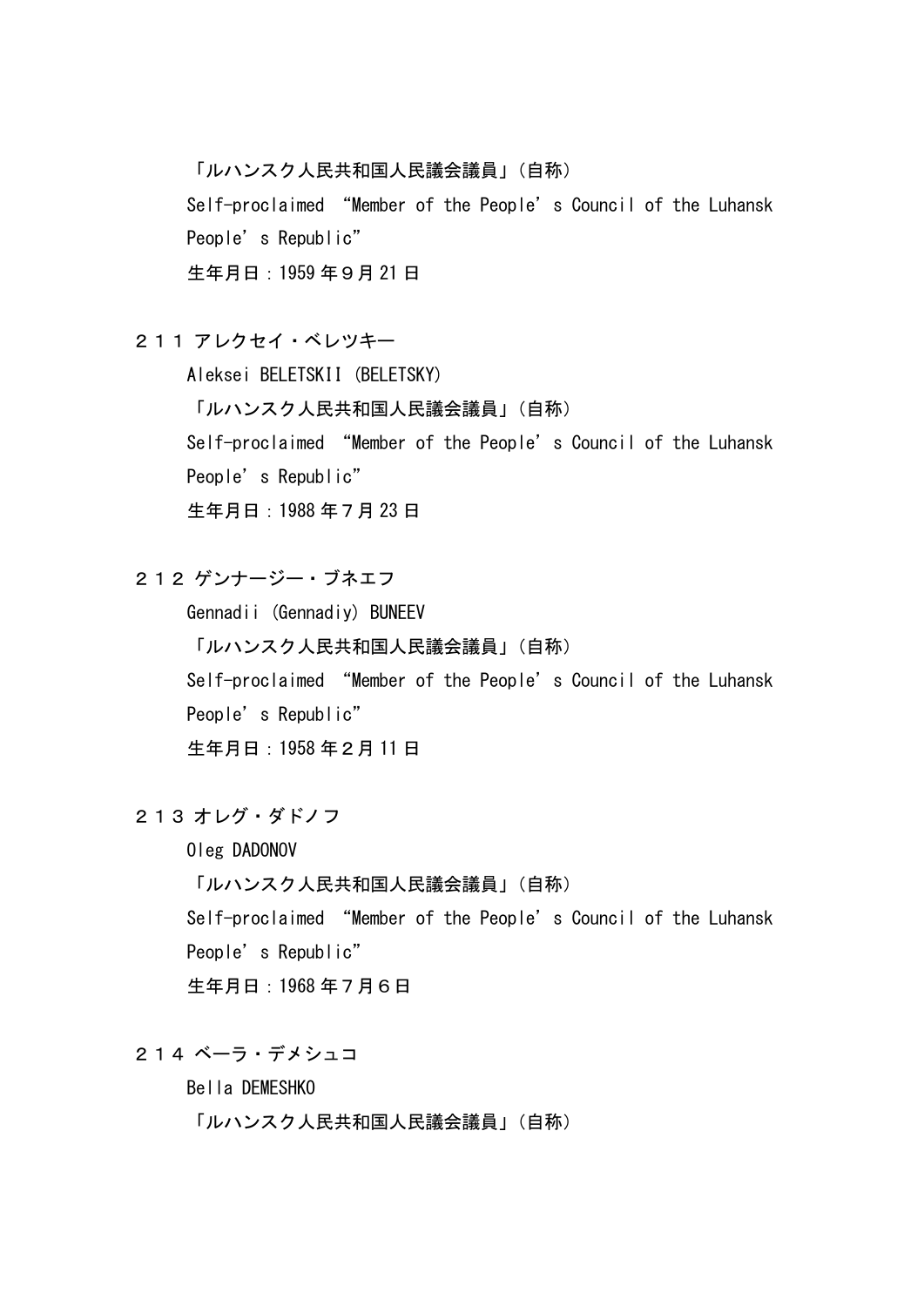「ルハンスク人民共和国人民議会議員」（自称）
Self-proclaimed “Member of the People’s Council of the Luhansk People’s Republic”
生年月日：1959 年９月 21 日

２１１ アレクセイ・ベレツキー
Aleksei BELETSKII (BELETSKY)
「ルハンスク人民共和国人民議会議員」（自称）
Self-proclaimed “Member of the People’s Council of the Luhansk People’s Republic”
生年月日：1988 年７月 23 日

２１２ ゲンナージー・ブネエフ
Gennadii (Gennadiy) BUNEEV
「ルハンスク人民共和国人民議会議員」（自称）
Self-proclaimed “Member of the People’s Council of the Luhansk People’s Republic”
生年月日：1958 年２月 11 日

２１３ オレグ・ダドノフ
Oleg DADONOV
「ルハンスク人民共和国人民議会議員」（自称）
Self-proclaimed “Member of the People’s Council of the Luhansk People’s Republic”
生年月日：1968 年７月６日

２１４ ベーラ・デメシュコ
Bella DEMESHKO
「ルハンスク人民共和国人民議会議員」（自称）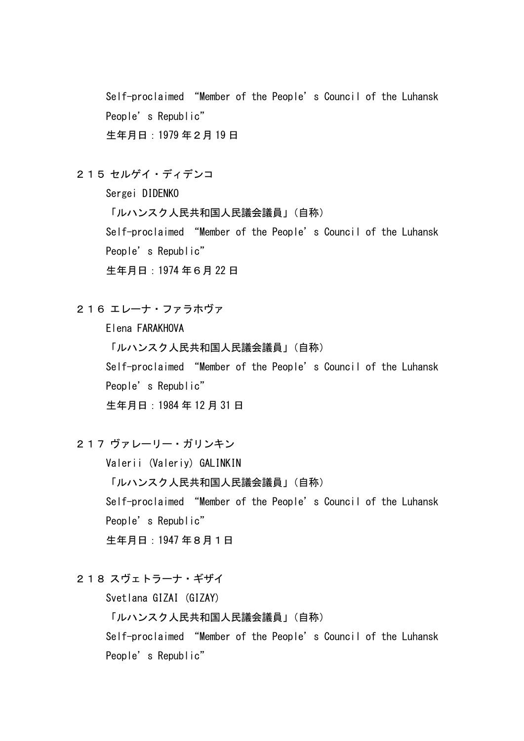Self-proclaimed “Member of the People’s Council of the Luhansk People’s Republic”

生年月日：1979 年２月 19 日

２１５ セルゲイ・ディデンコ

Sergei DIDENKO

「ルハンスク人民共和国人民議会議員」（自称）

Self-proclaimed “Member of the People’s Council of the Luhansk People’s Republic”

生年月日：1974 年６月 22 日

２１６ エレーナ・ファラホヴァ

Elena FARAKHOVA

「ルハンスク人民共和国人民議会議員」（自称）

Self-proclaimed “Member of the People’s Council of the Luhansk People’s Republic”

生年月日：1984 年 12 月 31 日

２１７ ヴァレーリー・ガリンキン

Valerii (Valeriy) GALINKIN

「ルハンスク人民共和国人民議会議員」（自称）

Self-proclaimed “Member of the People’s Council of the Luhansk People’s Republic”

生年月日：1947 年８月１日

２１８ スヴェトラーナ・ギザイ

Svetlana GIZAI (GIZAY)

「ルハンスク人民共和国人民議会議員」（自称）

Self-proclaimed “Member of the People’s Council of the Luhansk People’s Republic”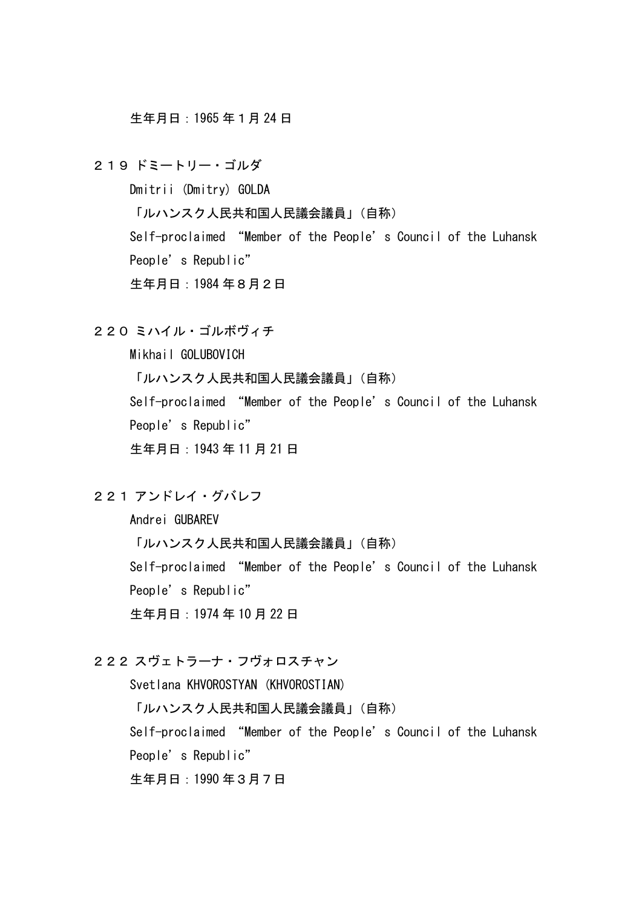生年月日：1965 年１月 24 日

２１９ ドミートリー・ゴルダ

Dmitrii (Dmitry) GOLDA

「ルハンスク人民共和国人民議会議員」（自称）

Self-proclaimed “Member of the People’s Council of the Luhansk People’s Republic”

生年月日：1984 年８月２日

２２０ ミハイル・ゴルボヴィチ

Mikhail GOLUBOVICH

「ルハンスク人民共和国人民議会議員」（自称）

Self-proclaimed “Member of the People’s Council of the Luhansk People’s Republic”

生年月日：1943 年 11 月 21 日

２２１ アンドレイ・グバレフ

Andrei GUBAREV

「ルハンスク人民共和国人民議会議員」（自称）

Self-proclaimed “Member of the People’s Council of the Luhansk People’s Republic”

生年月日：1974 年 10 月 22 日

２２２ スヴェトラーナ・フヴォロスチャン

Svetlana KHVOROSTYAN (KHVOROSTIAN)

「ルハンスク人民共和国人民議会議員」（自称）

Self-proclaimed “Member of the People’s Council of the Luhansk People’s Republic”

生年月日：1990 年３月７日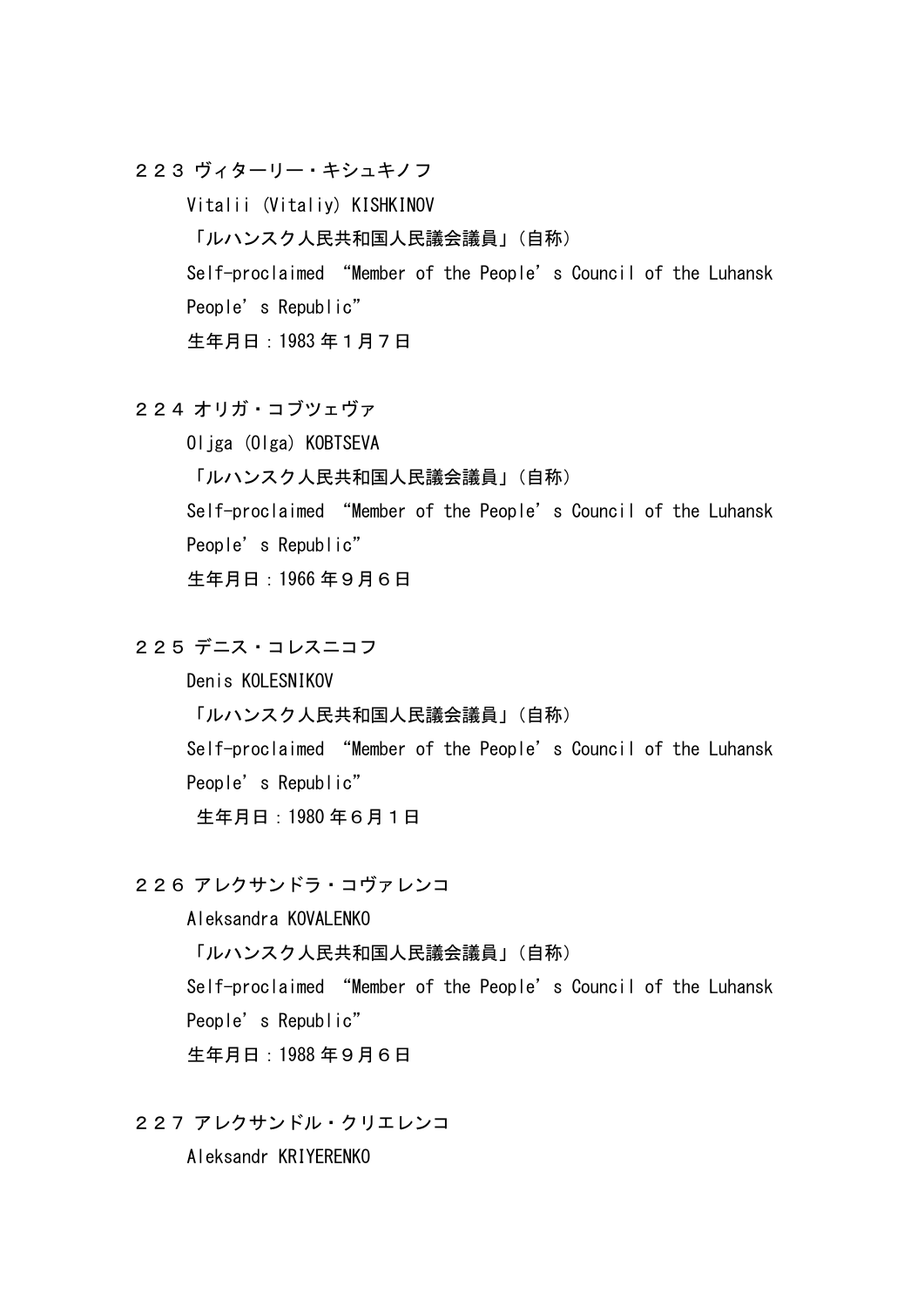２２３ ヴィターリー・キシュキノフ

Vitalii (Vitaliy) KISHKINOV

「ルハンスク人民共和国人民議会議員」（自称）

Self-proclaimed “Member of the People’s Council of the Luhansk People’s Republic”

生年月日：1983 年１月７日

２２４ オリガ・コブツェヴァ

Oljga (Olga) KOBTSEVA

「ルハンスク人民共和国人民議会議員」（自称）

Self-proclaimed “Member of the People’s Council of the Luhansk People’s Republic”

生年月日：1966 年９月６日

２２５ デニス・コレスニコフ

Denis KOLESNIKOV

「ルハンスク人民共和国人民議会議員」（自称）

Self-proclaimed “Member of the People’s Council of the Luhansk People’s Republic”

生年月日：1980 年６月１日

２２６ アレクサンドラ・コヴァレンコ

Aleksandra KOVALENKO

「ルハンスク人民共和国人民議会議員」（自称）

Self-proclaimed “Member of the People’s Council of the Luhansk People’s Republic”

生年月日：1988 年９月６日

２２７ アレクサンドル・クリエレンコ

Aleksandr KRIYERENKO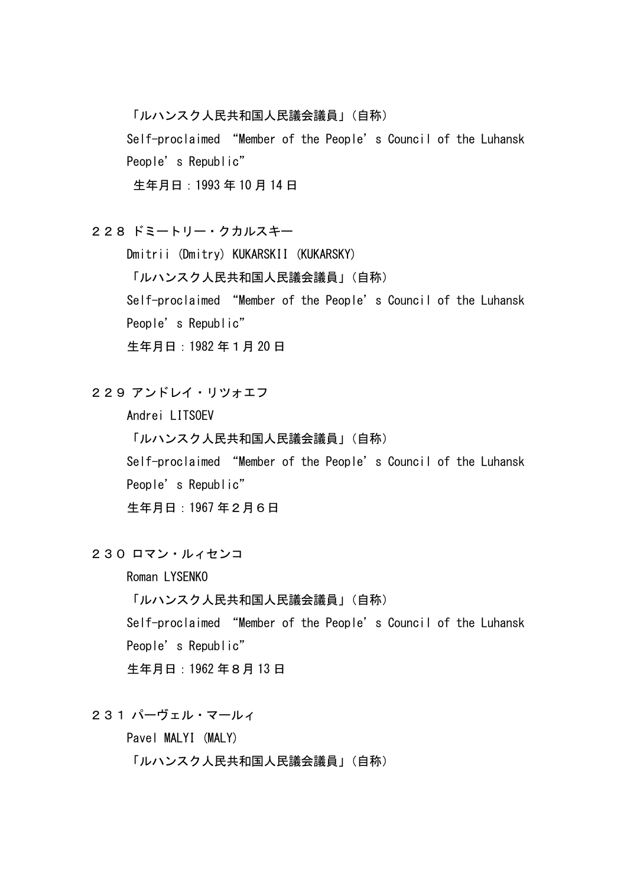「ルハンスク人民共和国人民議会議員」（自称）
Self-proclaimed “Member of the People’s Council of the Luhansk People’s Republic”
生年月日：1993 年 10 月 14 日

２２８ ドミートリー・クカルスキー
Dmitrii (Dmitry) KUKARSKII (KUKARSKY)
「ルハンスク人民共和国人民議会議員」（自称）
Self-proclaimed “Member of the People’s Council of the Luhansk People’s Republic”
生年月日：1982 年１月 20 日

２２９ アンドレイ・リツォエフ
Andrei LITSOEV
「ルハンスク人民共和国人民議会議員」（自称）
Self-proclaimed “Member of the People’s Council of the Luhansk People’s Republic”
生年月日：1967 年２月６日

２３０ ロマン・ルィセンコ
Roman LYSENKO
「ルハンスク人民共和国人民議会議員」（自称）
Self-proclaimed “Member of the People’s Council of the Luhansk People’s Republic”
生年月日：1962 年８月 13 日

２３１ パーヴェル・マールィ
Pavel MALYI (MALY)
「ルハンスク人民共和国人民議会議員」（自称）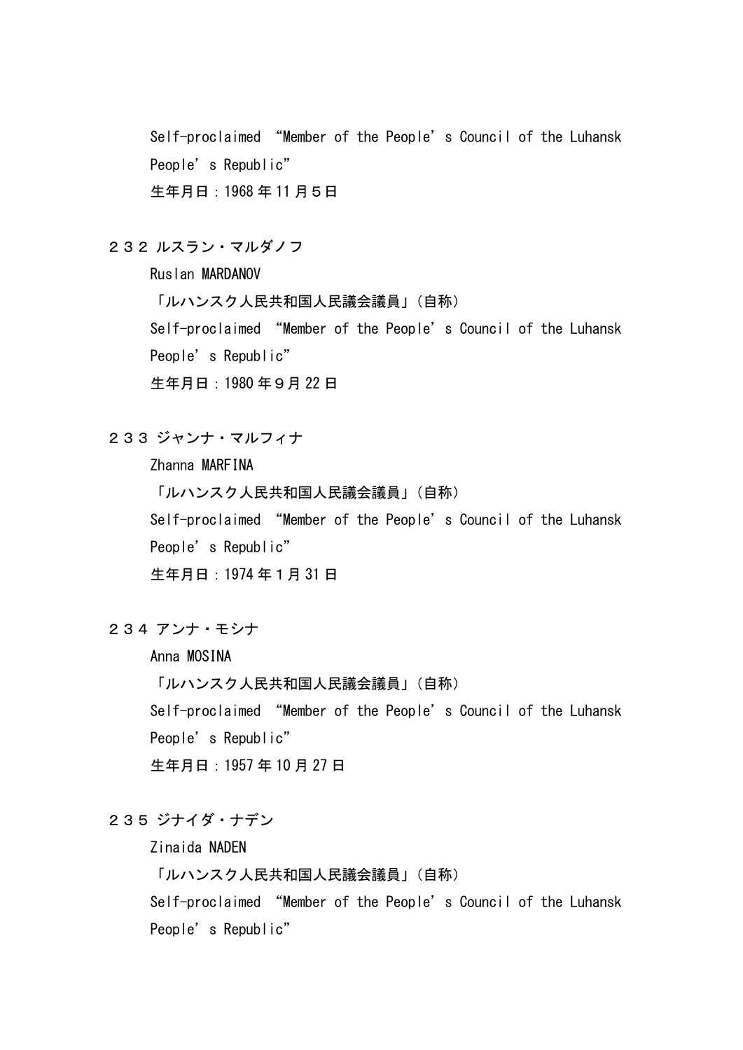Self-proclaimed “Member of the People’s Council of the Luhansk People’s Republic”

生年月日：1968 年 11 月５日

２３２ ルスラン・マルダノフ

Ruslan MARDANOV

「ルハンスク人民共和国人民議会議員」（自称）

Self-proclaimed “Member of the People’s Council of the Luhansk People’s Republic”

生年月日：1980 年９月 22 日

２３３ ジャンナ・マルフィナ

Zhanna MARFINA

「ルハンスク人民共和国人民議会議員」（自称）

Self-proclaimed “Member of the People’s Council of the Luhansk People’s Republic”

生年月日：1974 年１月 31 日

２３４ アンナ・モシナ

Anna MOSINA

「ルハンスク人民共和国人民議会議員」（自称）

Self-proclaimed “Member of the People’s Council of the Luhansk People’s Republic”

生年月日：1957 年 10 月 27 日

２３５ ジナイダ・ナデン

Zinaida NADEN

「ルハンスク人民共和国人民議会議員」（自称）

Self-proclaimed “Member of the People’s Council of the Luhansk People’s Republic”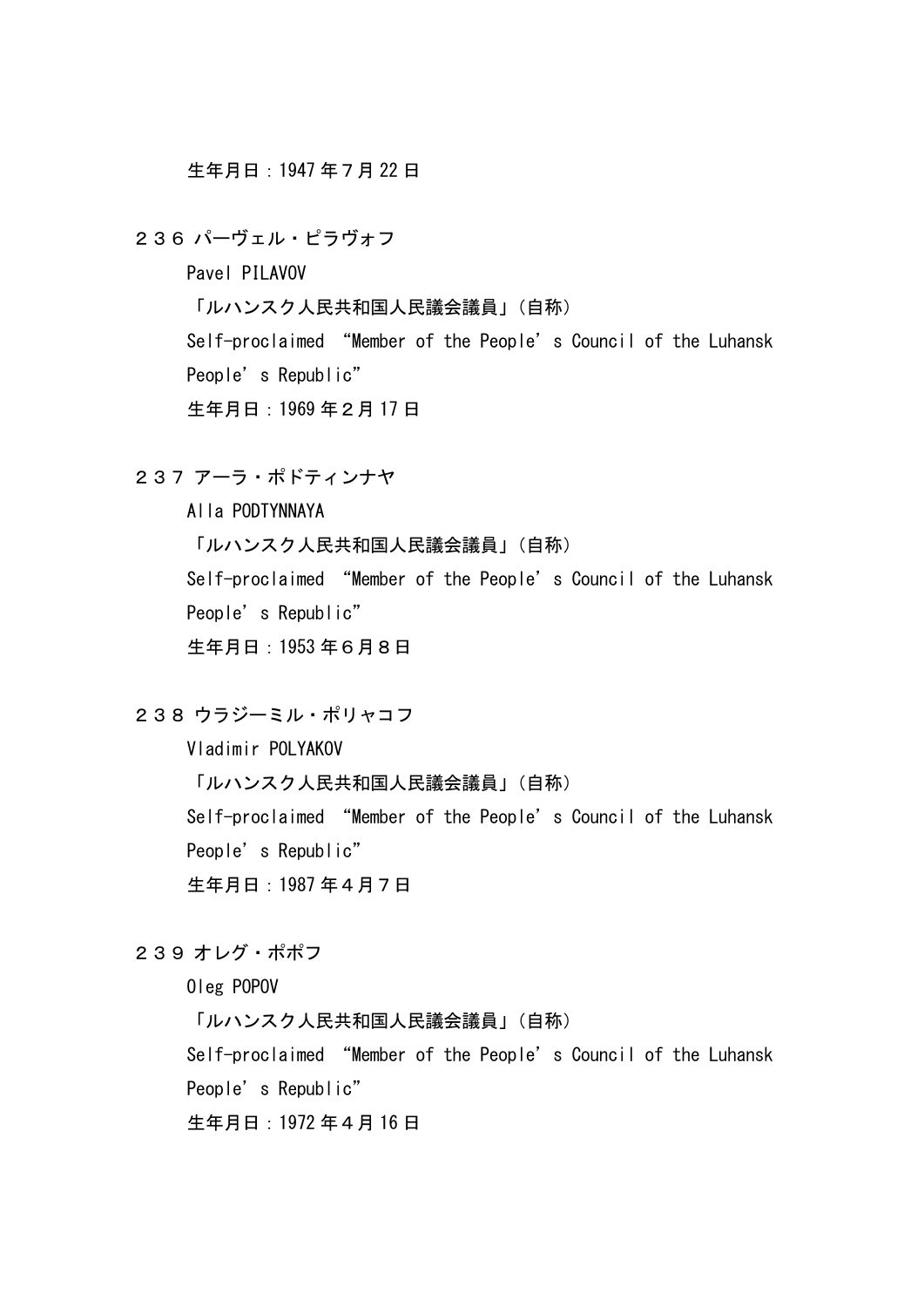生年月日：1947 年７月 22 日

２３６ パーヴェル・ピラヴォフ

Pavel PILAVOV

「ルハンスク人民共和国人民議会議員」（自称）

Self-proclaimed “Member of the People’s Council of the Luhansk People’s Republic”

生年月日：1969 年２月 17 日

２３７ アーラ・ポドティンナヤ

Alla PODTYNNAYA

「ルハンスク人民共和国人民議会議員」（自称）

Self-proclaimed “Member of the People’s Council of the Luhansk People’s Republic”

生年月日：1953 年６月８日

２３８ ウラジーミル・ポリャコフ

Vladimir POLYAKOV

「ルハンスク人民共和国人民議会議員」（自称）

Self-proclaimed “Member of the People’s Council of the Luhansk People’s Republic”

生年月日：1987 年４月７日

２３９ オレグ・ポポフ

Oleg POPOV

「ルハンスク人民共和国人民議会議員」（自称）

Self-proclaimed “Member of the People’s Council of the Luhansk People’s Republic”

生年月日：1972 年４月 16 日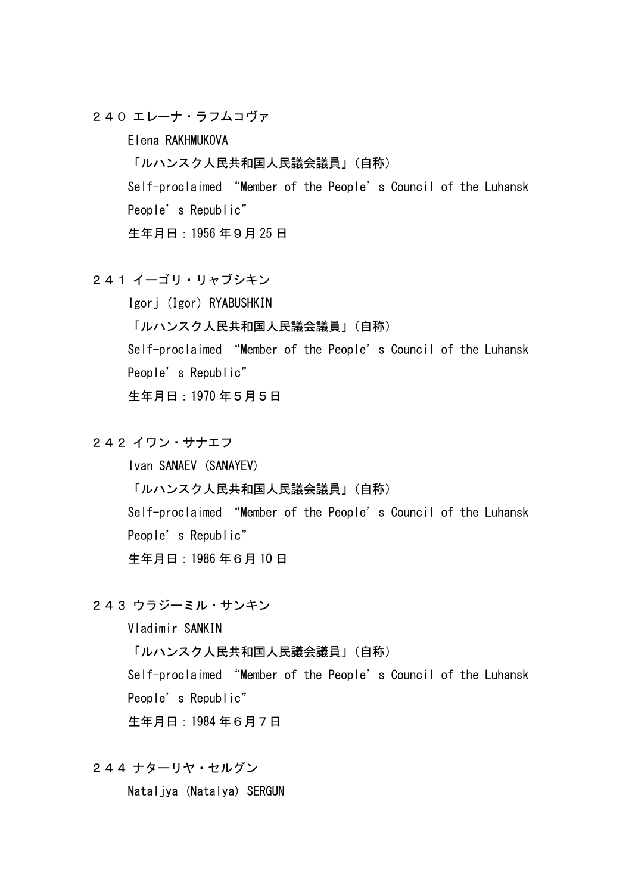２４０ エレーナ・ラフムコヴァ

Elena RAKHMUKOVA

「ルハンスク人民共和国人民議会議員」（自称）

Self-proclaimed “Member of the People’s Council of the Luhansk People’s Republic”

生年月日：1956 年９月 25 日

２４１ イーゴリ・リャブシキン

Igorj (Igor) RYABUSHKIN

「ルハンスク人民共和国人民議会議員」（自称）

Self-proclaimed “Member of the People’s Council of the Luhansk People’s Republic”

生年月日：1970 年５月５日

２４２ イワン・サナエフ

Ivan SANAEV (SANAYEV)

「ルハンスク人民共和国人民議会議員」（自称）

Self-proclaimed “Member of the People’s Council of the Luhansk People’s Republic”

生年月日：1986 年６月 10 日

２４３ ウラジーミル・サンキン

Vladimir SANKIN

「ルハンスク人民共和国人民議会議員」（自称）

Self-proclaimed “Member of the People’s Council of the Luhansk People’s Republic”

生年月日：1984 年６月７日

２４４ ナターリヤ・セルグン

Nataljya (Natalya) SERGUN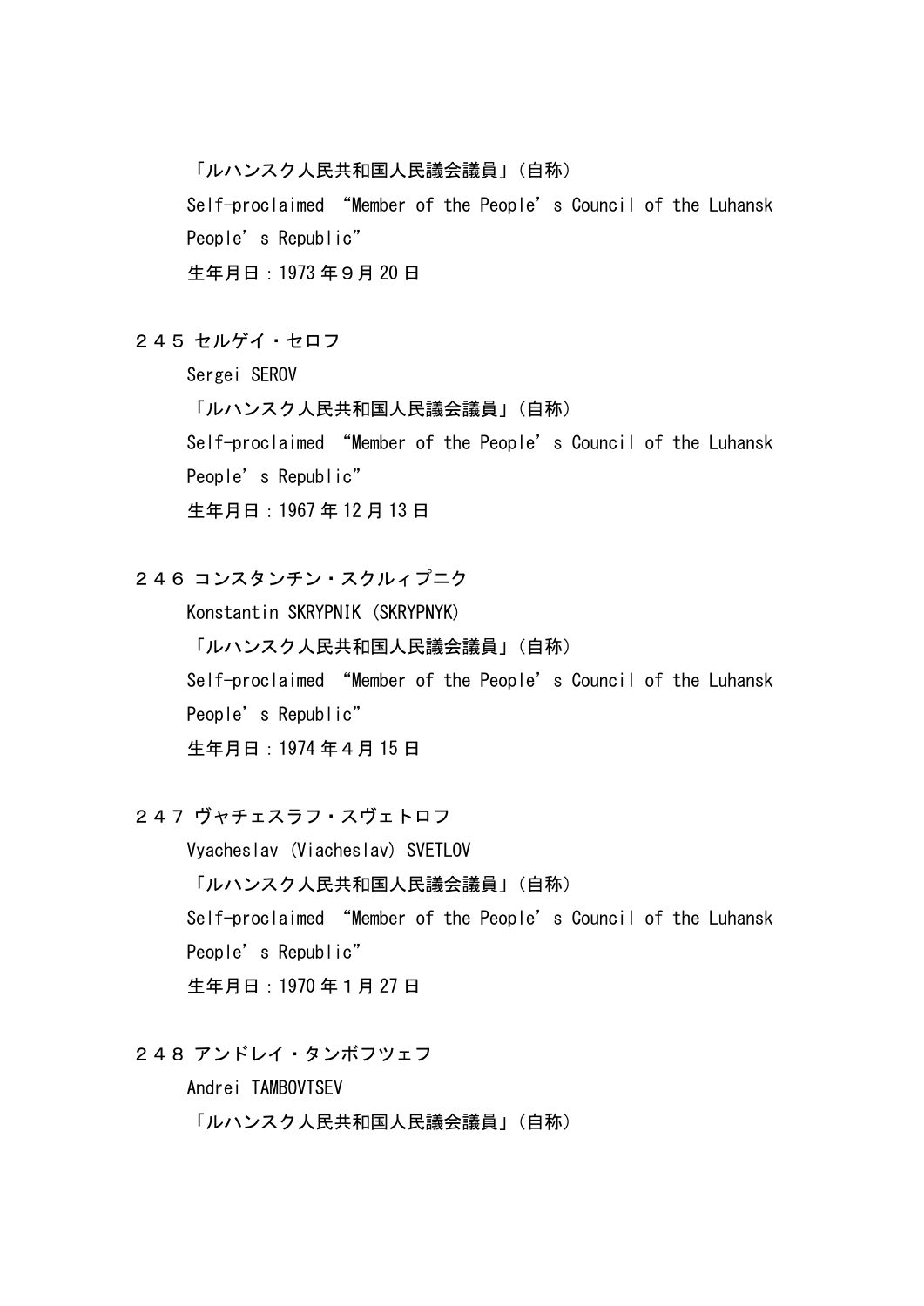「ルハンスク人民共和国人民議会議員」（自称）
Self-proclaimed “Member of the People’s Council of the Luhansk People’s Republic”
生年月日：1973 年９月 20 日

２４５ セルゲイ・セロフ
Sergei SEROV
「ルハンスク人民共和国人民議会議員」（自称）
Self-proclaimed “Member of the People’s Council of the Luhansk People’s Republic”
生年月日：1967 年 12 月 13 日

２４６ コンスタンチン・スクルィプニク
Konstantin SKRYPNIK (SKRYPNYK)
「ルハンスク人民共和国人民議会議員」（自称）
Self-proclaimed “Member of the People’s Council of the Luhansk People’s Republic”
生年月日：1974 年４月 15 日

２４７ ヴャチェスラフ・スヴェトロフ
Vyacheslav (Viacheslav) SVETLOV
「ルハンスク人民共和国人民議会議員」（自称）
Self-proclaimed “Member of the People’s Council of the Luhansk People’s Republic”
生年月日：1970 年１月 27 日

２４８ アンドレイ・タンボフツェフ
Andrei TAMBOVTSEV
「ルハンスク人民共和国人民議会議員」（自称）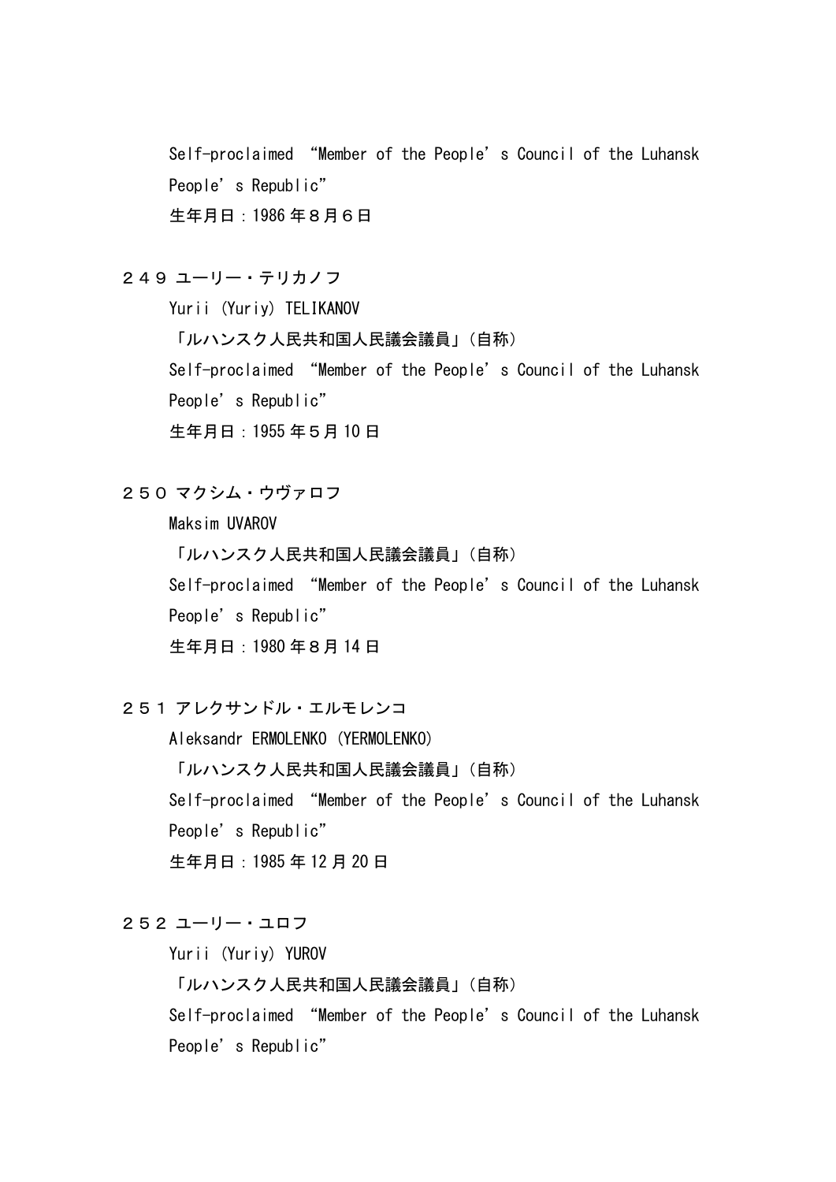Self-proclaimed “Member of the People’s Council of the Luhansk People’s Republic”

生年月日：1986 年８月６日

２４９ ユーリー・テリカノフ

Yurii (Yuriy) TELIKANOV

「ルハンスク人民共和国人民議会議員」（自称）

Self-proclaimed “Member of the People’s Council of the Luhansk People’s Republic”

生年月日：1955 年５月 10 日

２５０ マクシム・ウヴァロフ

Maksim UVAROV

「ルハンスク人民共和国人民議会議員」（自称）

Self-proclaimed “Member of the People’s Council of the Luhansk People’s Republic”

生年月日：1980 年８月 14 日

２５１ アレクサンドル・エルモレンコ

Aleksandr ERMOLENKO (YERMOLENKO)

「ルハンスク人民共和国人民議会議員」（自称）

Self-proclaimed “Member of the People’s Council of the Luhansk People’s Republic”

生年月日：1985 年 12 月 20 日

２５２ ユーリー・ユロフ

Yurii (Yuriy) YUROV

「ルハンスク人民共和国人民議会議員」（自称）

Self-proclaimed “Member of the People’s Council of the Luhansk People’s Republic”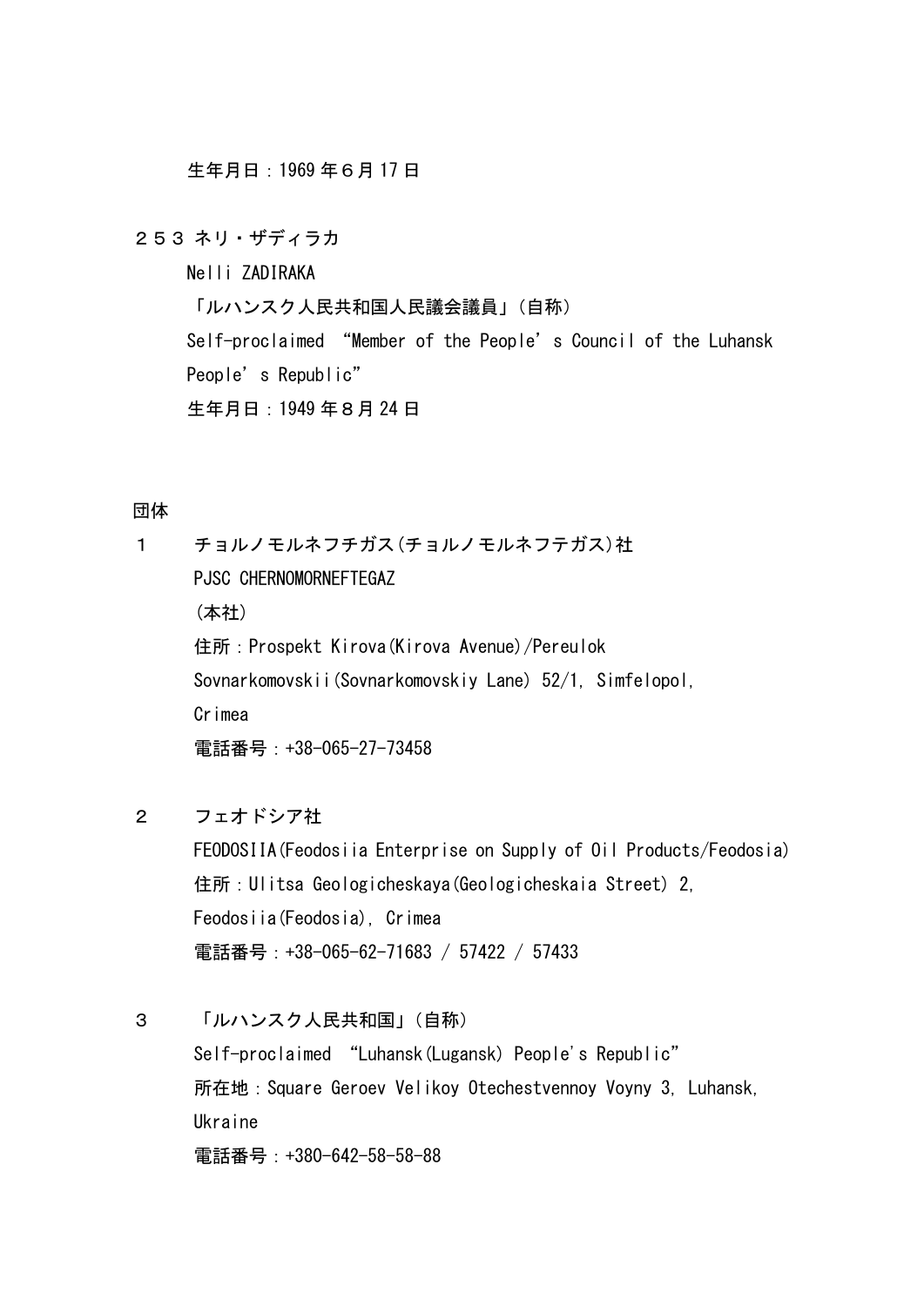生年月日：1969 年６月 17 日

２５３ ネリ・ザディラカ

Nelli ZADIRAKA

「ルハンスク人民共和国人民議会議員」（自称）

Self-proclaimed “Member of the People’s Council of the Luhansk People’s Republic”

生年月日：1949 年８月 24 日

団体

１　チョルノモルネフチガス(チョルノモルネフテガス)社

PJSC CHERNOMORNEFTEGAZ

（本社）

住所：Prospekt Kirova(Kirova Avenue)/Pereulok Sovnarkomovskii(Sovnarkomovskiy Lane) 52/1, Simfelopol, Crimea

電話番号：+38-065-27-73458

２　フェオドシア社

FEODOSIIA(Feodosiia Enterprise on Supply of Oil Products/Feodosia)

住所：Ulitsa Geologicheskaya(Geologicheskaia Street) 2, Feodosiia(Feodosia), Crimea

電話番号：+38-065-62-71683 / 57422 / 57433

３　「ルハンスク人民共和国」（自称）

Self-proclaimed “Luhansk(Lugansk) People's Republic”

所在地：Square Geroev Velikoy Otechestvennoy Voyny 3, Luhansk, Ukraine

電話番号：+380-642-58-58-88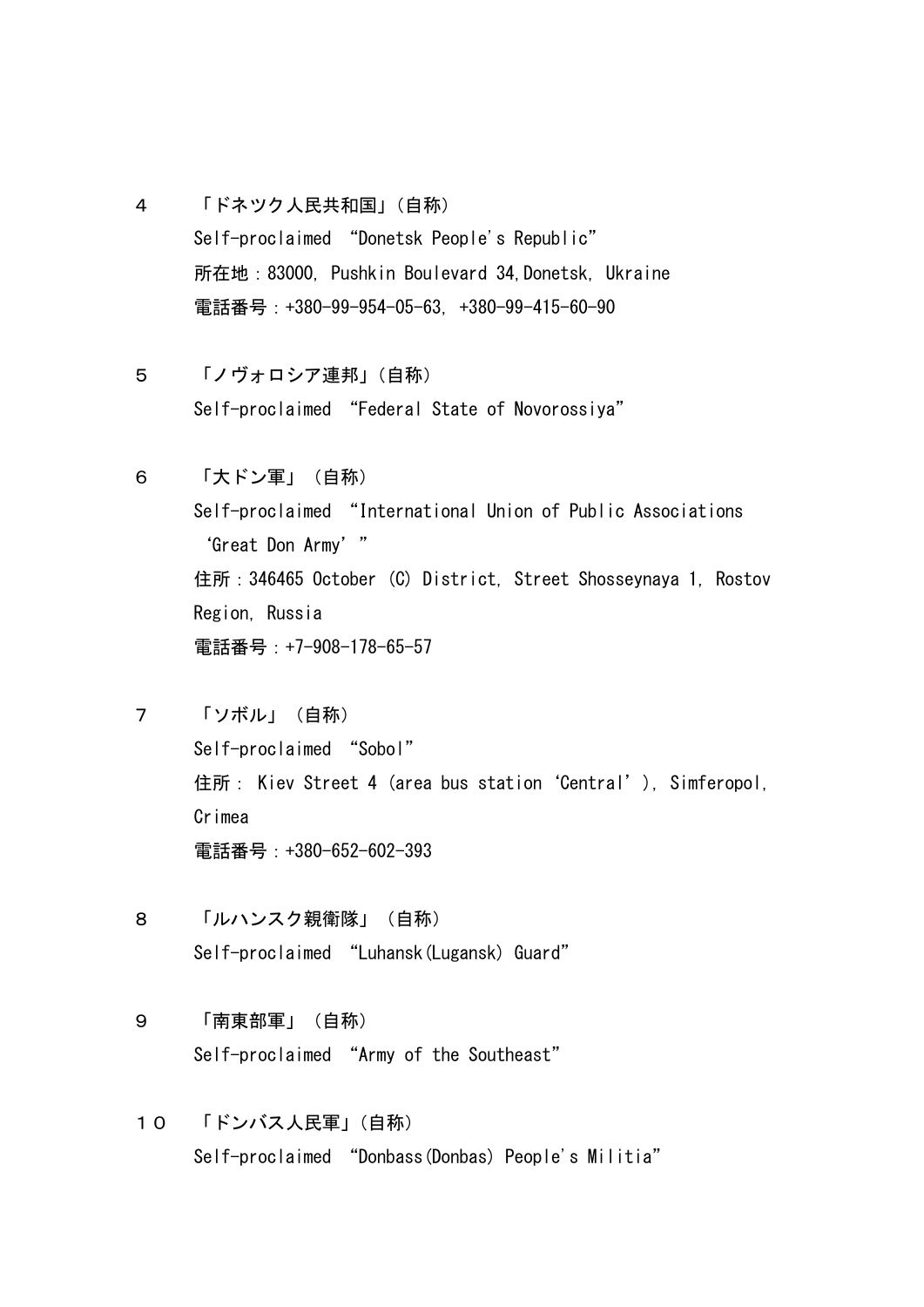４　「ドネツク人民共和国」（自称）

Self-proclaimed “Donetsk People's Republic”

所在地：83000, Pushkin Boulevard 34,Donetsk, Ukraine

電話番号：+380-99-954-05-63, +380-99-415-60-90

５　「ノヴォロシア連邦」（自称）

Self-proclaimed “Federal State of Novorossiya”

６　「大ドン軍」（自称）

Self-proclaimed “International Union of Public Associations ‘Great Don Army’”

住所：346465 October (C) District, Street Shosseynaya 1, Rostov Region, Russia

電話番号：+7-908-178-65-57

７　「ソボル」（自称）

Self-proclaimed “Sobol”

住所： Kiev Street 4 (area bus station ‘Central’), Simferopol, Crimea

電話番号：+380-652-602-393

８　「ルハンスク親衛隊」（自称）

Self-proclaimed “Luhansk(Lugansk) Guard”

９　「南東部軍」（自称）

Self-proclaimed “Army of the Southeast”

１０　「ドンバス人民軍」（自称）

Self-proclaimed “Donbass(Donbas) People's Militia”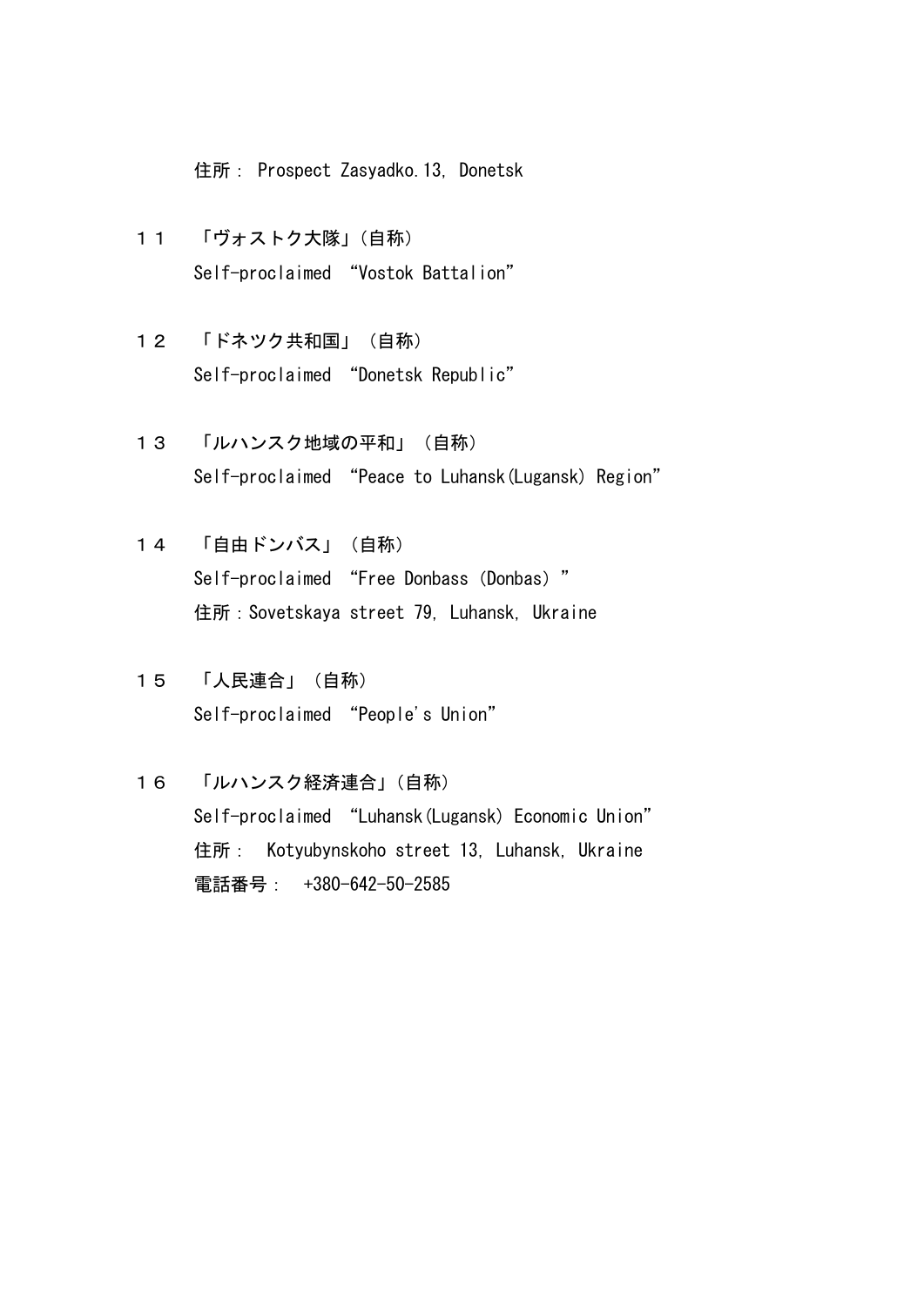住所： Prospect Zasyadko.13, Donetsk

１１　「ヴォストク大隊」(自称)
Self-proclaimed “Vostok Battalion”

１２　「ドネツク共和国」（自称）
Self-proclaimed “Donetsk Republic”

１３　「ルハンスク地域の平和」（自称）
Self-proclaimed “Peace to Luhansk(Lugansk) Region”

１４　「自由ドンバス」（自称）
Self-proclaimed “Free Donbass（Donbas）”
住所：Sovetskaya street 79, Luhansk, Ukraine

１５　「人民連合」（自称）
Self-proclaimed “People's Union”

１６　「ルハンスク経済連合」(自称)
Self-proclaimed “Luhansk(Lugansk) Economic Union”
住所： Kotyubynskoho street 13, Luhansk, Ukraine
電話番号： +380-642-50-2585